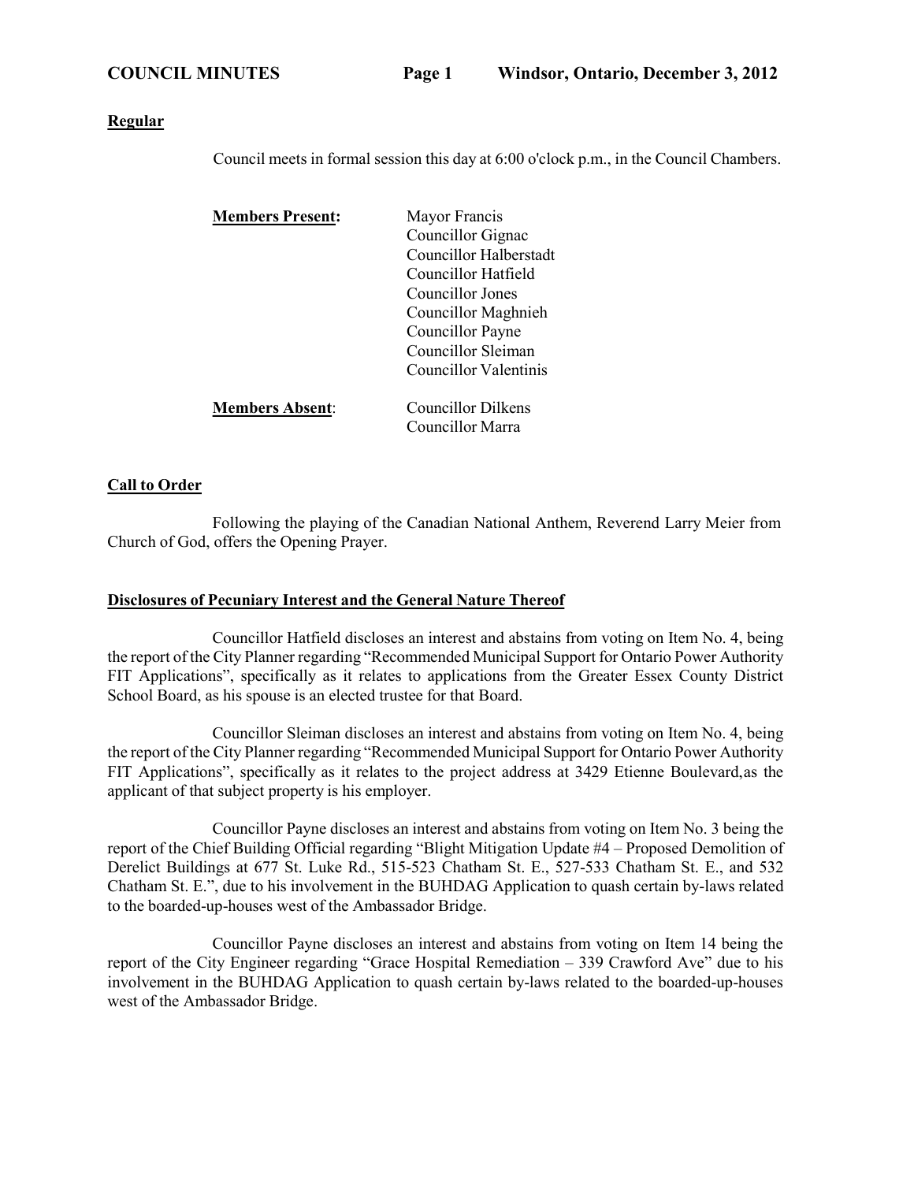**Regular**

Council meets in formal session this day at 6:00 o'clock p.m., in the Council Chambers.

**Members Present:**

- Mayor Francis
- Councillor Gignac
- Councillor Halberstadt
- Councillor Hatfield
- Councillor Jones
- Councillor Maghnieh
- Councillor Payne
- Councillor Sleiman
- Councillor Valentinis

**Members Absent**:

- Councillor Dilkens
- Councillor Marra

**Call to Order**

Following the playing of the Canadian National Anthem, Reverend Larry Meier from Church of God, offers the Opening Prayer.

**Disclosures of Pecuniary Interest and the General Nature Thereof**

Councillor Hatfield discloses an interest and abstains from voting on Item No. 4, being the report of the City Planner regarding "Recommended Municipal Support for Ontario Power Authority FIT Applications", specifically as it relates to applications from the Greater Essex County District School Board, as his spouse is an elected trustee for that Board.

Councillor Sleiman discloses an interest and abstains from voting on Item No. 4, being the report of the City Planner regarding "Recommended Municipal Support for Ontario Power Authority FIT Applications", specifically as it relates to the project address at 3429 Etienne Boulevard,as the applicant of that subject property is his employer.

Councillor Payne discloses an interest and abstains from voting on Item No. 3 being the report of the Chief Building Official regarding "Blight Mitigation Update #4 – Proposed Demolition of Derelict Buildings at 677 St. Luke Rd., 515-523 Chatham St. E., 527-533 Chatham St. E., and 532 Chatham St. E.", due to his involvement in the BUHDAG Application to quash certain by-laws related to the boarded-up-houses west of the Ambassador Bridge.

Councillor Payne discloses an interest and abstains from voting on Item 14 being the report of the City Engineer regarding "Grace Hospital Remediation – 339 Crawford Ave" due to his involvement in the BUHDAG Application to quash certain by-laws related to the boarded-up-houses west of the Ambassador Bridge.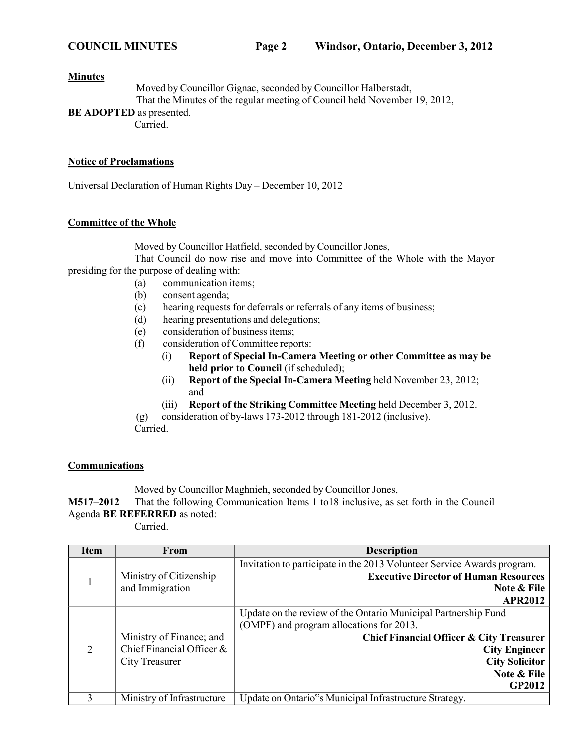**Minutes**

Moved by Councillor Gignac, seconded by Councillor Halberstadt,
That the Minutes of the regular meeting of Council held November 19, 2012, **BE ADOPTED** as presented.
Carried.

**Notice of Proclamations**

Universal Declaration of Human Rights Day – December 10, 2012

**Committee of the Whole**

Moved by Councillor Hatfield, seconded by Councillor Jones,
That Council do now rise and move into Committee of the Whole with the Mayor presiding for the purpose of dealing with:

(a) communication items;
(b) consent agenda;
(c) hearing requests for deferrals or referrals of any items of business;
(d) hearing presentations and delegations;
(e) consideration of business items;
(f) consideration of Committee reports:
  (i) **Report of Special In-Camera Meeting or other Committee as may be held prior to Council** (if scheduled);
  (ii) **Report of the Special In-Camera Meeting** held November 23, 2012; and
  (iii) **Report of the Striking Committee Meeting** held December 3, 2012.
(g) consideration of by-laws 173-2012 through 181-2012 (inclusive).

Carried.

**Communications**

Moved by Councillor Maghnieh, seconded by Councillor Jones,
**M517–2012** That the following Communication Items 1 to18 inclusive, as set forth in the Council Agenda **BE REFERRED** as noted:
Carried.

| Item | From | Description |
|---|---|---|
| 1 | Ministry of Citizenship and Immigration | Invitation to participate in the 2013 Volunteer Service Awards program. **Executive Director of Human Resources** **Note & File** **APR2012** |
| 2 | Ministry of Finance; and Chief Financial Officer & City Treasurer | Update on the review of the Ontario Municipal Partnership Fund (OMPF) and program allocations for 2013. **Chief Financial Officer & City Treasurer** **City Engineer** **City Solicitor** **Note & File** **GP2012** |
| 3 | Ministry of Infrastructure | Update on Ontario‟s Municipal Infrastructure Strategy. |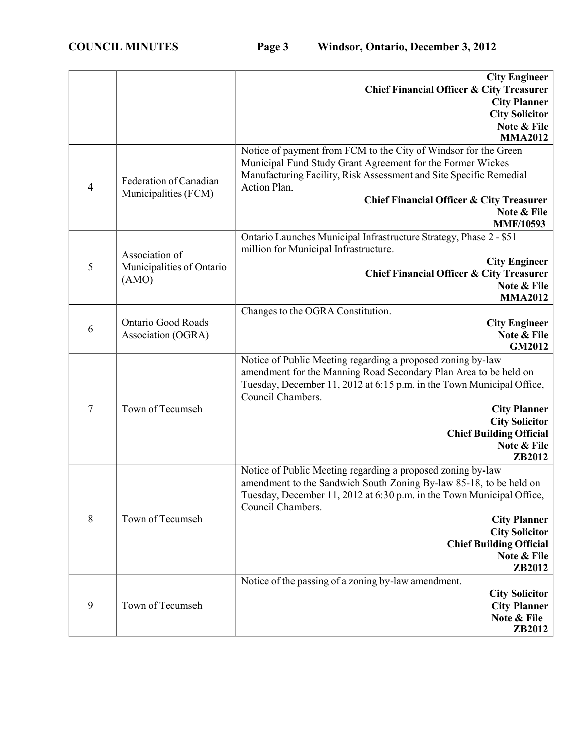| | | |
|---|---|---|
| | | **City Engineer** **Chief Financial Officer & City Treasurer** **City Planner** **City Solicitor** **Note & File** **MMA2012** |
| 4 | Federation of Canadian Municipalities (FCM) | Notice of payment from FCM to the City of Windsor for the Green Municipal Fund Study Grant Agreement for the Former Wickes Manufacturing Facility, Risk Assessment and Site Specific Remedial Action Plan. **Chief Financial Officer & City Treasurer** **Note & File** **MMF/10593** |
| 5 | Association of Municipalities of Ontario (AMO) | Ontario Launches Municipal Infrastructure Strategy, Phase 2 - $51 million for Municipal Infrastructure. **City Engineer** **Chief Financial Officer & City Treasurer** **Note & File** **MMA2012** |
| 6 | Ontario Good Roads Association (OGRA) | Changes to the OGRA Constitution. **City Engineer** **Note & File** **GM2012** |
| 7 | Town of Tecumseh | Notice of Public Meeting regarding a proposed zoning by-law amendment for the Manning Road Secondary Plan Area to be held on Tuesday, December 11, 2012 at 6:15 p.m. in the Town Municipal Office, Council Chambers. **City Planner** **City Solicitor** **Chief Building Official** **Note & File** **ZB2012** |
| 8 | Town of Tecumseh | Notice of Public Meeting regarding a proposed zoning by-law amendment to the Sandwich South Zoning By-law 85-18, to be held on Tuesday, December 11, 2012 at 6:30 p.m. in the Town Municipal Office, Council Chambers. **City Planner** **City Solicitor** **Chief Building Official** **Note & File** **ZB2012** |
| 9 | Town of Tecumseh | Notice of the passing of a zoning by-law amendment. **City Solicitor** **City Planner** **Note & File** **ZB2012** |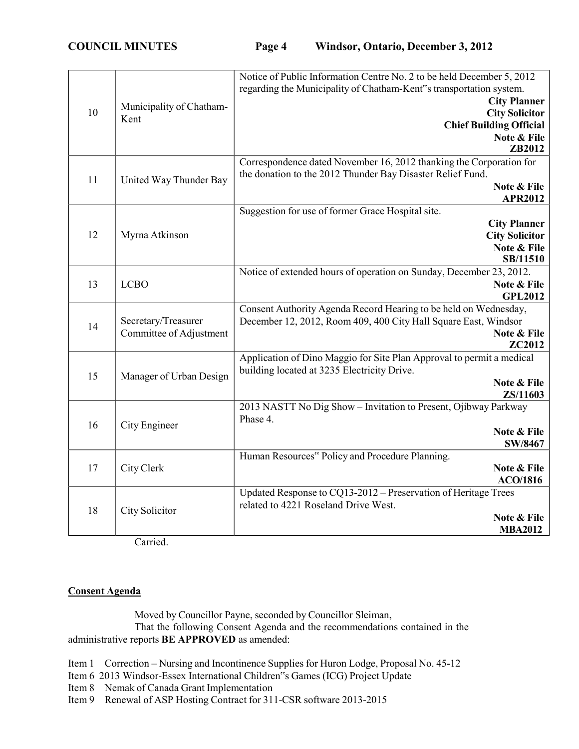| | | |
|---|---|---|
| 10 | Municipality of Chatham-Kent | Notice of Public Information Centre No. 2 to be held December 5, 2012 regarding the Municipality of Chatham-Kent"s transportation system. **City Planner** **City Solicitor** **Chief Building Official** **Note & File** **ZB2012** |
| 11 | United Way Thunder Bay | Correspondence dated November 16, 2012 thanking the Corporation for the donation to the 2012 Thunder Bay Disaster Relief Fund. **Note & File** **APR2012** |
| 12 | Myrna Atkinson | Suggestion for use of former Grace Hospital site. **City Planner** **City Solicitor** **Note & File** **SB/11510** |
| 13 | LCBO | Notice of extended hours of operation on Sunday, December 23, 2012. **Note & File** **GPL2012** |
| 14 | Secretary/Treasurer Committee of Adjustment | Consent Authority Agenda Record Hearing to be held on Wednesday, December 12, 2012, Room 409, 400 City Hall Square East, Windsor **Note & File** **ZC2012** |
| 15 | Manager of Urban Design | Application of Dino Maggio for Site Plan Approval to permit a medical building located at 3235 Electricity Drive. **Note & File** **ZS/11603** |
| 16 | City Engineer | 2013 NASTT No Dig Show – Invitation to Present, Ojibway Parkway Phase 4. **Note & File** **SW/8467** |
| 17 | City Clerk | Human Resources" Policy and Procedure Planning. **Note & File** **ACO/1816** |
| 18 | City Solicitor | Updated Response to CQ13-2012 – Preservation of Heritage Trees related to 4221 Roseland Drive West. **Note & File** **MBA2012** |

Carried.

## Consent Agenda

Moved by Councillor Payne, seconded by Councillor Sleiman,

That the following Consent Agenda and the recommendations contained in the administrative reports **BE APPROVED** as amended:

Item 1 Correction – Nursing and Incontinence Supplies for Huron Lodge, Proposal No. 45-12
Item 6 2013 Windsor-Essex International Children"s Games (ICG) Project Update
Item 8 Nemak of Canada Grant Implementation
Item 9 Renewal of ASP Hosting Contract for 311-CSR software 2013-2015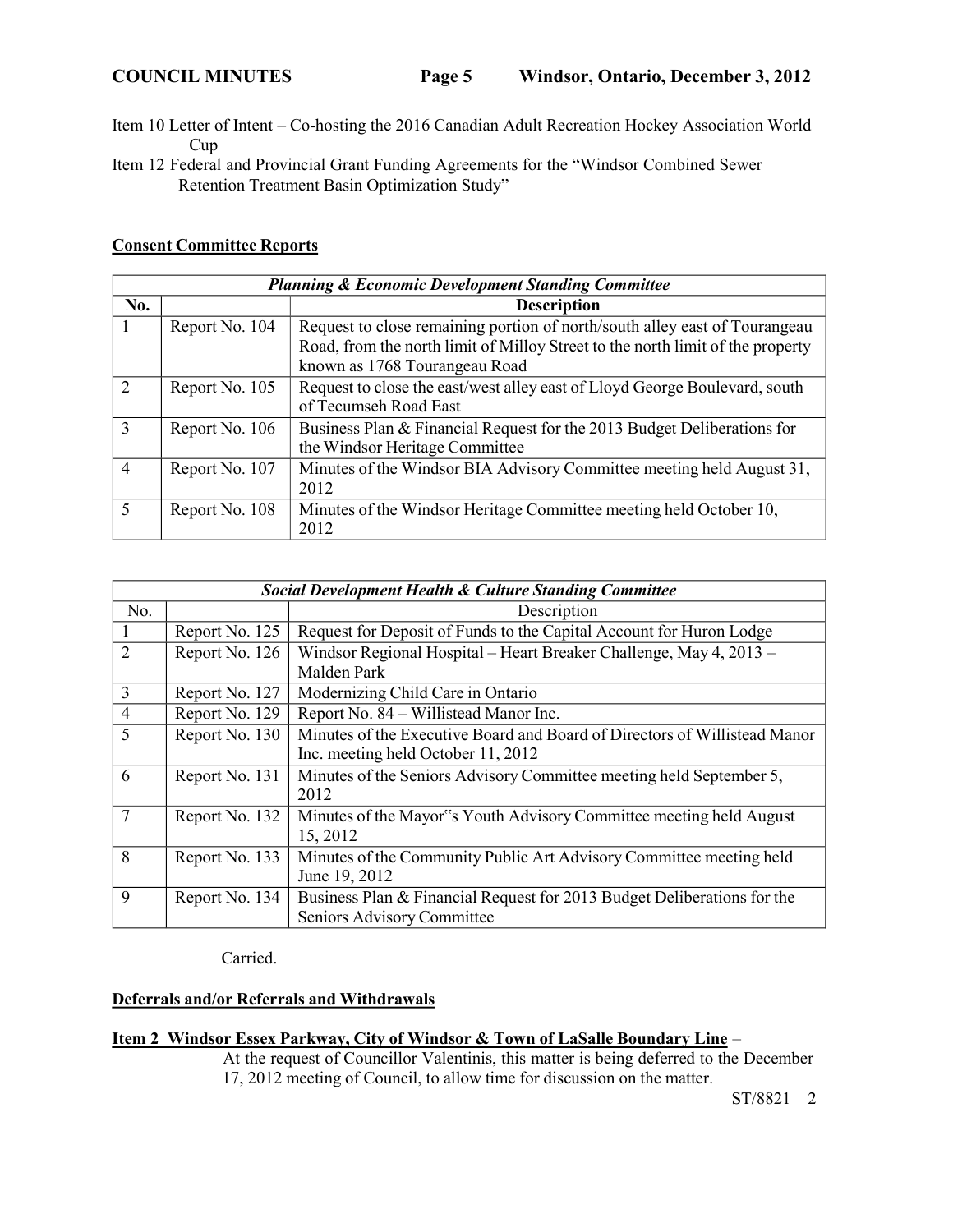Item 10 Letter of Intent – Co-hosting the 2016 Canadian Adult Recreation Hockey Association World Cup

Item 12 Federal and Provincial Grant Funding Agreements for the "Windsor Combined Sewer Retention Treatment Basin Optimization Study"

**Consent Committee Reports**

| ***Planning & Economic Development Standing Committee*** | | |
|---|---|---|
| **No.** | | **Description** |
| 1 | Report No. 104 | Request to close remaining portion of north/south alley east of Tourangeau Road, from the north limit of Milloy Street to the north limit of the property known as 1768 Tourangeau Road |
| 2 | Report No. 105 | Request to close the east/west alley east of Lloyd George Boulevard, south of Tecumseh Road East |
| 3 | Report No. 106 | Business Plan & Financial Request for the 2013 Budget Deliberations for the Windsor Heritage Committee |
| 4 | Report No. 107 | Minutes of the Windsor BIA Advisory Committee meeting held August 31, 2012 |
| 5 | Report No. 108 | Minutes of the Windsor Heritage Committee meeting held October 10, 2012 |

| ***Social Development Health & Culture Standing Committee*** | | |
|---|---|---|
| No. | | Description |
| 1 | Report No. 125 | Request for Deposit of Funds to the Capital Account for Huron Lodge |
| 2 | Report No. 126 | Windsor Regional Hospital – Heart Breaker Challenge, May 4, 2013 – Malden Park |
| 3 | Report No. 127 | Modernizing Child Care in Ontario |
| 4 | Report No. 129 | Report No. 84 – Willistead Manor Inc. |
| 5 | Report No. 130 | Minutes of the Executive Board and Board of Directors of Willistead Manor Inc. meeting held October 11, 2012 |
| 6 | Report No. 131 | Minutes of the Seniors Advisory Committee meeting held September 5, 2012 |
| 7 | Report No. 132 | Minutes of the Mayor"s Youth Advisory Committee meeting held August 15, 2012 |
| 8 | Report No. 133 | Minutes of the Community Public Art Advisory Committee meeting held June 19, 2012 |
| 9 | Report No. 134 | Business Plan & Financial Request for 2013 Budget Deliberations for the Seniors Advisory Committee |

Carried.

**Deferrals and/or Referrals and Withdrawals**

**Item 2 Windsor Essex Parkway, City of Windsor & Town of LaSalle Boundary Line** –

At the request of Councillor Valentinis, this matter is being deferred to the December 17, 2012 meeting of Council, to allow time for discussion on the matter.

ST/8821 2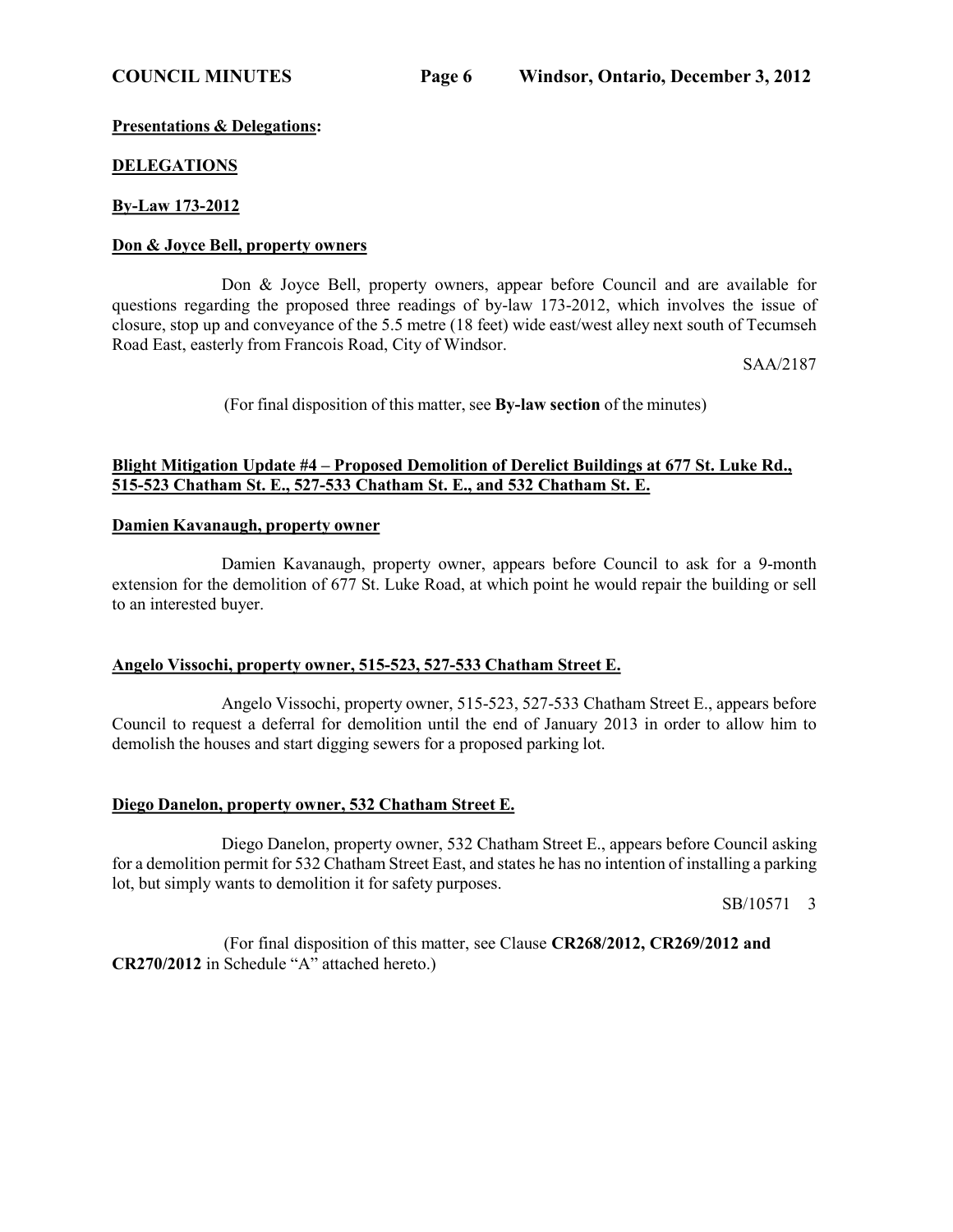**Presentations & Delegations:**

**DELEGATIONS**

**By-Law 173-2012**

**Don & Joyce Bell, property owners**

Don & Joyce Bell, property owners, appear before Council and are available for questions regarding the proposed three readings of by-law 173-2012, which involves the issue of closure, stop up and conveyance of the 5.5 metre (18 feet) wide east/west alley next south of Tecumseh Road East, easterly from Francois Road, City of Windsor.

SAA/2187

(For final disposition of this matter, see **By-law section** of the minutes)

**Blight Mitigation Update #4 – Proposed Demolition of Derelict Buildings at 677 St. Luke Rd., 515-523 Chatham St. E., 527-533 Chatham St. E., and 532 Chatham St. E.**

**Damien Kavanaugh, property owner**

Damien Kavanaugh, property owner, appears before Council to ask for a 9-month extension for the demolition of 677 St. Luke Road, at which point he would repair the building or sell to an interested buyer.

**Angelo Vissochi, property owner, 515-523, 527-533 Chatham Street E.**

Angelo Vissochi, property owner, 515-523, 527-533 Chatham Street E., appears before Council to request a deferral for demolition until the end of January 2013 in order to allow him to demolish the houses and start digging sewers for a proposed parking lot.

**Diego Danelon, property owner, 532 Chatham Street E.**

Diego Danelon, property owner, 532 Chatham Street E., appears before Council asking for a demolition permit for 532 Chatham Street East, and states he has no intention of installing a parking lot, but simply wants to demolition it for safety purposes.

SB/10571 3

(For final disposition of this matter, see Clause **CR268/2012, CR269/2012 and CR270/2012** in Schedule "A" attached hereto.)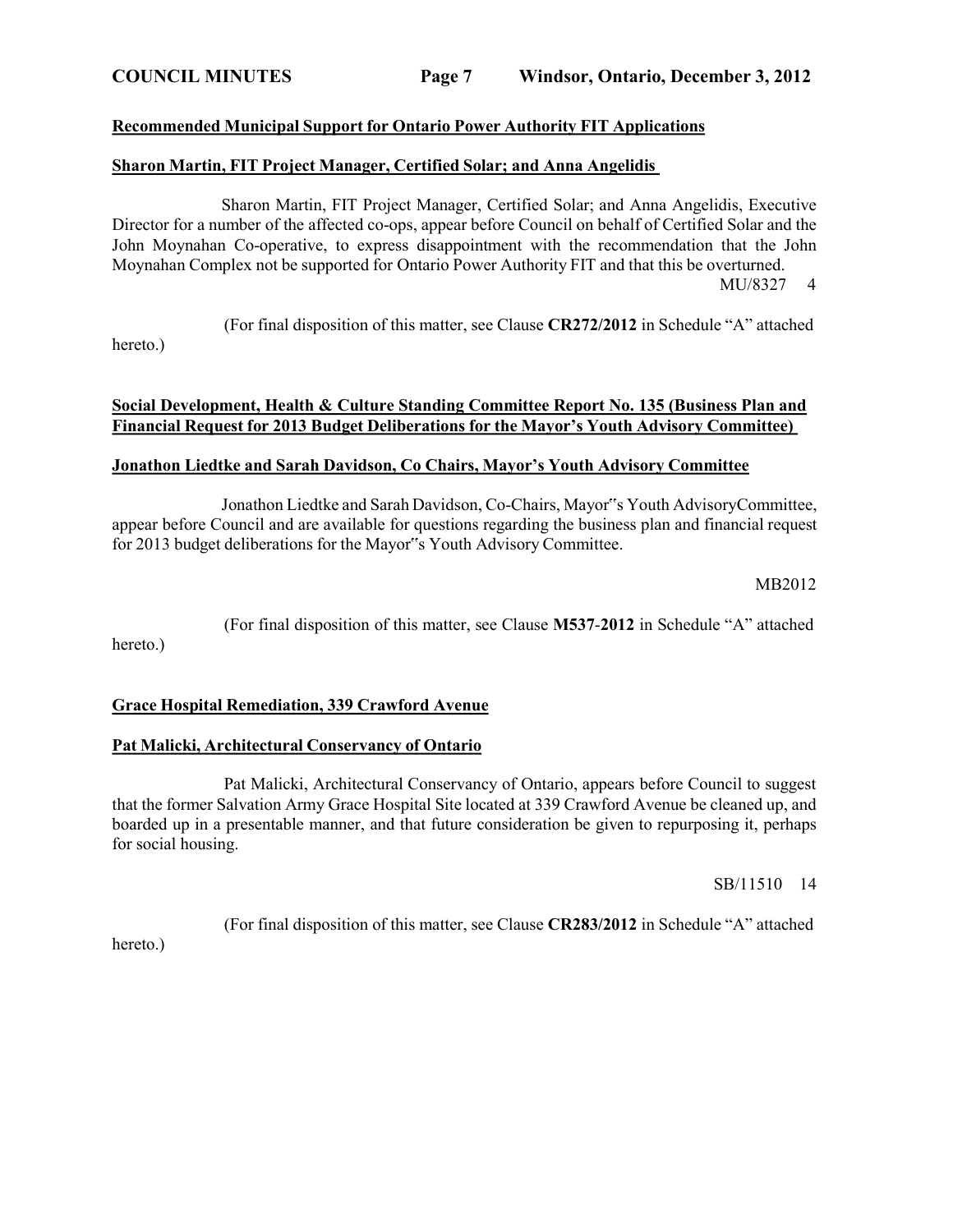**Recommended Municipal Support for Ontario Power Authority FIT Applications**

**Sharon Martin, FIT Project Manager, Certified Solar; and Anna Angelidis**

Sharon Martin, FIT Project Manager, Certified Solar; and Anna Angelidis, Executive Director for a number of the affected co-ops, appear before Council on behalf of Certified Solar and the John Moynahan Co-operative, to express disappointment with the recommendation that the John Moynahan Complex not be supported for Ontario Power Authority FIT and that this be overturned.

MU/8327 4

(For final disposition of this matter, see Clause **CR272/2012** in Schedule "A" attached hereto.)

**Social Development, Health & Culture Standing Committee Report No. 135 (Business Plan and Financial Request for 2013 Budget Deliberations for the Mayor's Youth Advisory Committee)**

**Jonathon Liedtke and Sarah Davidson, Co Chairs, Mayor's Youth Advisory Committee**

Jonathon Liedtke and Sarah Davidson, Co-Chairs, Mayor‟s Youth AdvisoryCommittee, appear before Council and are available for questions regarding the business plan and financial request for 2013 budget deliberations for the Mayor‟s Youth Advisory Committee.

MB2012

(For final disposition of this matter, see Clause **M537-2012** in Schedule "A" attached hereto.)

**Grace Hospital Remediation, 339 Crawford Avenue**

**Pat Malicki, Architectural Conservancy of Ontario**

Pat Malicki, Architectural Conservancy of Ontario, appears before Council to suggest that the former Salvation Army Grace Hospital Site located at 339 Crawford Avenue be cleaned up, and boarded up in a presentable manner, and that future consideration be given to repurposing it, perhaps for social housing.

SB/11510 14

(For final disposition of this matter, see Clause **CR283/2012** in Schedule "A" attached hereto.)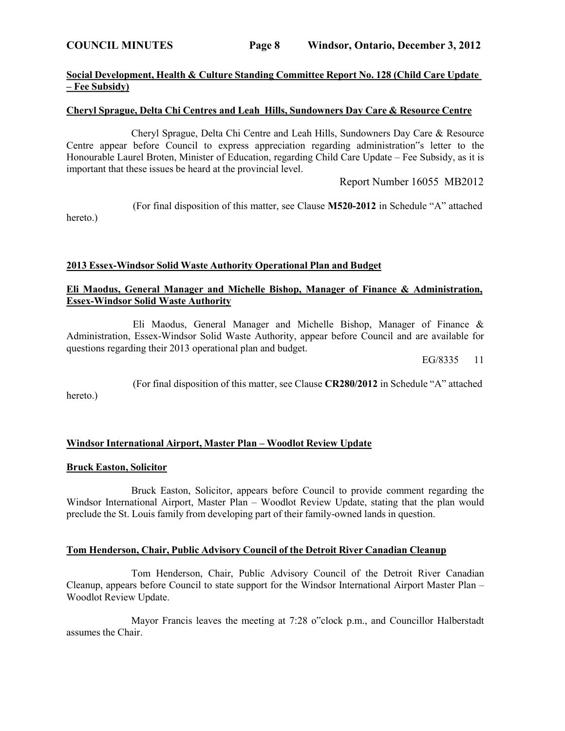**Social Development, Health & Culture Standing Committee Report No. 128 (Child Care Update – Fee Subsidy)**

**Cheryl Sprague, Delta Chi Centres and Leah Hills, Sundowners Day Care & Resource Centre**

Cheryl Sprague, Delta Chi Centre and Leah Hills, Sundowners Day Care & Resource Centre appear before Council to express appreciation regarding administration"s letter to the Honourable Laurel Broten, Minister of Education, regarding Child Care Update – Fee Subsidy, as it is important that these issues be heard at the provincial level.

Report Number 16055 MB2012

(For final disposition of this matter, see Clause **M520-2012** in Schedule "A" attached hereto.)

**2013 Essex-Windsor Solid Waste Authority Operational Plan and Budget**

**Eli Maodus, General Manager and Michelle Bishop, Manager of Finance & Administration, Essex-Windsor Solid Waste Authority**

Eli Maodus, General Manager and Michelle Bishop, Manager of Finance & Administration, Essex-Windsor Solid Waste Authority, appear before Council and are available for questions regarding their 2013 operational plan and budget.

EG/8335 11

(For final disposition of this matter, see Clause **CR280/2012** in Schedule "A" attached hereto.)

**Windsor International Airport, Master Plan – Woodlot Review Update**

**Bruck Easton, Solicitor**

Bruck Easton, Solicitor, appears before Council to provide comment regarding the Windsor International Airport, Master Plan – Woodlot Review Update, stating that the plan would preclude the St. Louis family from developing part of their family-owned lands in question.

**Tom Henderson, Chair, Public Advisory Council of the Detroit River Canadian Cleanup**

Tom Henderson, Chair, Public Advisory Council of the Detroit River Canadian Cleanup, appears before Council to state support for the Windsor International Airport Master Plan – Woodlot Review Update.

Mayor Francis leaves the meeting at 7:28 o"clock p.m., and Councillor Halberstadt assumes the Chair.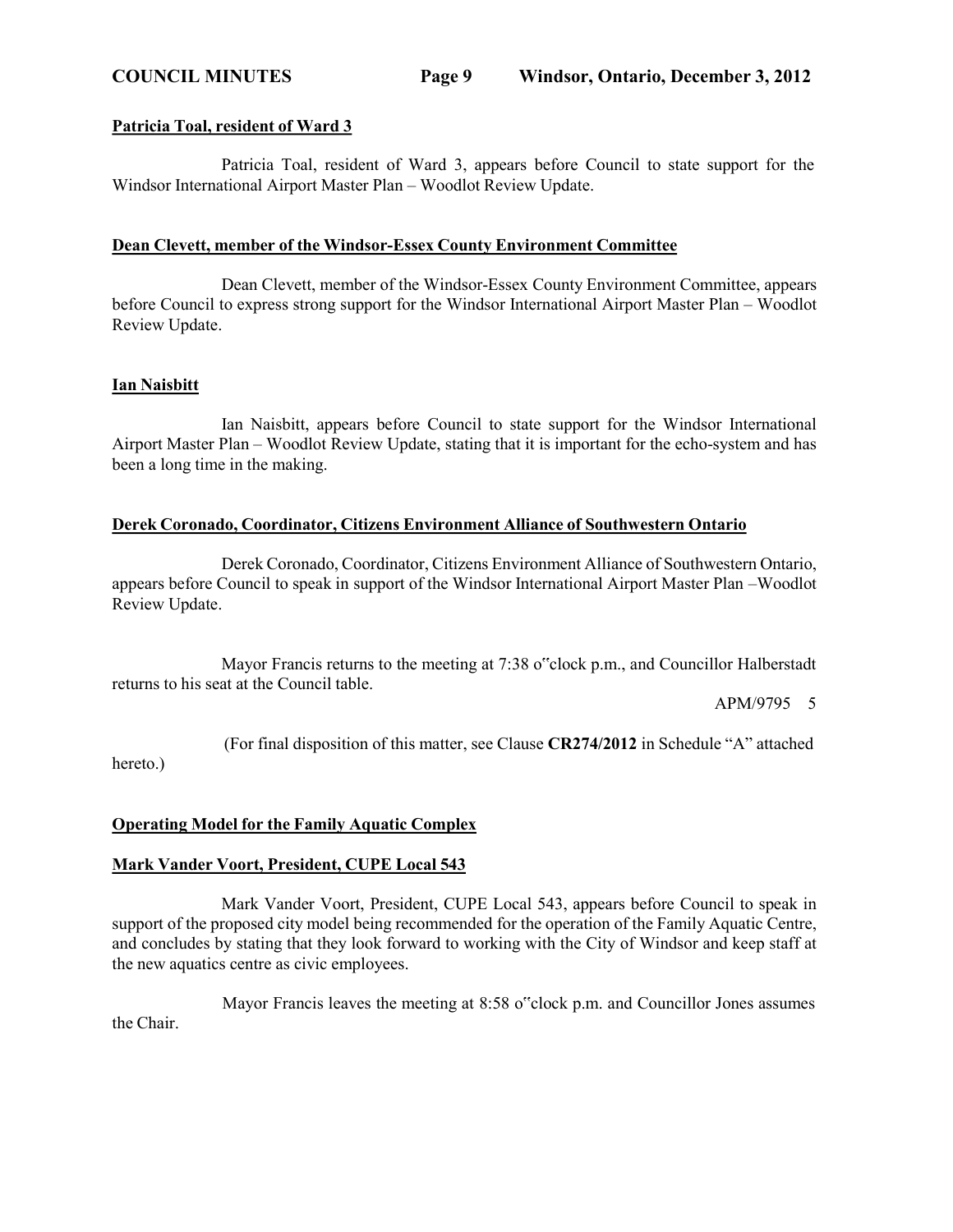**Patricia Toal, resident of Ward 3**

Patricia Toal, resident of Ward 3, appears before Council to state support for the Windsor International Airport Master Plan – Woodlot Review Update.

**Dean Clevett, member of the Windsor-Essex County Environment Committee**

Dean Clevett, member of the Windsor-Essex County Environment Committee, appears before Council to express strong support for the Windsor International Airport Master Plan – Woodlot Review Update.

**Ian Naisbitt**

Ian Naisbitt, appears before Council to state support for the Windsor International Airport Master Plan – Woodlot Review Update, stating that it is important for the echo-system and has been a long time in the making.

**Derek Coronado, Coordinator, Citizens Environment Alliance of Southwestern Ontario**

Derek Coronado, Coordinator, Citizens Environment Alliance of Southwestern Ontario, appears before Council to speak in support of the Windsor International Airport Master Plan –Woodlot Review Update.

Mayor Francis returns to the meeting at 7:38 o"clock p.m., and Councillor Halberstadt returns to his seat at the Council table.

APM/9795 5

(For final disposition of this matter, see Clause **CR274/2012** in Schedule "A" attached hereto.)

**Operating Model for the Family Aquatic Complex**

**Mark Vander Voort, President, CUPE Local 543**

Mark Vander Voort, President, CUPE Local 543, appears before Council to speak in support of the proposed city model being recommended for the operation of the Family Aquatic Centre, and concludes by stating that they look forward to working with the City of Windsor and keep staff at the new aquatics centre as civic employees.

Mayor Francis leaves the meeting at 8:58 o"clock p.m. and Councillor Jones assumes the Chair.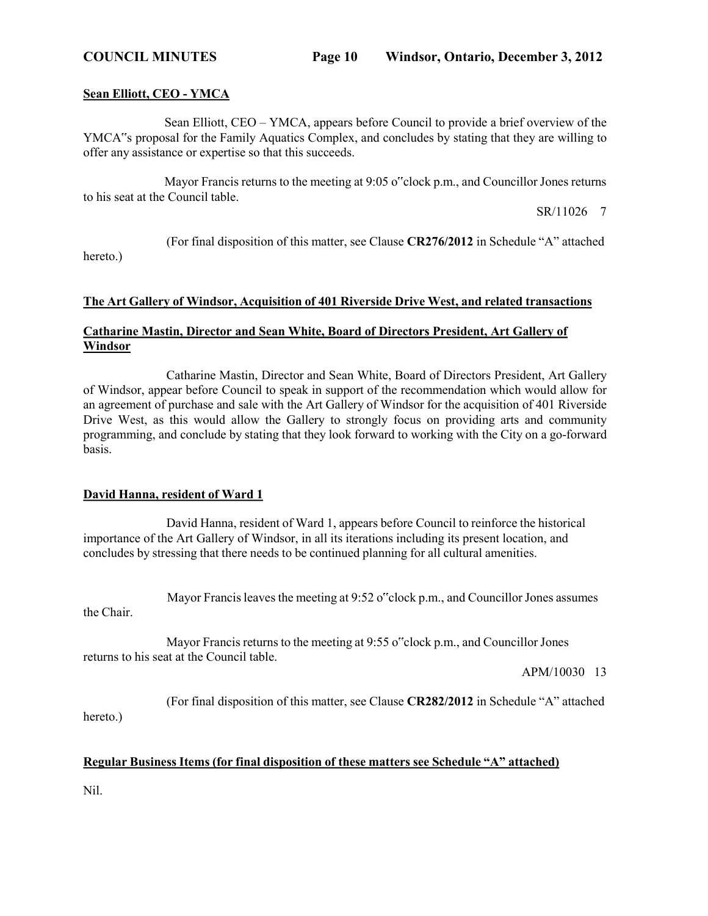**Sean Elliott, CEO - YMCA**

Sean Elliott, CEO – YMCA, appears before Council to provide a brief overview of the YMCA"s proposal for the Family Aquatics Complex, and concludes by stating that they are willing to offer any assistance or expertise so that this succeeds.

Mayor Francis returns to the meeting at 9:05 o"clock p.m., and Councillor Jones returns to his seat at the Council table.

SR/11026 7

(For final disposition of this matter, see Clause **CR276/2012** in Schedule "A" attached hereto.)

**The Art Gallery of Windsor, Acquisition of 401 Riverside Drive West, and related transactions**

**Catharine Mastin, Director and Sean White, Board of Directors President, Art Gallery of Windsor**

Catharine Mastin, Director and Sean White, Board of Directors President, Art Gallery of Windsor, appear before Council to speak in support of the recommendation which would allow for an agreement of purchase and sale with the Art Gallery of Windsor for the acquisition of 401 Riverside Drive West, as this would allow the Gallery to strongly focus on providing arts and community programming, and conclude by stating that they look forward to working with the City on a go-forward basis.

**David Hanna, resident of Ward 1**

David Hanna, resident of Ward 1, appears before Council to reinforce the historical importance of the Art Gallery of Windsor, in all its iterations including its present location, and concludes by stressing that there needs to be continued planning for all cultural amenities.

Mayor Francis leaves the meeting at 9:52 o"clock p.m., and Councillor Jones assumes the Chair.

Mayor Francis returns to the meeting at 9:55 o"clock p.m., and Councillor Jones returns to his seat at the Council table.

APM/10030 13

(For final disposition of this matter, see Clause **CR282/2012** in Schedule "A" attached hereto.)

**Regular Business Items (for final disposition of these matters see Schedule "A" attached)**

Nil.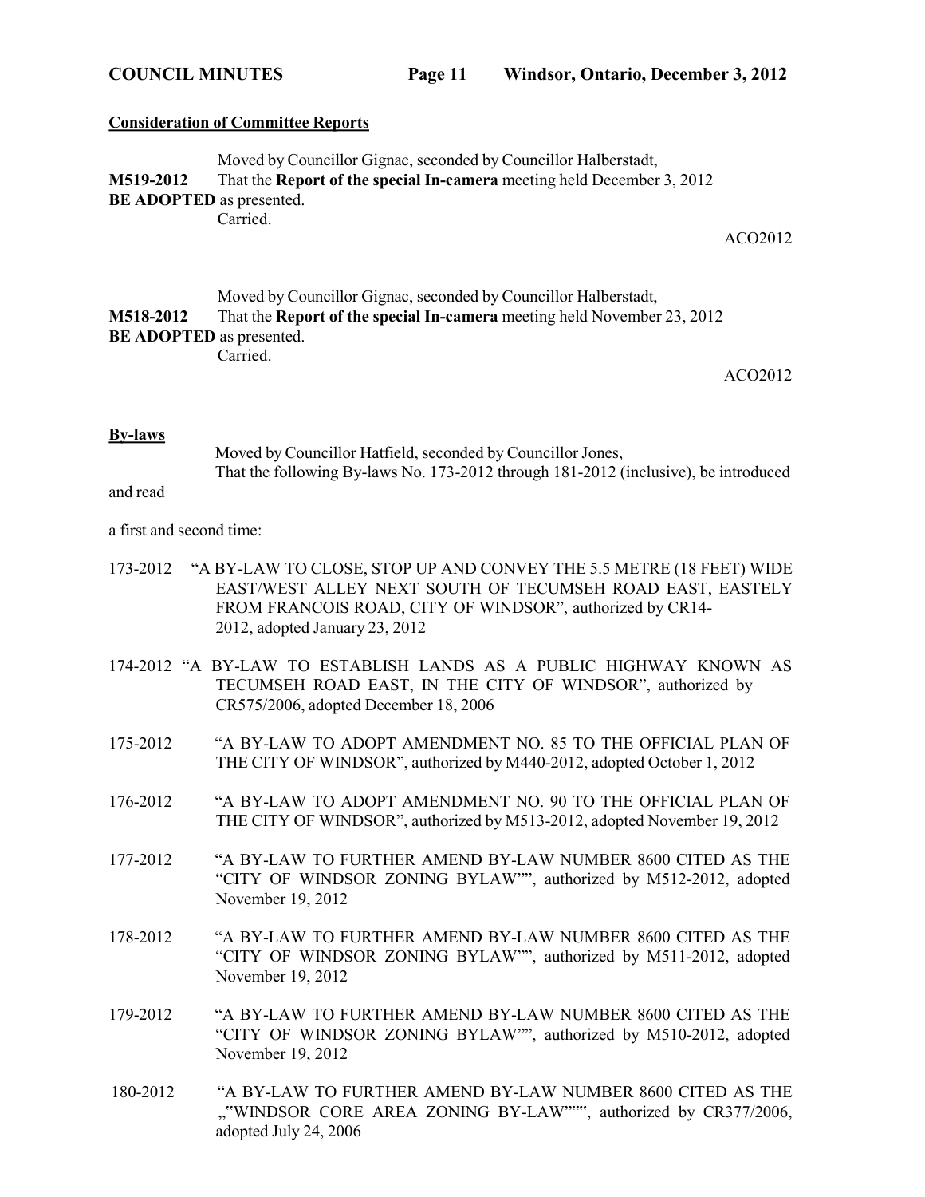**Consideration of Committee Reports**

Moved by Councillor Gignac, seconded by Councillor Halberstadt,
**M519-2012** That the **Report of the special In-camera** meeting held December 3, 2012 **BE ADOPTED** as presented.
Carried.

ACO2012

Moved by Councillor Gignac, seconded by Councillor Halberstadt,
**M518-2012** That the **Report of the special In-camera** meeting held November 23, 2012 **BE ADOPTED** as presented.
Carried.

ACO2012

**By-laws**

Moved by Councillor Hatfield, seconded by Councillor Jones,
That the following By-laws No. 173-2012 through 181-2012 (inclusive), be introduced and read

a first and second time:

173-2012 "A BY-LAW TO CLOSE, STOP UP AND CONVEY THE 5.5 METRE (18 FEET) WIDE EAST/WEST ALLEY NEXT SOUTH OF TECUMSEH ROAD EAST, EASTELY FROM FRANCOIS ROAD, CITY OF WINDSOR", authorized by CR14-2012, adopted January 23, 2012

174-2012 "A BY-LAW TO ESTABLISH LANDS AS A PUBLIC HIGHWAY KNOWN AS TECUMSEH ROAD EAST, IN THE CITY OF WINDSOR", authorized by CR575/2006, adopted December 18, 2006

175-2012 "A BY-LAW TO ADOPT AMENDMENT NO. 85 TO THE OFFICIAL PLAN OF THE CITY OF WINDSOR", authorized by M440-2012, adopted October 1, 2012

176-2012 "A BY-LAW TO ADOPT AMENDMENT NO. 90 TO THE OFFICIAL PLAN OF THE CITY OF WINDSOR", authorized by M513-2012, adopted November 19, 2012

177-2012 "A BY-LAW TO FURTHER AMEND BY-LAW NUMBER 8600 CITED AS THE "CITY OF WINDSOR ZONING BYLAW"", authorized by M512-2012, adopted November 19, 2012

178-2012 "A BY-LAW TO FURTHER AMEND BY-LAW NUMBER 8600 CITED AS THE "CITY OF WINDSOR ZONING BYLAW"", authorized by M511-2012, adopted November 19, 2012

179-2012 "A BY-LAW TO FURTHER AMEND BY-LAW NUMBER 8600 CITED AS THE "CITY OF WINDSOR ZONING BYLAW"", authorized by M510-2012, adopted November 19, 2012

180-2012 "A BY-LAW TO FURTHER AMEND BY-LAW NUMBER 8600 CITED AS THE „"WINDSOR CORE AREA ZONING BY-LAW"""", authorized by CR377/2006, adopted July 24, 2006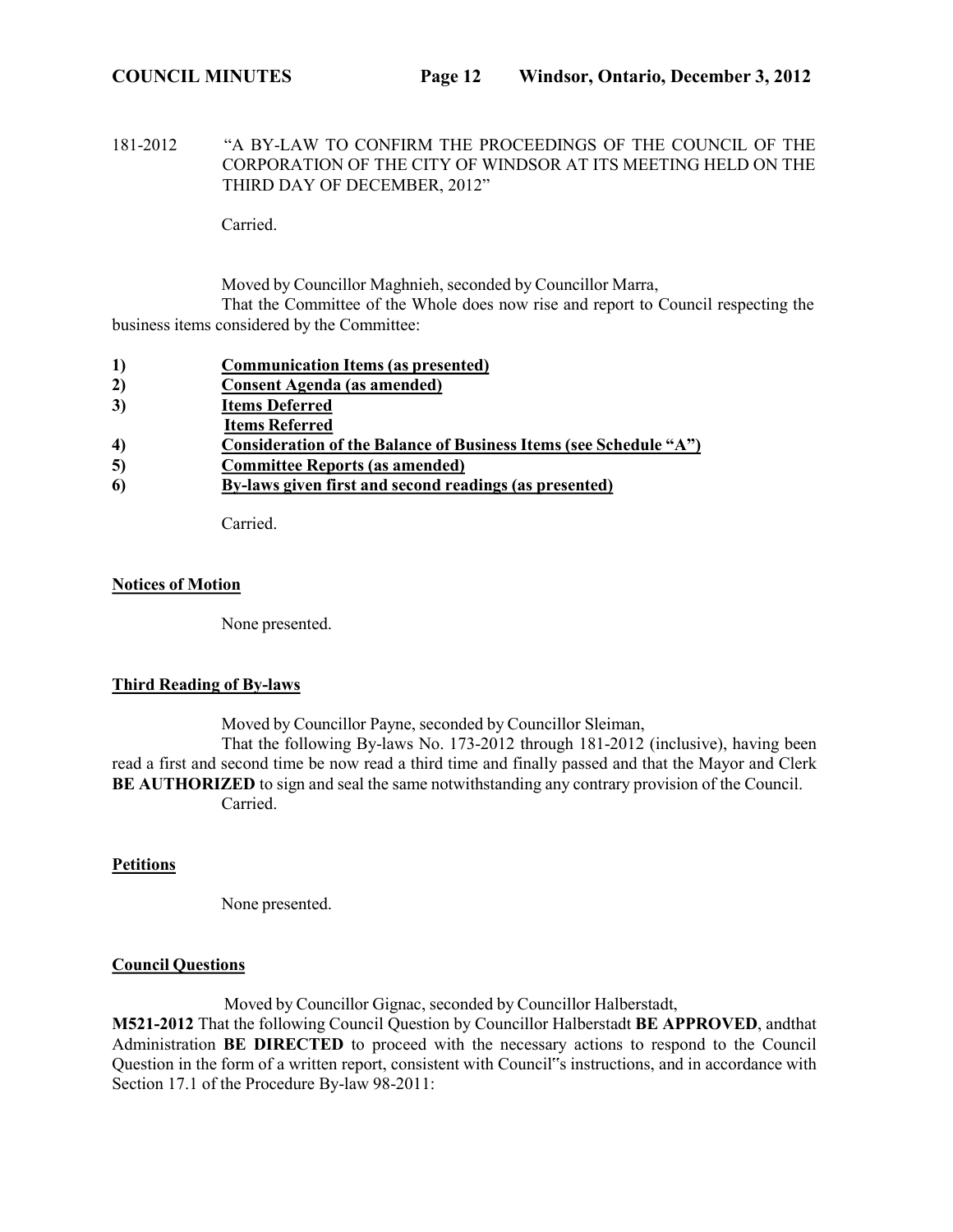181-2012 "A BY-LAW TO CONFIRM THE PROCEEDINGS OF THE COUNCIL OF THE CORPORATION OF THE CITY OF WINDSOR AT ITS MEETING HELD ON THE THIRD DAY OF DECEMBER, 2012"

Carried.

Moved by Councillor Maghnieh, seconded by Councillor Marra,

That the Committee of the Whole does now rise and report to Council respecting the business items considered by the Committee:

1) **Communication Items (as presented)**
2) **Consent Agenda (as amended)**
3) **Items Deferred**
   **Items Referred**
4) **Consideration of the Balance of Business Items (see Schedule "A")**
5) **Committee Reports (as amended)**
6) **By-laws given first and second readings (as presented)**

Carried.

## Notices of Motion

None presented.

## Third Reading of By-laws

Moved by Councillor Payne, seconded by Councillor Sleiman,

That the following By-laws No. 173-2012 through 181-2012 (inclusive), having been read a first and second time be now read a third time and finally passed and that the Mayor and Clerk **BE AUTHORIZED** to sign and seal the same notwithstanding any contrary provision of the Council.
Carried.

## Petitions

None presented.

## Council Questions

Moved by Councillor Gignac, seconded by Councillor Halberstadt,

**M521-2012** That the following Council Question by Councillor Halberstadt **BE APPROVED**, andthat Administration **BE DIRECTED** to proceed with the necessary actions to respond to the Council Question in the form of a written report, consistent with Council"s instructions, and in accordance with Section 17.1 of the Procedure By-law 98-2011: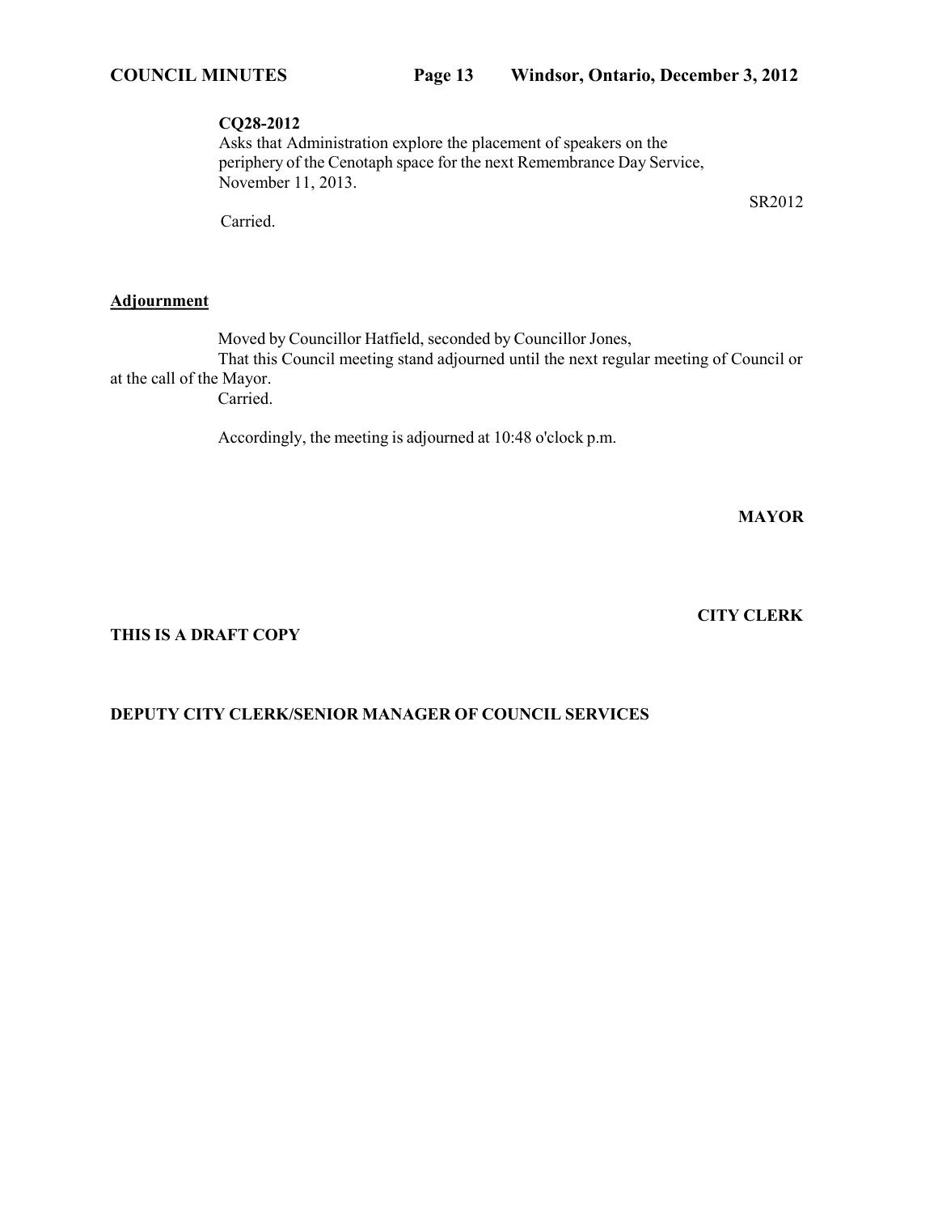**CQ28-2012**
Asks that Administration explore the placement of speakers on the periphery of the Cenotaph space for the next Remembrance Day Service, November 11, 2013.

SR2012

Carried.

**Adjournment**

Moved by Councillor Hatfield, seconded by Councillor Jones,
That this Council meeting stand adjourned until the next regular meeting of Council or at the call of the Mayor.
Carried.

Accordingly, the meeting is adjourned at 10:48 o'clock p.m.

**MAYOR**

**CITY CLERK**

**THIS IS A DRAFT COPY**

**DEPUTY CITY CLERK/SENIOR MANAGER OF COUNCIL SERVICES**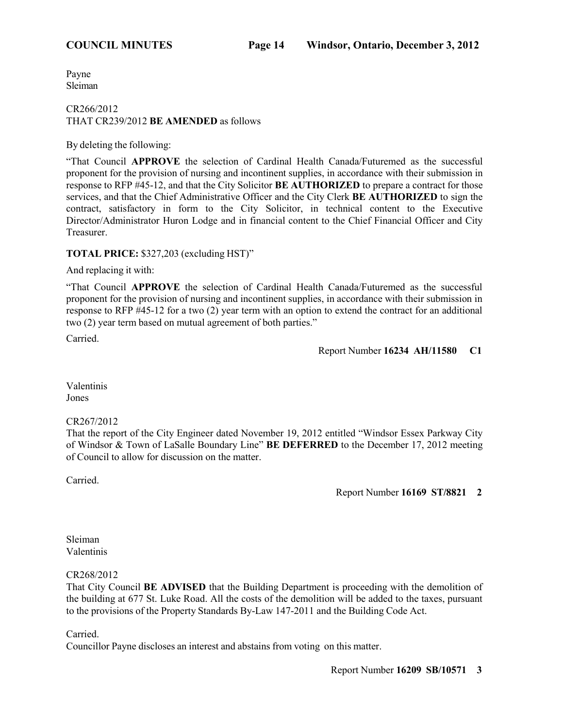Payne
Sleiman

CR266/2012
THAT CR239/2012 **BE AMENDED** as follows

By deleting the following:

"That Council **APPROVE** the selection of Cardinal Health Canada/Futuremed as the successful proponent for the provision of nursing and incontinent supplies, in accordance with their submission in response to RFP #45-12, and that the City Solicitor **BE AUTHORIZED** to prepare a contract for those services, and that the Chief Administrative Officer and the City Clerk **BE AUTHORIZED** to sign the contract, satisfactory in form to the City Solicitor, in technical content to the Executive Director/Administrator Huron Lodge and in financial content to the Chief Financial Officer and City Treasurer.

**TOTAL PRICE:** $327,203 (excluding HST)"

And replacing it with:

"That Council **APPROVE** the selection of Cardinal Health Canada/Futuremed as the successful proponent for the provision of nursing and incontinent supplies, in accordance with their submission in response to RFP #45-12 for a two (2) year term with an option to extend the contract for an additional two (2) year term based on mutual agreement of both parties."

Carried.

Report Number **16234 AH/11580 C1**

Valentinis
Jones

CR267/2012
That the report of the City Engineer dated November 19, 2012 entitled "Windsor Essex Parkway City of Windsor & Town of LaSalle Boundary Line" **BE DEFERRED** to the December 17, 2012 meeting of Council to allow for discussion on the matter.

Carried.

Report Number **16169 ST/8821 2**

Sleiman
Valentinis

CR268/2012
That City Council **BE ADVISED** that the Building Department is proceeding with the demolition of the building at 677 St. Luke Road. All the costs of the demolition will be added to the taxes, pursuant to the provisions of the Property Standards By-Law 147-2011 and the Building Code Act.

Carried.
Councillor Payne discloses an interest and abstains from voting on this matter.

Report Number **16209 SB/10571 3**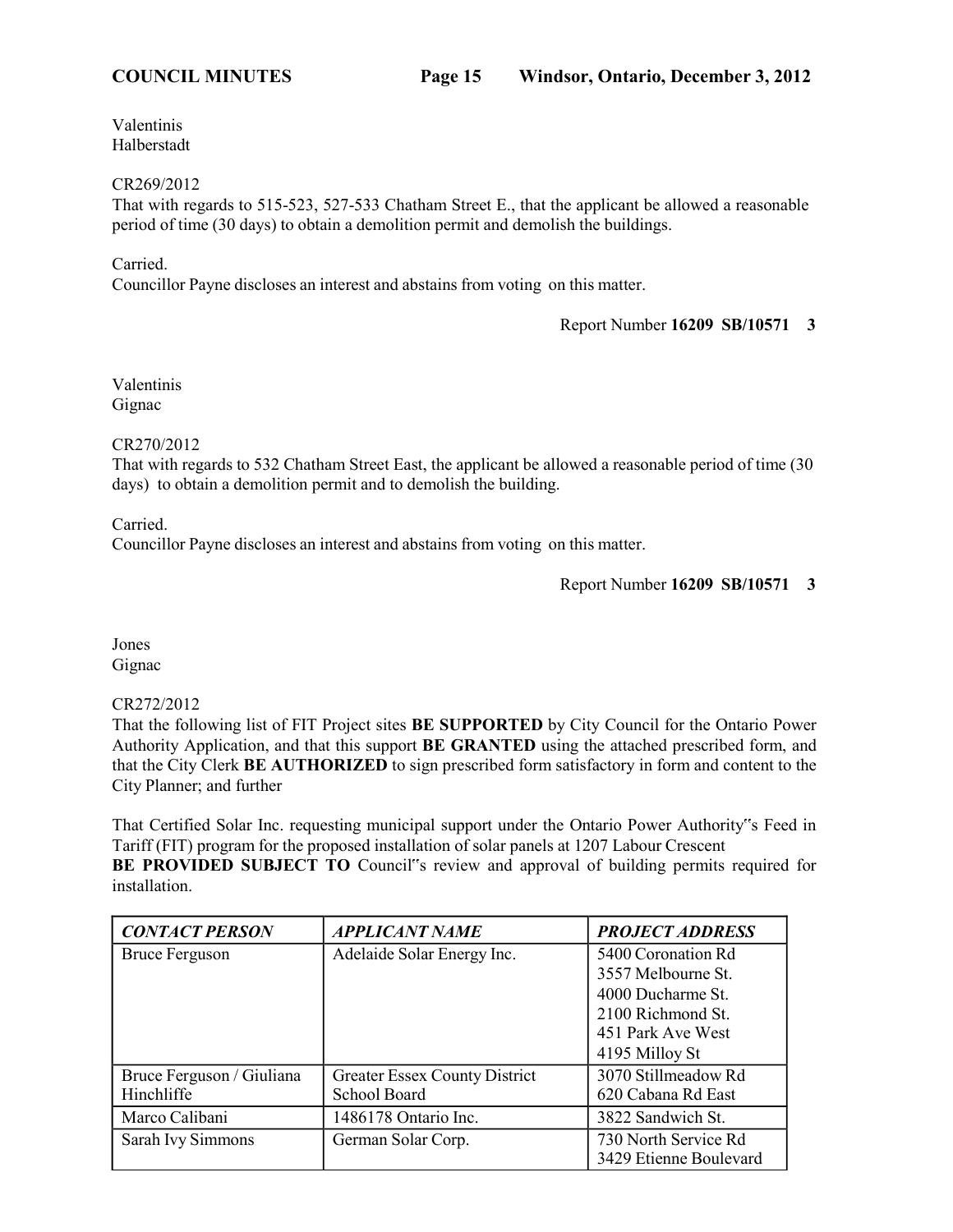Valentinis
Halberstadt

CR269/2012
That with regards to 515-523, 527-533 Chatham Street E., that the applicant be allowed a reasonable period of time (30 days) to obtain a demolition permit and demolish the buildings.

Carried.
Councillor Payne discloses an interest and abstains from voting on this matter.

Report Number **16209 SB/10571 3**

Valentinis
Gignac

CR270/2012
That with regards to 532 Chatham Street East, the applicant be allowed a reasonable period of time (30 days) to obtain a demolition permit and to demolish the building.

Carried.
Councillor Payne discloses an interest and abstains from voting on this matter.

Report Number **16209 SB/10571 3**

Jones
Gignac

CR272/2012
That the following list of FIT Project sites **BE SUPPORTED** by City Council for the Ontario Power Authority Application, and that this support **BE GRANTED** using the attached prescribed form, and that the City Clerk **BE AUTHORIZED** to sign prescribed form satisfactory in form and content to the City Planner; and further

That Certified Solar Inc. requesting municipal support under the Ontario Power Authority"s Feed in Tariff (FIT) program for the proposed installation of solar panels at 1207 Labour Crescent
**BE PROVIDED SUBJECT TO** Council"s review and approval of building permits required for installation.

| ***CONTACT PERSON*** | ***APPLICANT NAME*** | ***PROJECT ADDRESS*** |
|---|---|---|
| Bruce Ferguson | Adelaide Solar Energy Inc. | 5400 Coronation Rd<br>3557 Melbourne St.<br>4000 Ducharme St.<br>2100 Richmond St.<br>451 Park Ave West<br>4195 Milloy St |
| Bruce Ferguson / Giuliana Hinchliffe | Greater Essex County District School Board | 3070 Stillmeadow Rd<br>620 Cabana Rd East |
| Marco Calibani | 1486178 Ontario Inc. | 3822 Sandwich St. |
| Sarah Ivy Simmons | German Solar Corp. | 730 North Service Rd<br>3429 Etienne Boulevard |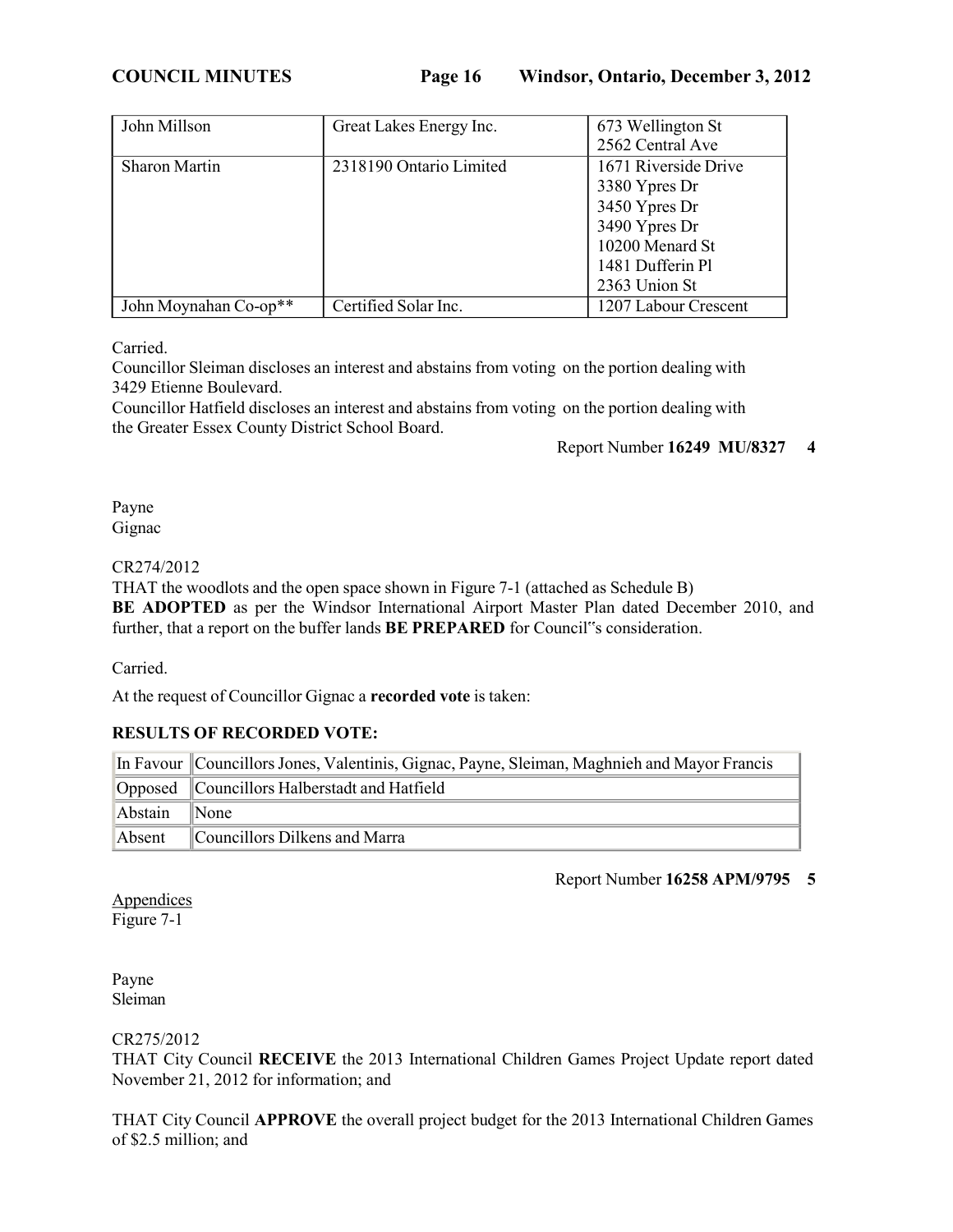| John Millson | Great Lakes Energy Inc. | 673 Wellington St<br>2562 Central Ave |
|---|---|---|
| Sharon Martin | 2318190 Ontario Limited | 1671 Riverside Drive<br>3380 Ypres Dr<br>3450 Ypres Dr<br>3490 Ypres Dr<br>10200 Menard St<br>1481 Dufferin Pl<br>2363 Union St |
| John Moynahan Co-op** | Certified Solar Inc. | 1207 Labour Crescent |

Carried.

Councillor Sleiman discloses an interest and abstains from voting on the portion dealing with 3429 Etienne Boulevard.

Councillor Hatfield discloses an interest and abstains from voting on the portion dealing with the Greater Essex County District School Board.

Report Number **16249 MU/8327 4**

Payne
Gignac

CR274/2012

THAT the woodlots and the open space shown in Figure 7-1 (attached as Schedule B) **BE ADOPTED** as per the Windsor International Airport Master Plan dated December 2010, and further, that a report on the buffer lands **BE PREPARED** for Council‟s consideration.

Carried.

At the request of Councillor Gignac a **recorded vote** is taken:

**RESULTS OF RECORDED VOTE:**

| In Favour | Councillors Jones, Valentinis, Gignac, Payne, Sleiman, Maghnieh and Mayor Francis |
|---|---|
| Opposed | Councillors Halberstadt and Hatfield |
| Abstain | None |
| Absent | Councillors Dilkens and Marra |

Report Number **16258 APM/9795 5**

Appendices
Figure 7-1

Payne
Sleiman

CR275/2012

THAT City Council **RECEIVE** the 2013 International Children Games Project Update report dated November 21, 2012 for information; and

THAT City Council **APPROVE** the overall project budget for the 2013 International Children Games of $2.5 million; and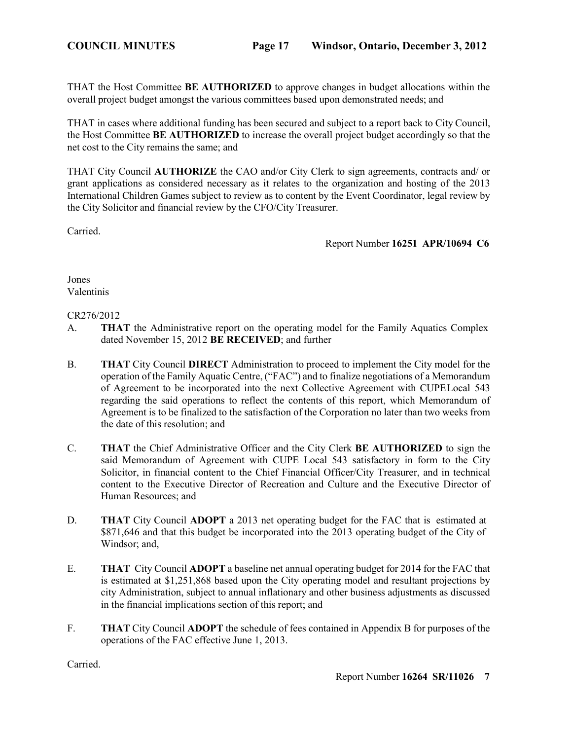THAT the Host Committee **BE AUTHORIZED** to approve changes in budget allocations within the overall project budget amongst the various committees based upon demonstrated needs; and

THAT in cases where additional funding has been secured and subject to a report back to City Council, the Host Committee **BE AUTHORIZED** to increase the overall project budget accordingly so that the net cost to the City remains the same; and

THAT City Council **AUTHORIZE** the CAO and/or City Clerk to sign agreements, contracts and/ or grant applications as considered necessary as it relates to the organization and hosting of the 2013 International Children Games subject to review as to content by the Event Coordinator, legal review by the City Solicitor and financial review by the CFO/City Treasurer.

Carried.

Report Number **16251 APR/10694 C6**

Jones
Valentinis

CR276/2012

A. **THAT** the Administrative report on the operating model for the Family Aquatics Complex dated November 15, 2012 **BE RECEIVED**; and further

B. **THAT** City Council **DIRECT** Administration to proceed to implement the City model for the operation of the Family Aquatic Centre, ("FAC") and to finalize negotiations of a Memorandum of Agreement to be incorporated into the next Collective Agreement with CUPELocal 543 regarding the said operations to reflect the contents of this report, which Memorandum of Agreement is to be finalized to the satisfaction of the Corporation no later than two weeks from the date of this resolution; and

C. **THAT** the Chief Administrative Officer and the City Clerk **BE AUTHORIZED** to sign the said Memorandum of Agreement with CUPE Local 543 satisfactory in form to the City Solicitor, in financial content to the Chief Financial Officer/City Treasurer, and in technical content to the Executive Director of Recreation and Culture and the Executive Director of Human Resources; and

D. **THAT** City Council **ADOPT** a 2013 net operating budget for the FAC that is estimated at $871,646 and that this budget be incorporated into the 2013 operating budget of the City of Windsor; and,

E. **THAT** City Council **ADOPT** a baseline net annual operating budget for 2014 for the FAC that is estimated at $1,251,868 based upon the City operating model and resultant projections by city Administration, subject to annual inflationary and other business adjustments as discussed in the financial implications section of this report; and

F. **THAT** City Council **ADOPT** the schedule of fees contained in Appendix B for purposes of the operations of the FAC effective June 1, 2013.

Carried.

Report Number **16264 SR/11026 7**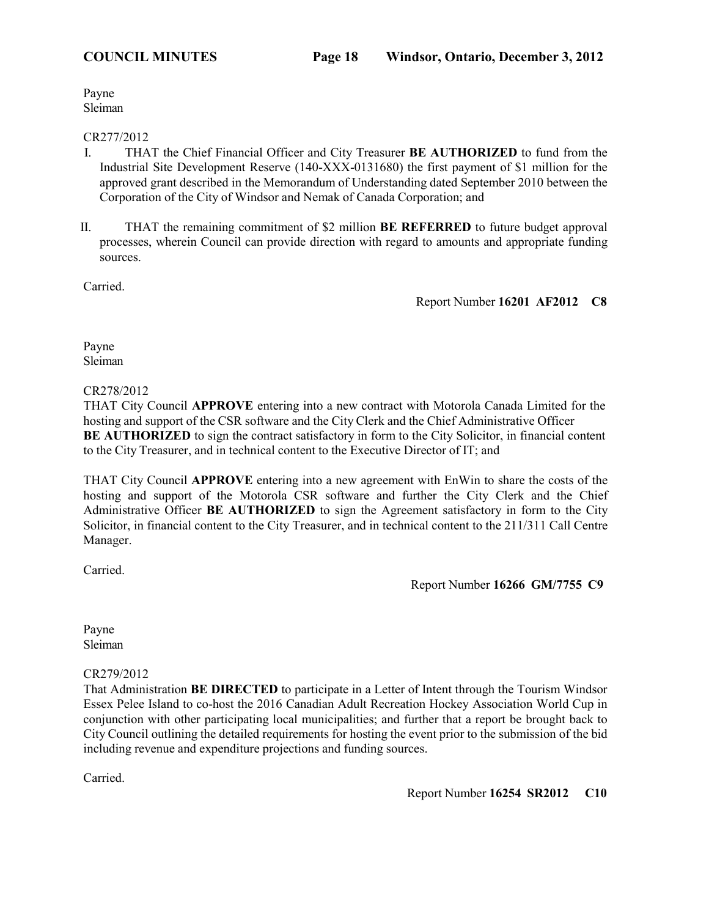Payne
Sleiman

CR277/2012

I. THAT the Chief Financial Officer and City Treasurer **BE AUTHORIZED** to fund from the Industrial Site Development Reserve (140-XXX-0131680) the first payment of $1 million for the approved grant described in the Memorandum of Understanding dated September 2010 between the Corporation of the City of Windsor and Nemak of Canada Corporation; and

II. THAT the remaining commitment of $2 million **BE REFERRED** to future budget approval processes, wherein Council can provide direction with regard to amounts and appropriate funding sources.

Carried.

Report Number **16201 AF2012 C8**

Payne
Sleiman

CR278/2012

THAT City Council **APPROVE** entering into a new contract with Motorola Canada Limited for the hosting and support of the CSR software and the City Clerk and the Chief Administrative Officer **BE AUTHORIZED** to sign the contract satisfactory in form to the City Solicitor, in financial content to the City Treasurer, and in technical content to the Executive Director of IT; and

THAT City Council **APPROVE** entering into a new agreement with EnWin to share the costs of the hosting and support of the Motorola CSR software and further the City Clerk and the Chief Administrative Officer **BE AUTHORIZED** to sign the Agreement satisfactory in form to the City Solicitor, in financial content to the City Treasurer, and in technical content to the 211/311 Call Centre Manager.

Carried.

Report Number **16266 GM/7755 C9**

Payne
Sleiman

CR279/2012

That Administration **BE DIRECTED** to participate in a Letter of Intent through the Tourism Windsor Essex Pelee Island to co-host the 2016 Canadian Adult Recreation Hockey Association World Cup in conjunction with other participating local municipalities; and further that a report be brought back to City Council outlining the detailed requirements for hosting the event prior to the submission of the bid including revenue and expenditure projections and funding sources.

Carried.

Report Number **16254 SR2012 C10**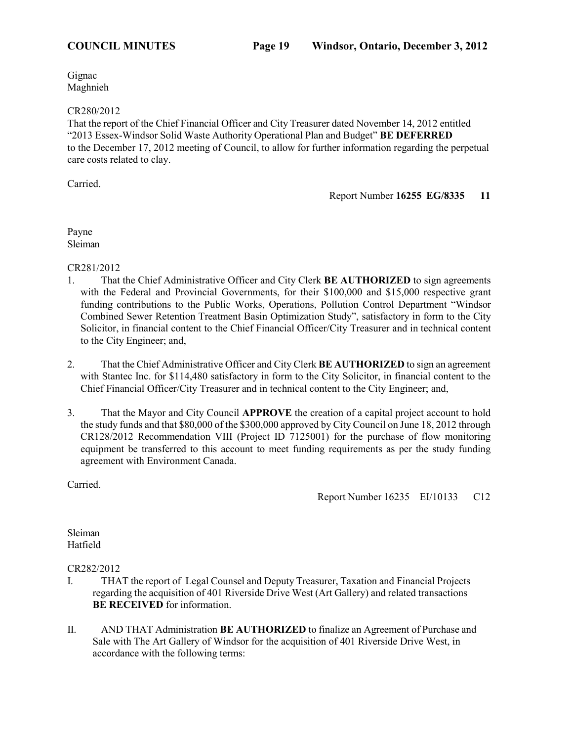Gignac
Maghnieh

CR280/2012
That the report of the Chief Financial Officer and City Treasurer dated November 14, 2012 entitled "2013 Essex-Windsor Solid Waste Authority Operational Plan and Budget" **BE DEFERRED** to the December 17, 2012 meeting of Council, to allow for further information regarding the perpetual care costs related to clay.

Carried.

Report Number **16255 EG/8335 11**

Payne
Sleiman

CR281/2012

1. That the Chief Administrative Officer and City Clerk **BE AUTHORIZED** to sign agreements with the Federal and Provincial Governments, for their $100,000 and $15,000 respective grant funding contributions to the Public Works, Operations, Pollution Control Department "Windsor Combined Sewer Retention Treatment Basin Optimization Study", satisfactory in form to the City Solicitor, in financial content to the Chief Financial Officer/City Treasurer and in technical content to the City Engineer; and,

2. That the Chief Administrative Officer and City Clerk **BE AUTHORIZED** to sign an agreement with Stantec Inc. for $114,480 satisfactory in form to the City Solicitor, in financial content to the Chief Financial Officer/City Treasurer and in technical content to the City Engineer; and,

3. That the Mayor and City Council **APPROVE** the creation of a capital project account to hold the study funds and that $80,000 of the $300,000 approved by City Council on June 18, 2012 through CR128/2012 Recommendation VIII (Project ID 7125001) for the purchase of flow monitoring equipment be transferred to this account to meet funding requirements as per the study funding agreement with Environment Canada.

Carried.

Report Number 16235 EI/10133 C12

Sleiman
Hatfield

CR282/2012

I. THAT the report of Legal Counsel and Deputy Treasurer, Taxation and Financial Projects regarding the acquisition of 401 Riverside Drive West (Art Gallery) and related transactions **BE RECEIVED** for information.

II. AND THAT Administration **BE AUTHORIZED** to finalize an Agreement of Purchase and Sale with The Art Gallery of Windsor for the acquisition of 401 Riverside Drive West, in accordance with the following terms: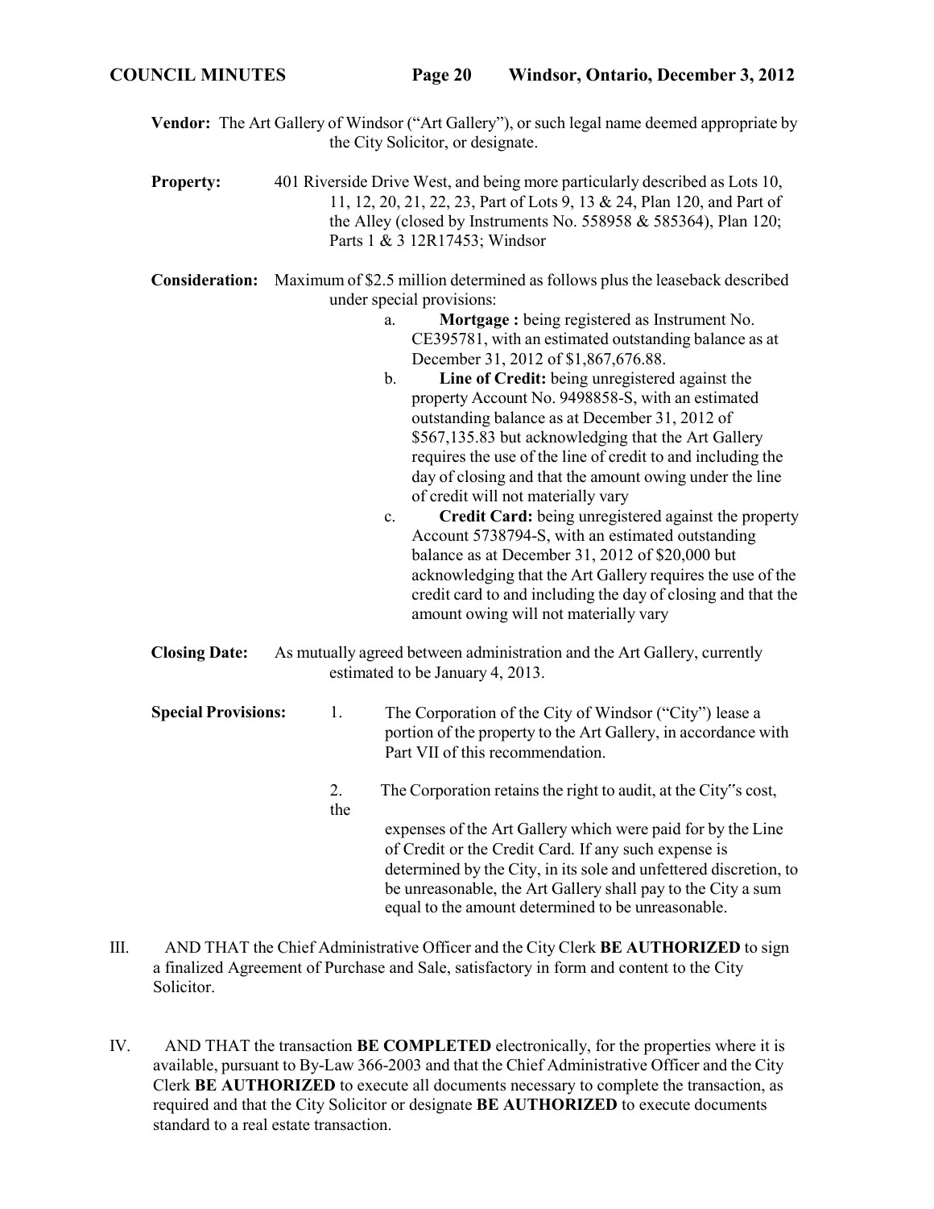**Vendor:** The Art Gallery of Windsor ("Art Gallery"), or such legal name deemed appropriate by the City Solicitor, or designate.

**Property:** 401 Riverside Drive West, and being more particularly described as Lots 10, 11, 12, 20, 21, 22, 23, Part of Lots 9, 13 & 24, Plan 120, and Part of the Alley (closed by Instruments No. 558958 & 585364), Plan 120; Parts 1 & 3 12R17453; Windsor

**Consideration:** Maximum of $2.5 million determined as follows plus the leaseback described under special provisions:

a. **Mortgage :** being registered as Instrument No. CE395781, with an estimated outstanding balance as at December 31, 2012 of $1,867,676.88.

b. **Line of Credit:** being unregistered against the property Account No. 9498858-S, with an estimated outstanding balance as at December 31, 2012 of $567,135.83 but acknowledging that the Art Gallery requires the use of the line of credit to and including the day of closing and that the amount owing under the line of credit will not materially vary

c. **Credit Card:** being unregistered against the property Account 5738794-S, with an estimated outstanding balance as at December 31, 2012 of $20,000 but acknowledging that the Art Gallery requires the use of the credit card to and including the day of closing and that the amount owing will not materially vary

**Closing Date:** As mutually agreed between administration and the Art Gallery, currently estimated to be January 4, 2013.

**Special Provisions:**

1. The Corporation of the City of Windsor ("City") lease a portion of the property to the Art Gallery, in accordance with Part VII of this recommendation.

2. The Corporation retains the right to audit, at the City"s cost, the expenses of the Art Gallery which were paid for by the Line of Credit or the Credit Card. If any such expense is determined by the City, in its sole and unfettered discretion, to be unreasonable, the Art Gallery shall pay to the City a sum equal to the amount determined to be unreasonable.

III. AND THAT the Chief Administrative Officer and the City Clerk **BE AUTHORIZED** to sign a finalized Agreement of Purchase and Sale, satisfactory in form and content to the City Solicitor.

IV. AND THAT the transaction **BE COMPLETED** electronically, for the properties where it is available, pursuant to By-Law 366-2003 and that the Chief Administrative Officer and the City Clerk **BE AUTHORIZED** to execute all documents necessary to complete the transaction, as required and that the City Solicitor or designate **BE AUTHORIZED** to execute documents standard to a real estate transaction.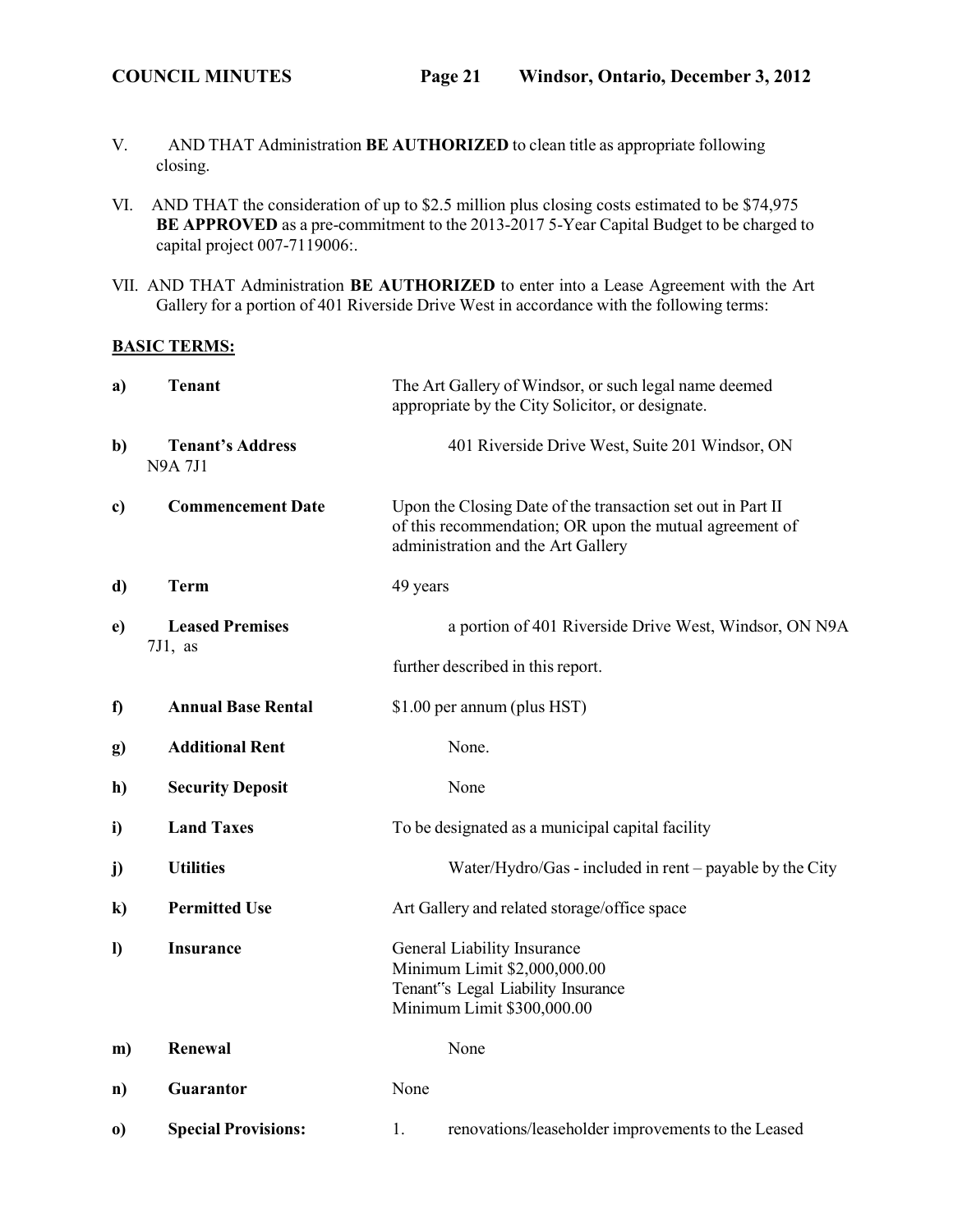V. AND THAT Administration **BE AUTHORIZED** to clean title as appropriate following closing.

VI. AND THAT the consideration of up to $2.5 million plus closing costs estimated to be $74,975 **BE APPROVED** as a pre-commitment to the 2013-2017 5-Year Capital Budget to be charged to capital project 007-7119006:.

VII. AND THAT Administration **BE AUTHORIZED** to enter into a Lease Agreement with the Art Gallery for a portion of 401 Riverside Drive West in accordance with the following terms:

**BASIC TERMS:**

| | | |
|---|---|---|
| **a)** | **Tenant** | The Art Gallery of Windsor, or such legal name deemed appropriate by the City Solicitor, or designate. |
| **b)** | **Tenant's Address** | 401 Riverside Drive West, Suite 201 Windsor, ON N9A 7J1 |
| **c)** | **Commencement Date** | Upon the Closing Date of the transaction set out in Part II of this recommendation; OR upon the mutual agreement of administration and the Art Gallery |
| **d)** | **Term** | 49 years |
| **e)** | **Leased Premises** | a portion of 401 Riverside Drive West, Windsor, ON N9A 7J1, as further described in this report. |
| **f)** | **Annual Base Rental** | $1.00 per annum (plus HST) |
| **g)** | **Additional Rent** | None. |
| **h)** | **Security Deposit** | None |
| **i)** | **Land Taxes** | To be designated as a municipal capital facility |
| **j)** | **Utilities** | Water/Hydro/Gas - included in rent – payable by the City |
| **k)** | **Permitted Use** | Art Gallery and related storage/office space |
| **l)** | **Insurance** | General Liability Insurance<br>Minimum Limit $2,000,000.00<br>Tenant"s Legal Liability Insurance<br>Minimum Limit $300,000.00 |
| **m)** | **Renewal** | None |
| **n)** | **Guarantor** | None |
| **o)** | **Special Provisions:** | 1. renovations/leaseholder improvements to the Leased |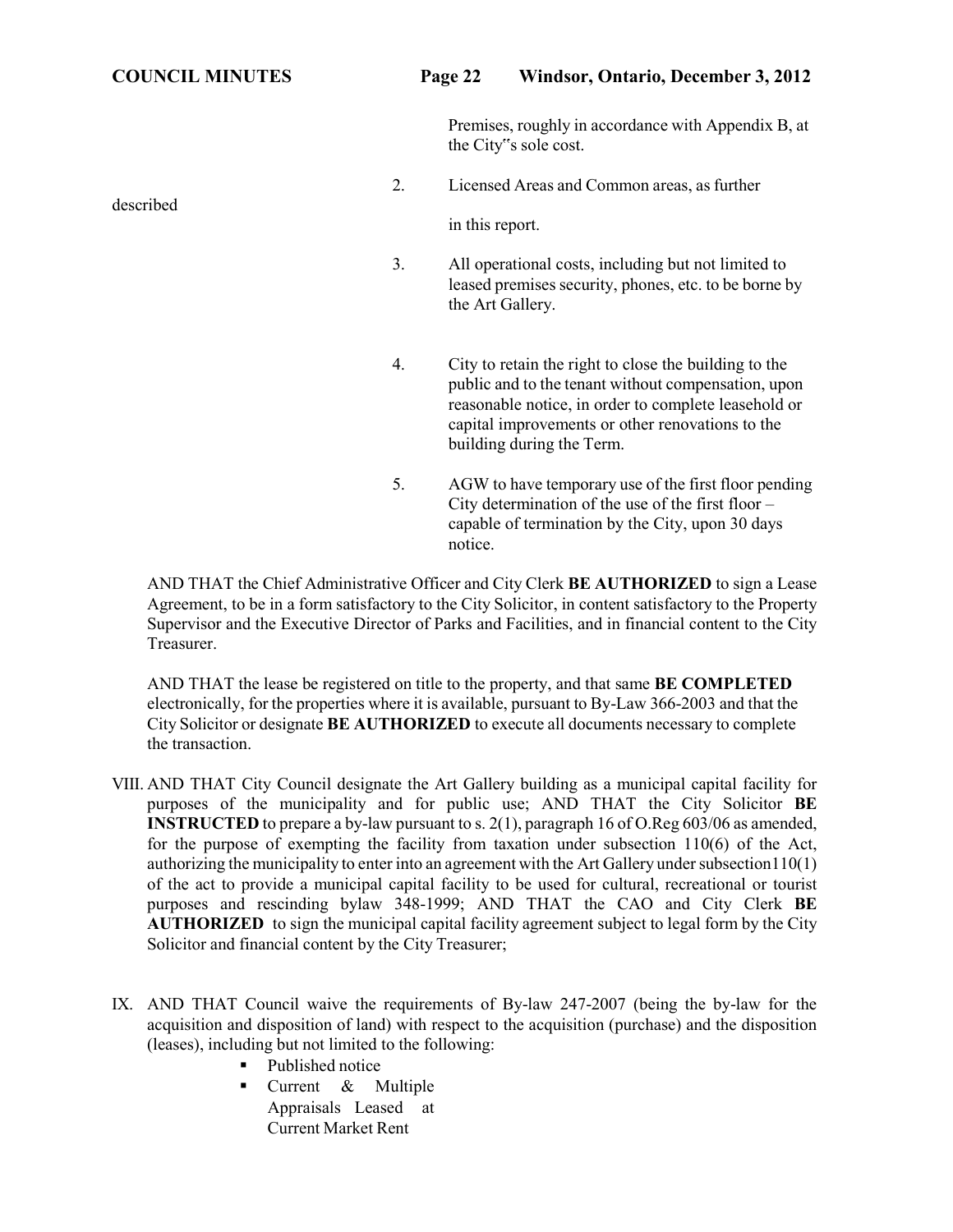Premises, roughly in accordance with Appendix B, at the City�>s sole cost.

2. Licensed Areas and Common areas, as further described in this report.

3. All operational costs, including but not limited to leased premises security, phones, etc. to be borne by the Art Gallery.

4. City to retain the right to close the building to the public and to the tenant without compensation, upon reasonable notice, in order to complete leasehold or capital improvements or other renovations to the building during the Term.

5. AGW to have temporary use of the first floor pending City determination of the use of the first floor – capable of termination by the City, upon 30 days notice.

AND THAT the Chief Administrative Officer and City Clerk **BE AUTHORIZED** to sign a Lease Agreement, to be in a form satisfactory to the City Solicitor, in content satisfactory to the Property Supervisor and the Executive Director of Parks and Facilities, and in financial content to the City Treasurer.

AND THAT the lease be registered on title to the property, and that same **BE COMPLETED** electronically, for the properties where it is available, pursuant to By-Law 366-2003 and that the City Solicitor or designate **BE AUTHORIZED** to execute all documents necessary to complete the transaction.

VIII. AND THAT City Council designate the Art Gallery building as a municipal capital facility for purposes of the municipality and for public use; AND THAT the City Solicitor **BE INSTRUCTED** to prepare a by-law pursuant to s. 2(1), paragraph 16 of O.Reg 603/06 as amended, for the purpose of exempting the facility from taxation under subsection 110(6) of the Act, authorizing the municipality to enter into an agreement with the Art Gallery under subsection110(1) of the act to provide a municipal capital facility to be used for cultural, recreational or tourist purposes and rescinding bylaw 348-1999; AND THAT the CAO and City Clerk **BE AUTHORIZED** to sign the municipal capital facility agreement subject to legal form by the City Solicitor and financial content by the City Treasurer;

IX. AND THAT Council waive the requirements of By-law 247-2007 (being the by-law for the acquisition and disposition of land) with respect to the acquisition (purchase) and the disposition (leases), including but not limited to the following:

- Published notice
- Current & Multiple Appraisals Leased at Current Market Rent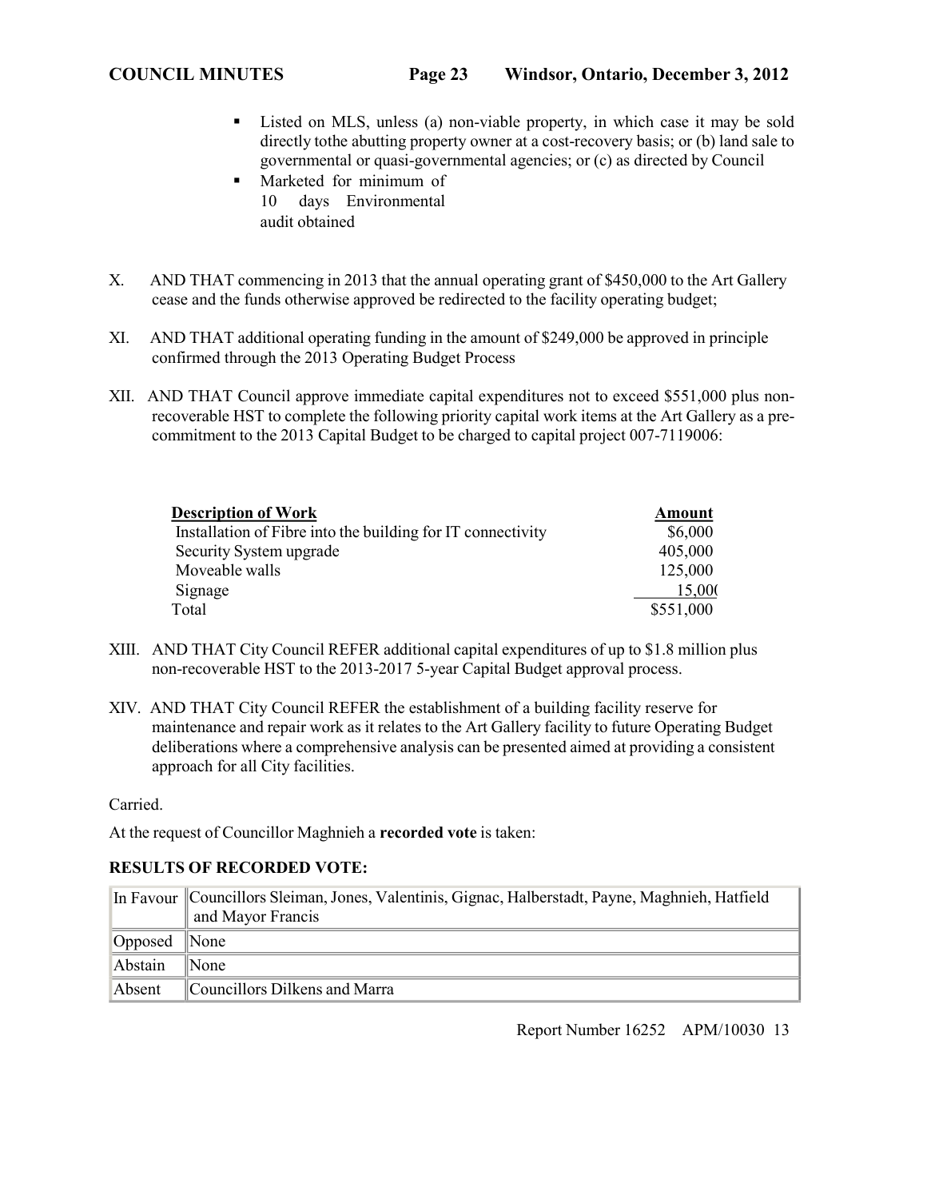- Listed on MLS, unless (a) non-viable property, in which case it may be sold directly tothe abutting property owner at a cost-recovery basis; or (b) land sale to governmental or quasi-governmental agencies; or (c) as directed by Council
- Marketed for minimum of 10 days Environmental audit obtained

X. AND THAT commencing in 2013 that the annual operating grant of $450,000 to the Art Gallery cease and the funds otherwise approved be redirected to the facility operating budget;

XI. AND THAT additional operating funding in the amount of $249,000 be approved in principle confirmed through the 2013 Operating Budget Process

XII. AND THAT Council approve immediate capital expenditures not to exceed $551,000 plus non-recoverable HST to complete the following priority capital work items at the Art Gallery as a pre-commitment to the 2013 Capital Budget to be charged to capital project 007-7119006:

| Description of Work | Amount |
|---|---|
| Installation of Fibre into the building for IT connectivity | $6,000 |
| Security System upgrade | 405,000 |
| Moveable walls | 125,000 |
| Signage | 15,00( |
| Total | $551,000 |

XIII. AND THAT City Council REFER additional capital expenditures of up to $1.8 million plus non-recoverable HST to the 2013-2017 5-year Capital Budget approval process.

XIV. AND THAT City Council REFER the establishment of a building facility reserve for maintenance and repair work as it relates to the Art Gallery facility to future Operating Budget deliberations where a comprehensive analysis can be presented aimed at providing a consistent approach for all City facilities.

Carried.

At the request of Councillor Maghnieh a **recorded vote** is taken:

**RESULTS OF RECORDED VOTE:**

| | |
|---|---|
| In Favour | Councillors Sleiman, Jones, Valentinis, Gignac, Halberstadt, Payne, Maghnieh, Hatfield and Mayor Francis |
| Opposed | None |
| Abstain | None |
| Absent | Councillors Dilkens and Marra |

Report Number 16252 APM/10030 13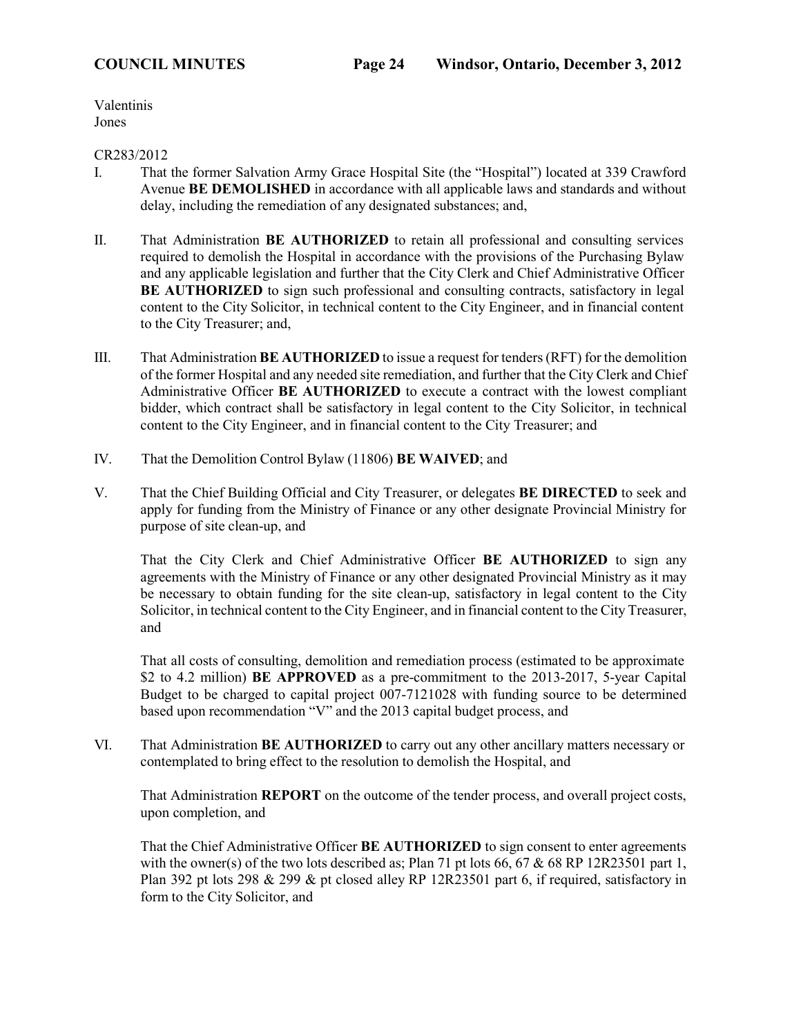Valentinis
Jones

CR283/2012

I. That the former Salvation Army Grace Hospital Site (the "Hospital") located at 339 Crawford Avenue **BE DEMOLISHED** in accordance with all applicable laws and standards and without delay, including the remediation of any designated substances; and,

II. That Administration **BE AUTHORIZED** to retain all professional and consulting services required to demolish the Hospital in accordance with the provisions of the Purchasing Bylaw and any applicable legislation and further that the City Clerk and Chief Administrative Officer **BE AUTHORIZED** to sign such professional and consulting contracts, satisfactory in legal content to the City Solicitor, in technical content to the City Engineer, and in financial content to the City Treasurer; and,

III. That Administration **BE AUTHORIZED** to issue a request for tenders (RFT) for the demolition of the former Hospital and any needed site remediation, and further that the City Clerk and Chief Administrative Officer **BE AUTHORIZED** to execute a contract with the lowest compliant bidder, which contract shall be satisfactory in legal content to the City Solicitor, in technical content to the City Engineer, and in financial content to the City Treasurer; and

IV. That the Demolition Control Bylaw (11806) **BE WAIVED**; and

V. That the Chief Building Official and City Treasurer, or delegates **BE DIRECTED** to seek and apply for funding from the Ministry of Finance or any other designate Provincial Ministry for purpose of site clean-up, and

That the City Clerk and Chief Administrative Officer **BE AUTHORIZED** to sign any agreements with the Ministry of Finance or any other designated Provincial Ministry as it may be necessary to obtain funding for the site clean-up, satisfactory in legal content to the City Solicitor, in technical content to the City Engineer, and in financial content to the City Treasurer, and

That all costs of consulting, demolition and remediation process (estimated to be approximate $2 to 4.2 million) **BE APPROVED** as a pre-commitment to the 2013-2017, 5-year Capital Budget to be charged to capital project 007-7121028 with funding source to be determined based upon recommendation "V" and the 2013 capital budget process, and

VI. That Administration **BE AUTHORIZED** to carry out any other ancillary matters necessary or contemplated to bring effect to the resolution to demolish the Hospital, and

That Administration **REPORT** on the outcome of the tender process, and overall project costs, upon completion, and

That the Chief Administrative Officer **BE AUTHORIZED** to sign consent to enter agreements with the owner(s) of the two lots described as; Plan 71 pt lots 66, 67 & 68 RP 12R23501 part 1, Plan 392 pt lots 298 & 299 & pt closed alley RP 12R23501 part 6, if required, satisfactory in form to the City Solicitor, and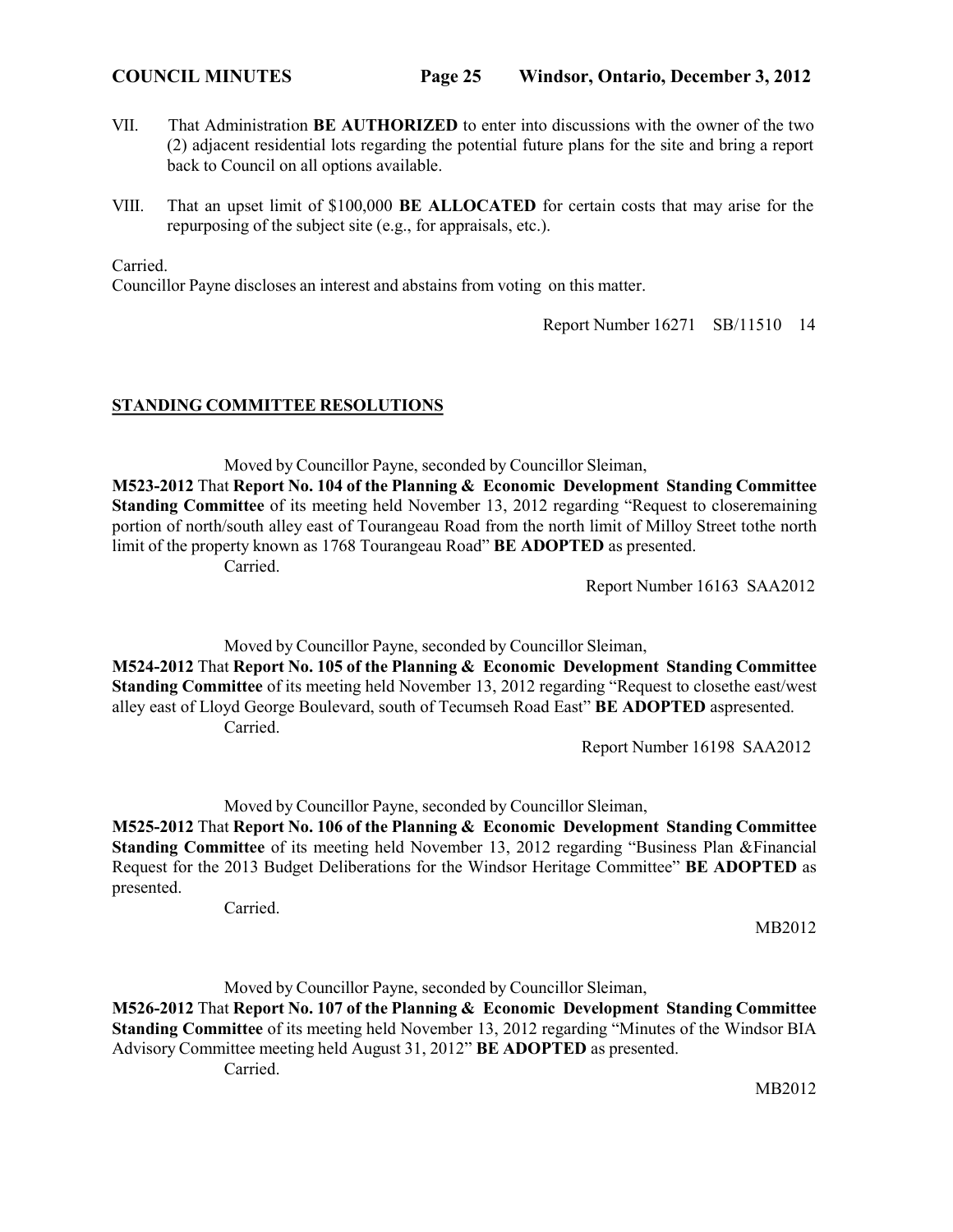VII. That Administration **BE AUTHORIZED** to enter into discussions with the owner of the two (2) adjacent residential lots regarding the potential future plans for the site and bring a report back to Council on all options available.

VIII. That an upset limit of $100,000 **BE ALLOCATED** for certain costs that may arise for the repurposing of the subject site (e.g., for appraisals, etc.).

Carried.

Councillor Payne discloses an interest and abstains from voting on this matter.

Report Number 16271 SB/11510 14

## STANDING COMMITTEE RESOLUTIONS

Moved by Councillor Payne, seconded by Councillor Sleiman,

**M523-2012** That **Report No. 104 of the Planning & Economic Development Standing Committee Standing Committee** of its meeting held November 13, 2012 regarding "Request to closeremaining portion of north/south alley east of Tourangeau Road from the north limit of Milloy Street tothe north limit of the property known as 1768 Tourangeau Road" **BE ADOPTED** as presented.

Carried.

Report Number 16163 SAA2012

Moved by Councillor Payne, seconded by Councillor Sleiman,

**M524-2012** That **Report No. 105 of the Planning & Economic Development Standing Committee Standing Committee** of its meeting held November 13, 2012 regarding "Request to closethe east/west alley east of Lloyd George Boulevard, south of Tecumseh Road East" **BE ADOPTED** aspresented.

Carried.

Report Number 16198 SAA2012

Moved by Councillor Payne, seconded by Councillor Sleiman,

**M525-2012** That **Report No. 106 of the Planning & Economic Development Standing Committee Standing Committee** of its meeting held November 13, 2012 regarding "Business Plan &Financial Request for the 2013 Budget Deliberations for the Windsor Heritage Committee" **BE ADOPTED** as presented.

Carried.

MB2012

Moved by Councillor Payne, seconded by Councillor Sleiman,

**M526-2012** That **Report No. 107 of the Planning & Economic Development Standing Committee Standing Committee** of its meeting held November 13, 2012 regarding "Minutes of the Windsor BIA Advisory Committee meeting held August 31, 2012" **BE ADOPTED** as presented.

Carried.

MB2012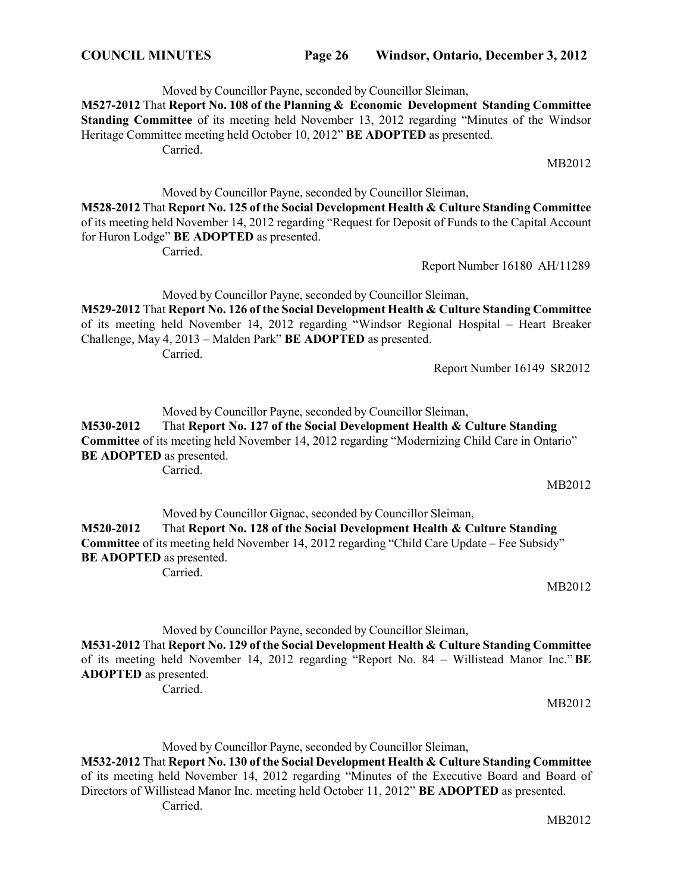Moved by Councillor Payne, seconded by Councillor Sleiman,

**M527-2012** That **Report No. 108 of the Planning & Economic Development Standing Committee Standing Committee** of its meeting held November 13, 2012 regarding "Minutes of the Windsor Heritage Committee meeting held October 10, 2012" **BE ADOPTED** as presented.

Carried.

MB2012

Moved by Councillor Payne, seconded by Councillor Sleiman,

**M528-2012** That **Report No. 125 of the Social Development Health & Culture Standing Committee** of its meeting held November 14, 2012 regarding "Request for Deposit of Funds to the Capital Account for Huron Lodge" **BE ADOPTED** as presented.

Carried.

Report Number 16180 AH/11289

Moved by Councillor Payne, seconded by Councillor Sleiman,

**M529-2012** That **Report No. 126 of the Social Development Health & Culture Standing Committee** of its meeting held November 14, 2012 regarding "Windsor Regional Hospital – Heart Breaker Challenge, May 4, 2013 – Malden Park" **BE ADOPTED** as presented.

Carried.

Report Number 16149 SR2012

Moved by Councillor Payne, seconded by Councillor Sleiman,

**M530-2012** That **Report No. 127 of the Social Development Health & Culture Standing Committee** of its meeting held November 14, 2012 regarding "Modernizing Child Care in Ontario" **BE ADOPTED** as presented.

Carried.

MB2012

Moved by Councillor Gignac, seconded by Councillor Sleiman,

**M520-2012** That **Report No. 128 of the Social Development Health & Culture Standing Committee** of its meeting held November 14, 2012 regarding "Child Care Update – Fee Subsidy" **BE ADOPTED** as presented.

Carried.

MB2012

Moved by Councillor Payne, seconded by Councillor Sleiman,

**M531-2012** That **Report No. 129 of the Social Development Health & Culture Standing Committee** of its meeting held November 14, 2012 regarding "Report No. 84 – Willistead Manor Inc." **BE ADOPTED** as presented.

Carried.

MB2012

Moved by Councillor Payne, seconded by Councillor Sleiman,

**M532-2012** That **Report No. 130 of the Social Development Health & Culture Standing Committee** of its meeting held November 14, 2012 regarding "Minutes of the Executive Board and Board of Directors of Willistead Manor Inc. meeting held October 11, 2012" **BE ADOPTED** as presented.

Carried.

MB2012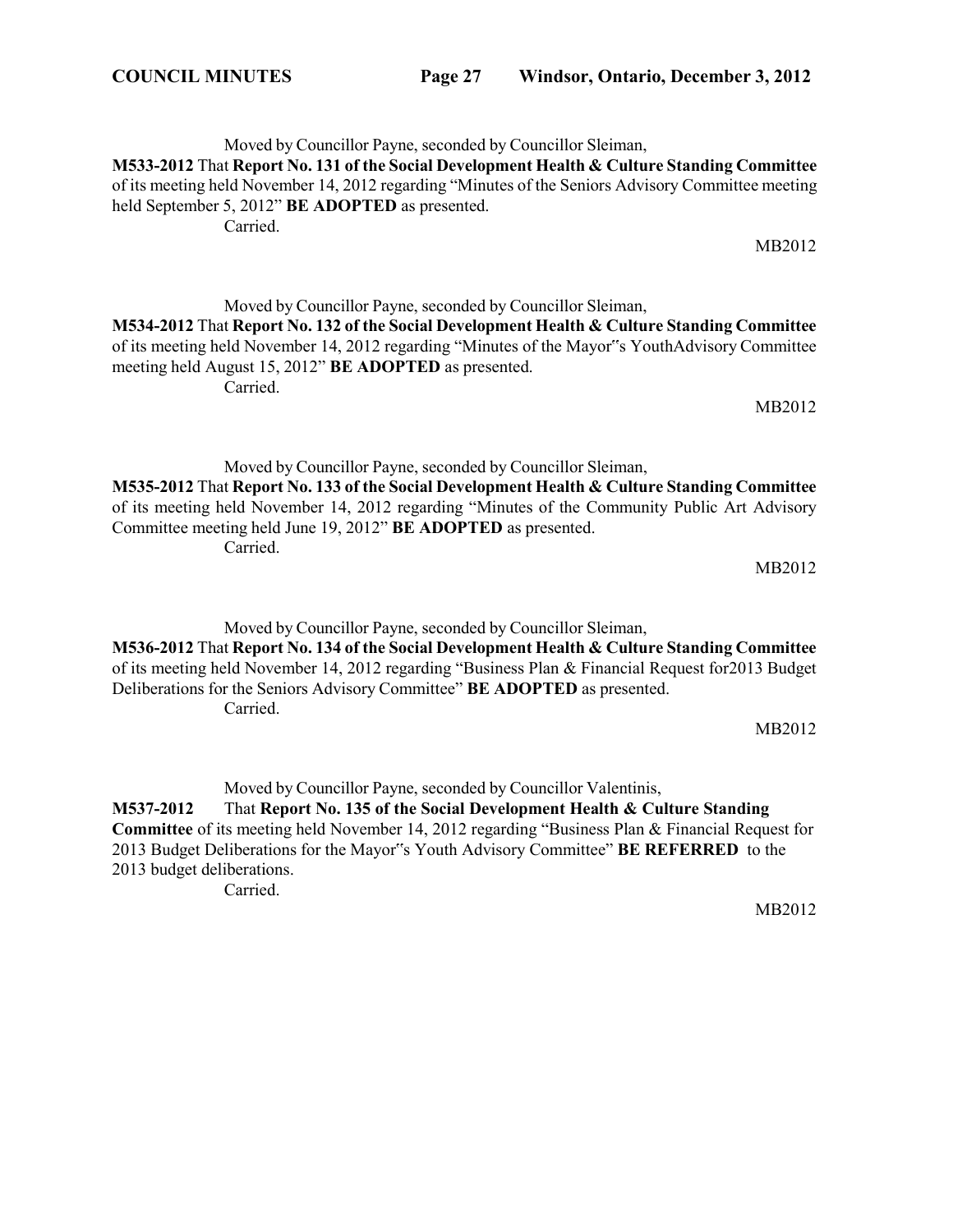Moved by Councillor Payne, seconded by Councillor Sleiman,

**M533-2012** That **Report No. 131 of the Social Development Health & Culture Standing Committee** of its meeting held November 14, 2012 regarding "Minutes of the Seniors Advisory Committee meeting held September 5, 2012" **BE ADOPTED** as presented.

Carried.

MB2012

Moved by Councillor Payne, seconded by Councillor Sleiman,

**M534-2012** That **Report No. 132 of the Social Development Health & Culture Standing Committee** of its meeting held November 14, 2012 regarding "Minutes of the Mayor"s YouthAdvisory Committee meeting held August 15, 2012" **BE ADOPTED** as presented.

Carried.

MB2012

Moved by Councillor Payne, seconded by Councillor Sleiman,

**M535-2012** That **Report No. 133 of the Social Development Health & Culture Standing Committee** of its meeting held November 14, 2012 regarding "Minutes of the Community Public Art Advisory Committee meeting held June 19, 2012" **BE ADOPTED** as presented.

Carried.

MB2012

Moved by Councillor Payne, seconded by Councillor Sleiman,

**M536-2012** That **Report No. 134 of the Social Development Health & Culture Standing Committee** of its meeting held November 14, 2012 regarding "Business Plan & Financial Request for2013 Budget Deliberations for the Seniors Advisory Committee" **BE ADOPTED** as presented.

Carried.

MB2012

Moved by Councillor Payne, seconded by Councillor Valentinis,

**M537-2012** That **Report No. 135 of the Social Development Health & Culture Standing Committee** of its meeting held November 14, 2012 regarding "Business Plan & Financial Request for 2013 Budget Deliberations for the Mayor"s Youth Advisory Committee" **BE REFERRED** to the 2013 budget deliberations.

Carried.

MB2012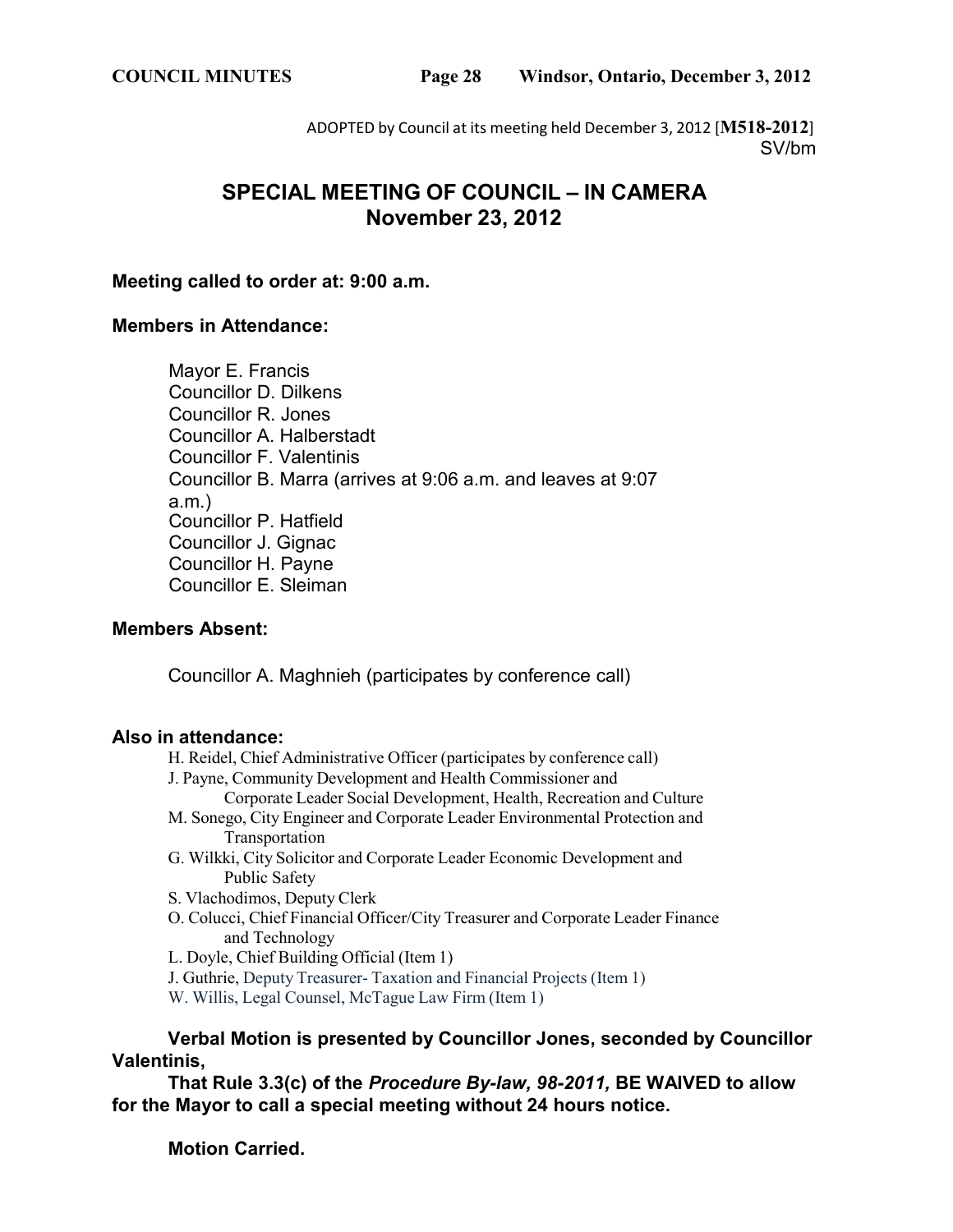ADOPTED by Council at its meeting held December 3, 2012 [**M518-2012**]
SV/bm

# SPECIAL MEETING OF COUNCIL – IN CAMERA
# November 23, 2012

**Meeting called to order at: 9:00 a.m.**

**Members in Attendance:**

Mayor E. Francis
Councillor D. Dilkens
Councillor R. Jones
Councillor A. Halberstadt
Councillor F. Valentinis
Councillor B. Marra (arrives at 9:06 a.m. and leaves at 9:07 a.m.)
Councillor P. Hatfield
Councillor J. Gignac
Councillor H. Payne
Councillor E. Sleiman

**Members Absent:**

Councillor A. Maghnieh (participates by conference call)

**Also in attendance:**

H. Reidel, Chief Administrative Officer (participates by conference call)
J. Payne, Community Development and Health Commissioner and Corporate Leader Social Development, Health, Recreation and Culture
M. Sonego, City Engineer and Corporate Leader Environmental Protection and Transportation
G. Wilkki, City Solicitor and Corporate Leader Economic Development and Public Safety
S. Vlachodimos, Deputy Clerk
O. Colucci, Chief Financial Officer/City Treasurer and Corporate Leader Finance and Technology
L. Doyle, Chief Building Official (Item 1)
J. Guthrie, Deputy Treasurer- Taxation and Financial Projects (Item 1)
W. Willis, Legal Counsel, McTague Law Firm (Item 1)

**Verbal Motion is presented by Councillor Jones, seconded by Councillor Valentinis,**

**That Rule 3.3(c) of the *Procedure By-law, 98-2011,* BE WAIVED to allow for the Mayor to call a special meeting without 24 hours notice.**

**Motion Carried.**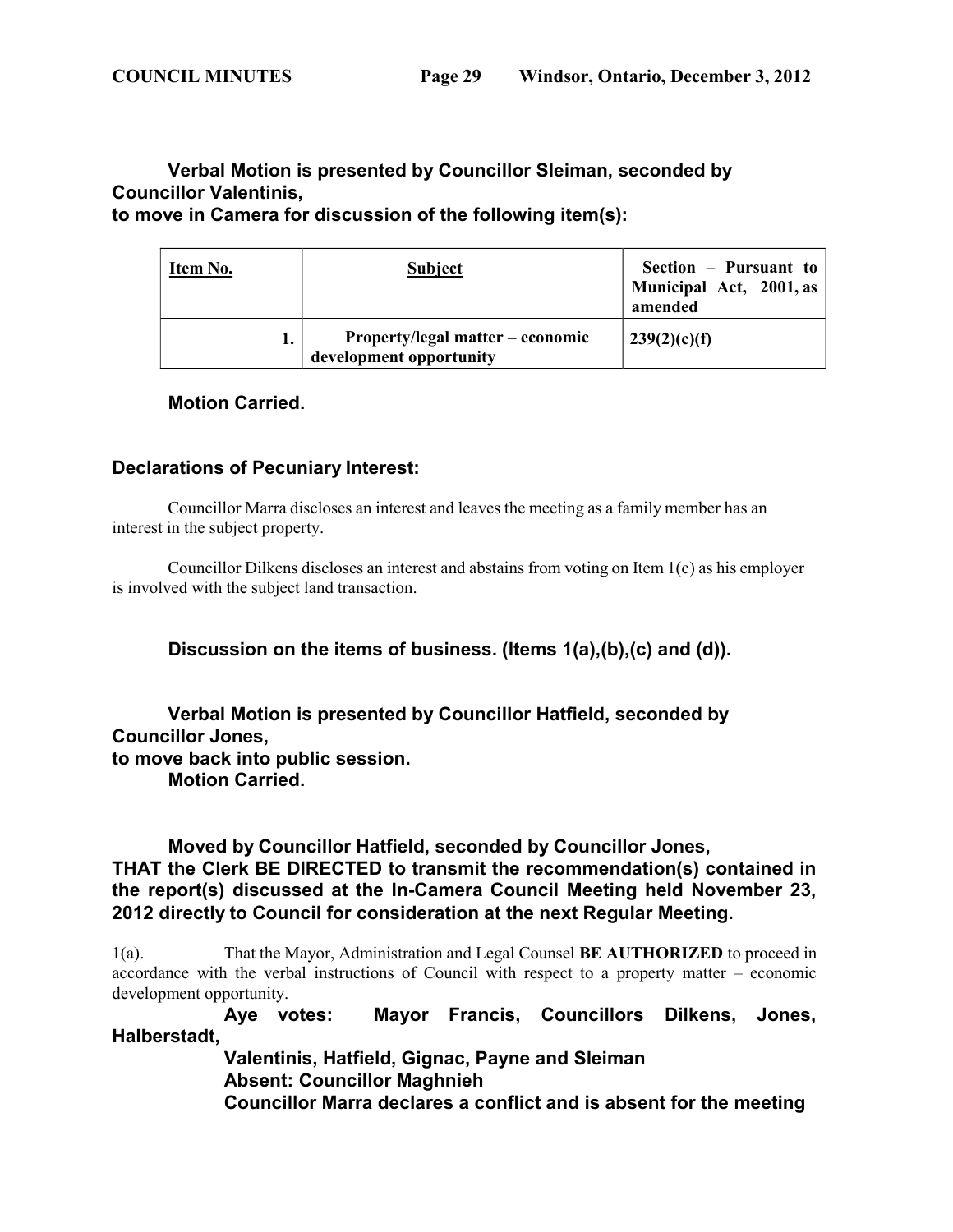**Verbal Motion is presented by Councillor Sleiman, seconded by Councillor Valentinis,**
**to move in Camera for discussion of the following item(s):**

| Item No. | Subject | Section – Pursuant to Municipal Act, 2001, as amended |
|---|---|---|
| 1. | Property/legal matter – economic development opportunity | 239(2)(c)(f) |

**Motion Carried.**

**Declarations of Pecuniary Interest:**

Councillor Marra discloses an interest and leaves the meeting as a family member has an interest in the subject property.

Councillor Dilkens discloses an interest and abstains from voting on Item 1(c) as his employer is involved with the subject land transaction.

**Discussion on the items of business. (Items 1(a),(b),(c) and (d)).**

**Verbal Motion is presented by Councillor Hatfield, seconded by Councillor Jones,**
**to move back into public session.**
**Motion Carried.**

**Moved by Councillor Hatfield, seconded by Councillor Jones,**
**THAT the Clerk BE DIRECTED to transmit the recommendation(s) contained in the report(s) discussed at the In-Camera Council Meeting held November 23, 2012 directly to Council for consideration at the next Regular Meeting.**

1(a). That the Mayor, Administration and Legal Counsel **BE AUTHORIZED** to proceed in accordance with the verbal instructions of Council with respect to a property matter – economic development opportunity.

**Aye votes: Mayor Francis, Councillors Dilkens, Jones, Halberstadt, Valentinis, Hatfield, Gignac, Payne and Sleiman**
**Absent: Councillor Maghnieh**
**Councillor Marra declares a conflict and is absent for the meeting**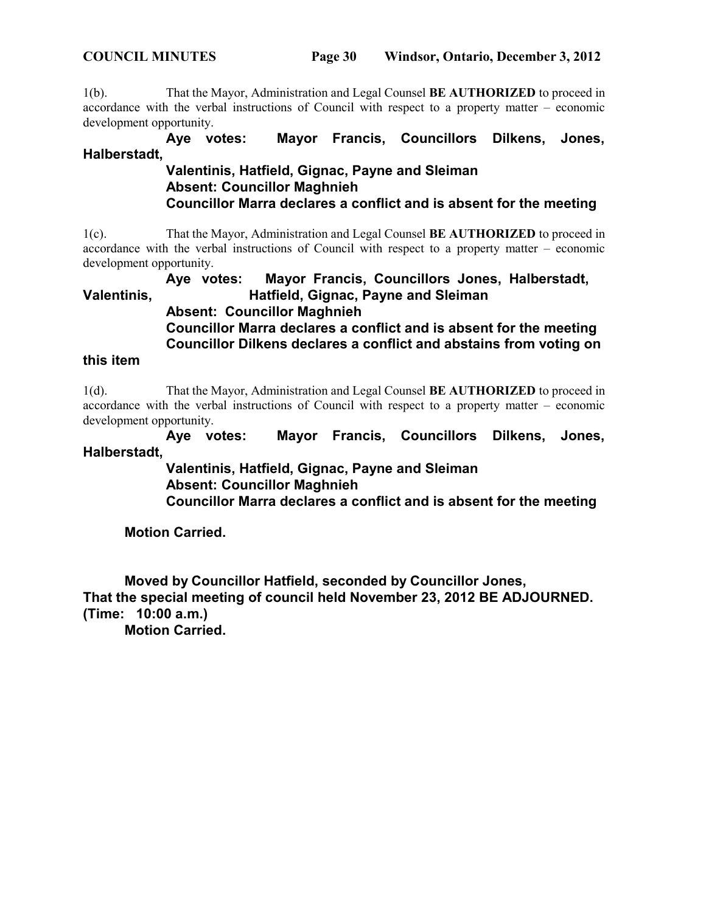1(b). That the Mayor, Administration and Legal Counsel **BE AUTHORIZED** to proceed in accordance with the verbal instructions of Council with respect to a property matter – economic development opportunity.

**Aye votes: Mayor Francis, Councillors Dilkens, Jones, Halberstadt, Valentinis, Hatfield, Gignac, Payne and Sleiman**
**Absent: Councillor Maghnieh**
**Councillor Marra declares a conflict and is absent for the meeting**

1(c). That the Mayor, Administration and Legal Counsel **BE AUTHORIZED** to proceed in accordance with the verbal instructions of Council with respect to a property matter – economic development opportunity.

**Aye votes: Mayor Francis, Councillors Jones, Halberstadt, Valentinis, Hatfield, Gignac, Payne and Sleiman**
**Absent: Councillor Maghnieh**
**Councillor Marra declares a conflict and is absent for the meeting**
**Councillor Dilkens declares a conflict and abstains from voting on this item**

1(d). That the Mayor, Administration and Legal Counsel **BE AUTHORIZED** to proceed in accordance with the verbal instructions of Council with respect to a property matter – economic development opportunity.

**Aye votes: Mayor Francis, Councillors Dilkens, Jones, Halberstadt, Valentinis, Hatfield, Gignac, Payne and Sleiman**
**Absent: Councillor Maghnieh**
**Councillor Marra declares a conflict and is absent for the meeting**

**Motion Carried.**

**Moved by Councillor Hatfield, seconded by Councillor Jones,**
**That the special meeting of council held November 23, 2012 BE ADJOURNED.**
**(Time: 10:00 a.m.)**
**Motion Carried.**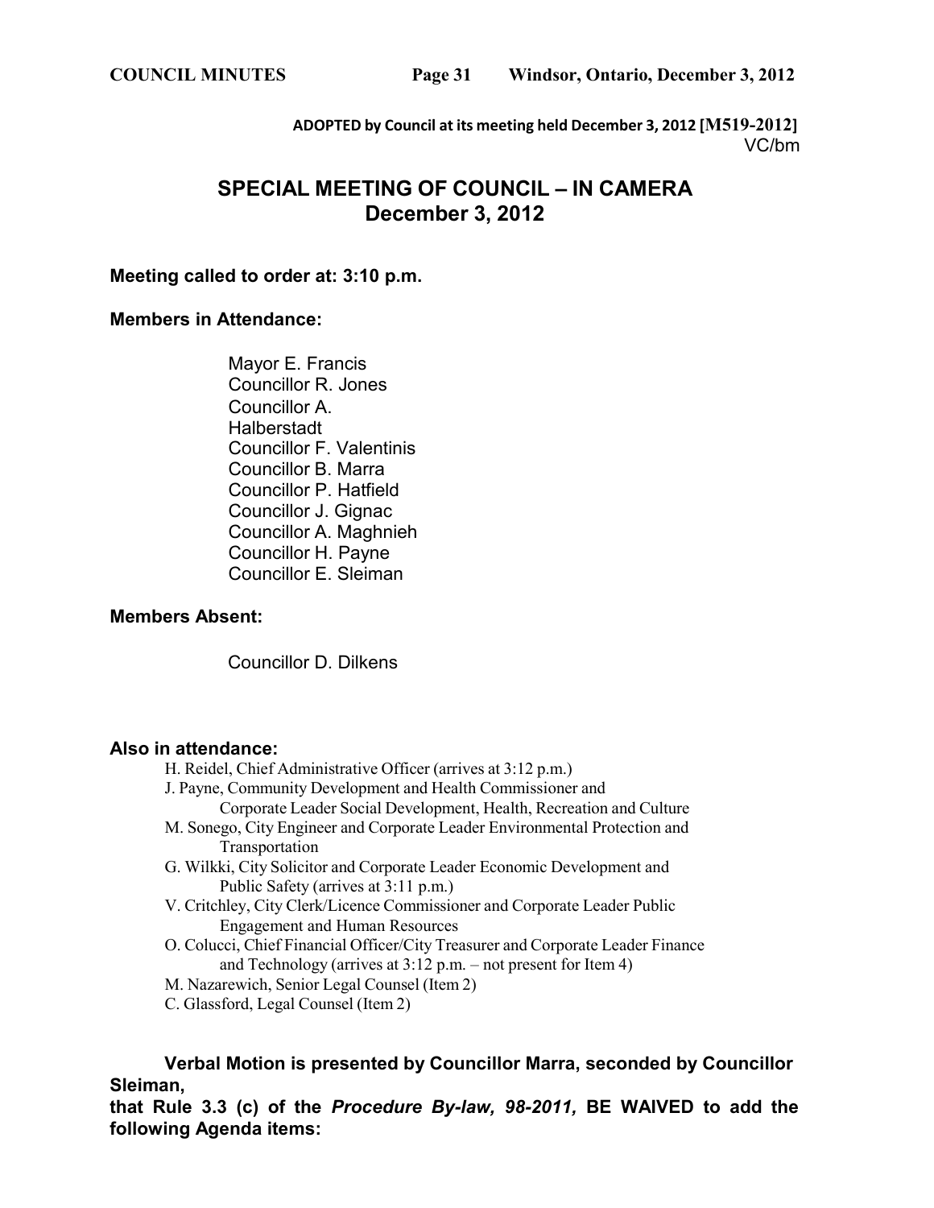**ADOPTED by Council at its meeting held December 3, 2012 [M519-2012]**
VC/bm

# SPECIAL MEETING OF COUNCIL – IN CAMERA
## December 3, 2012

**Meeting called to order at: 3:10 p.m.**

**Members in Attendance:**

Mayor E. Francis
Councillor R. Jones
Councillor A. Halberstadt
Councillor F. Valentinis
Councillor B. Marra
Councillor P. Hatfield
Councillor J. Gignac
Councillor A. Maghnieh
Councillor H. Payne
Councillor E. Sleiman

**Members Absent:**

Councillor D. Dilkens

**Also in attendance:**

H. Reidel, Chief Administrative Officer (arrives at 3:12 p.m.)
J. Payne, Community Development and Health Commissioner and Corporate Leader Social Development, Health, Recreation and Culture
M. Sonego, City Engineer and Corporate Leader Environmental Protection and Transportation
G. Wilkki, City Solicitor and Corporate Leader Economic Development and Public Safety (arrives at 3:11 p.m.)
V. Critchley, City Clerk/Licence Commissioner and Corporate Leader Public Engagement and Human Resources
O. Colucci, Chief Financial Officer/City Treasurer and Corporate Leader Finance and Technology (arrives at 3:12 p.m. – not present for Item 4)
M. Nazarewich, Senior Legal Counsel (Item 2)
C. Glassford, Legal Counsel (Item 2)

**Verbal Motion is presented by Councillor Marra, seconded by Councillor Sleiman,**
**that Rule 3.3 (c) of the *Procedure By-law, 98-2011,* BE WAIVED to add the following Agenda items:**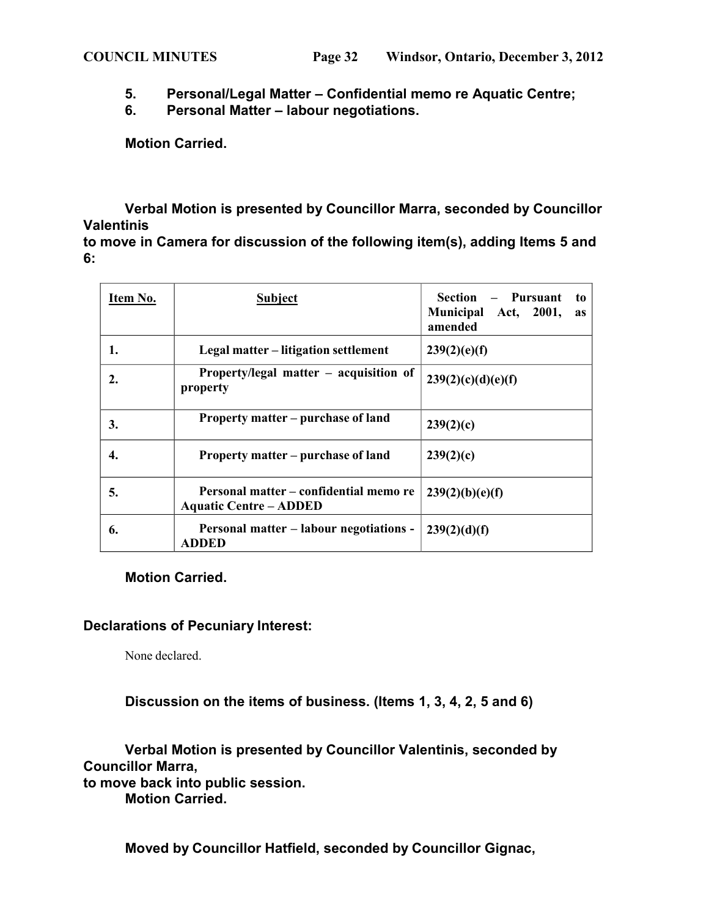5. **Personal/Legal Matter – Confidential memo re Aquatic Centre;**
6. **Personal Matter – labour negotiations.**

**Motion Carried.**

**Verbal Motion is presented by Councillor Marra, seconded by Councillor Valentinis to move in Camera for discussion of the following item(s), adding Items 5 and 6:**

| Item No. | Subject | Section – Pursuant to Municipal Act, 2001, as amended |
|---|---|---|
| 1. | Legal matter – litigation settlement | 239(2)(e)(f) |
| 2. | Property/legal matter – acquisition of property | 239(2)(c)(d)(e)(f) |
| 3. | Property matter – purchase of land | 239(2)(c) |
| 4. | Property matter – purchase of land | 239(2)(c) |
| 5. | Personal matter – confidential memo re Aquatic Centre – ADDED | 239(2)(b)(e)(f) |
| 6. | Personal matter – labour negotiations - ADDED | 239(2)(d)(f) |

**Motion Carried.**

**Declarations of Pecuniary Interest:**

None declared.

**Discussion on the items of business. (Items 1, 3, 4, 2, 5 and 6)**

**Verbal Motion is presented by Councillor Valentinis, seconded by Councillor Marra, to move back into public session.**
**Motion Carried.**

**Moved by Councillor Hatfield, seconded by Councillor Gignac,**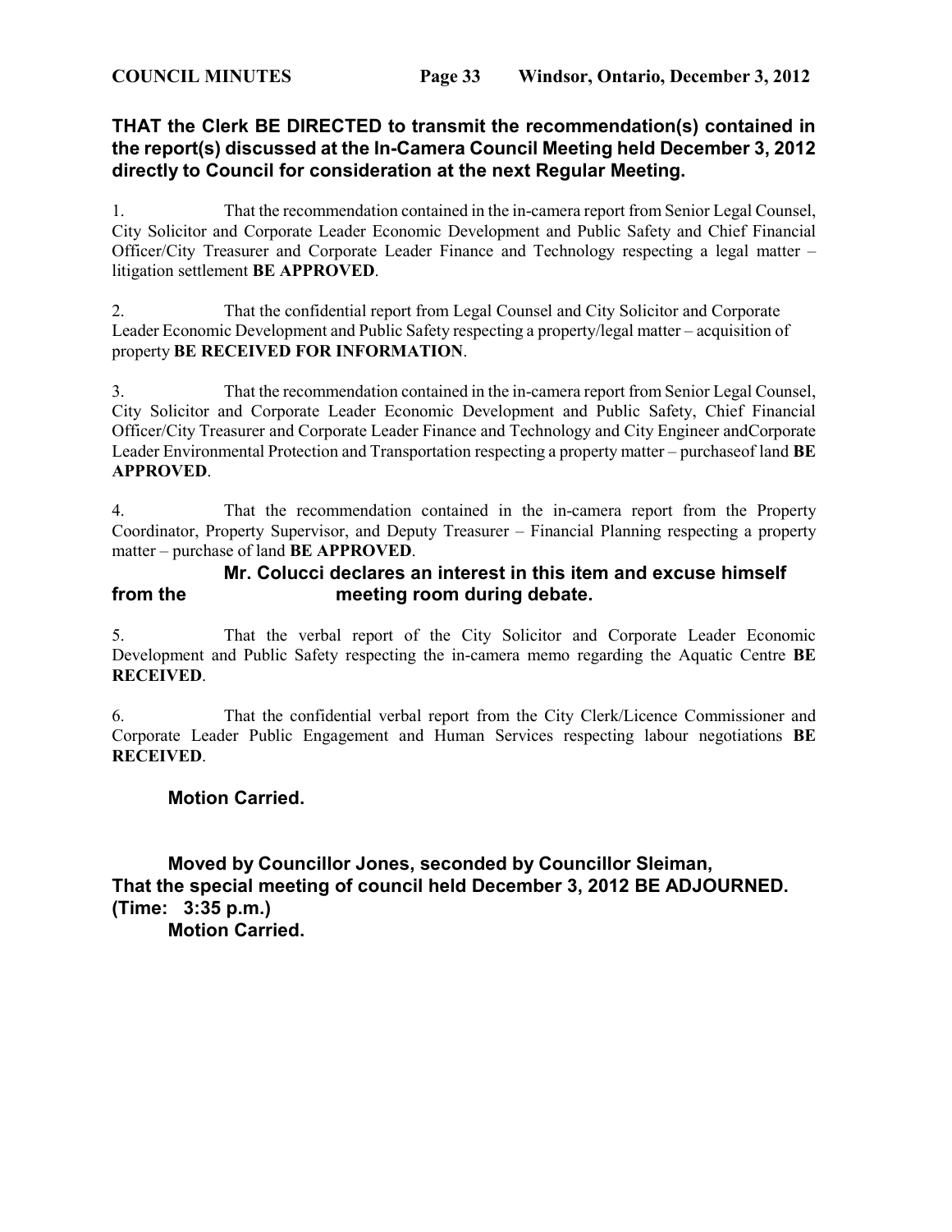**THAT the Clerk BE DIRECTED to transmit the recommendation(s) contained in the report(s) discussed at the In-Camera Council Meeting held December 3, 2012 directly to Council for consideration at the next Regular Meeting.**

1. That the recommendation contained in the in-camera report from Senior Legal Counsel, City Solicitor and Corporate Leader Economic Development and Public Safety and Chief Financial Officer/City Treasurer and Corporate Leader Finance and Technology respecting a legal matter – litigation settlement **BE APPROVED**.

2. That the confidential report from Legal Counsel and City Solicitor and Corporate Leader Economic Development and Public Safety respecting a property/legal matter – acquisition of property **BE RECEIVED FOR INFORMATION**.

3. That the recommendation contained in the in-camera report from Senior Legal Counsel, City Solicitor and Corporate Leader Economic Development and Public Safety, Chief Financial Officer/City Treasurer and Corporate Leader Finance and Technology and City Engineer andCorporate Leader Environmental Protection and Transportation respecting a property matter – purchaseof land **BE APPROVED**.

4. That the recommendation contained in the in-camera report from the Property Coordinator, Property Supervisor, and Deputy Treasurer – Financial Planning respecting a property matter – purchase of land **BE APPROVED**.

**Mr. Colucci declares an interest in this item and excuse himself from the meeting room during debate.**

5. That the verbal report of the City Solicitor and Corporate Leader Economic Development and Public Safety respecting the in-camera memo regarding the Aquatic Centre **BE RECEIVED**.

6. That the confidential verbal report from the City Clerk/Licence Commissioner and Corporate Leader Public Engagement and Human Services respecting labour negotiations **BE RECEIVED**.

**Motion Carried.**

**Moved by Councillor Jones, seconded by Councillor Sleiman,**
**That the special meeting of council held December 3, 2012 BE ADJOURNED.**
**(Time: 3:35 p.m.)**
**Motion Carried.**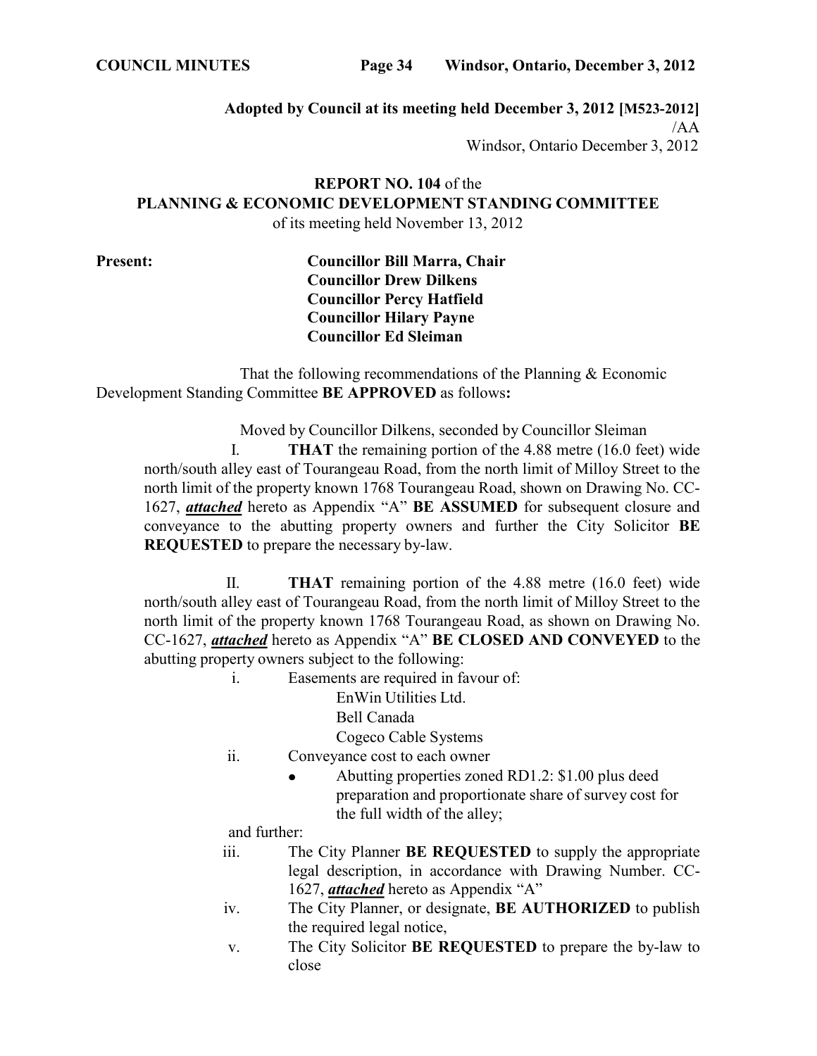**Adopted by Council at its meeting held December 3, 2012 [M523-2012]**
/AA
Windsor, Ontario December 3, 2012

**REPORT NO. 104** of the
**PLANNING & ECONOMIC DEVELOPMENT STANDING COMMITTEE**
of its meeting held November 13, 2012

**Present:**

**Councillor Bill Marra, Chair**
**Councillor Drew Dilkens**
**Councillor Percy Hatfield**
**Councillor Hilary Payne**
**Councillor Ed Sleiman**

That the following recommendations of the Planning & Economic Development Standing Committee **BE APPROVED** as follows**:**

Moved by Councillor Dilkens, seconded by Councillor Sleiman

I. **THAT** the remaining portion of the 4.88 metre (16.0 feet) wide north/south alley east of Tourangeau Road, from the north limit of Milloy Street to the north limit of the property known 1768 Tourangeau Road, shown on Drawing No. CC-1627, ***attached*** hereto as Appendix "A" **BE ASSUMED** for subsequent closure and conveyance to the abutting property owners and further the City Solicitor **BE REQUESTED** to prepare the necessary by-law.

II. **THAT** remaining portion of the 4.88 metre (16.0 feet) wide north/south alley east of Tourangeau Road, from the north limit of Milloy Street to the north limit of the property known 1768 Tourangeau Road, as shown on Drawing No. CC-1627, ***attached*** hereto as Appendix "A" **BE CLOSED AND CONVEYED** to the abutting property owners subject to the following:

i. Easements are required in favour of:
   EnWin Utilities Ltd.
   Bell Canada
   Cogeco Cable Systems

ii. Conveyance cost to each owner
   - Abutting properties zoned RD1.2: $1.00 plus deed preparation and proportionate share of survey cost for the full width of the alley;

and further:

iii. The City Planner **BE REQUESTED** to supply the appropriate legal description, in accordance with Drawing Number. CC-1627, ***attached*** hereto as Appendix "A"

iv. The City Planner, or designate, **BE AUTHORIZED** to publish the required legal notice,

v. The City Solicitor **BE REQUESTED** to prepare the by-law to close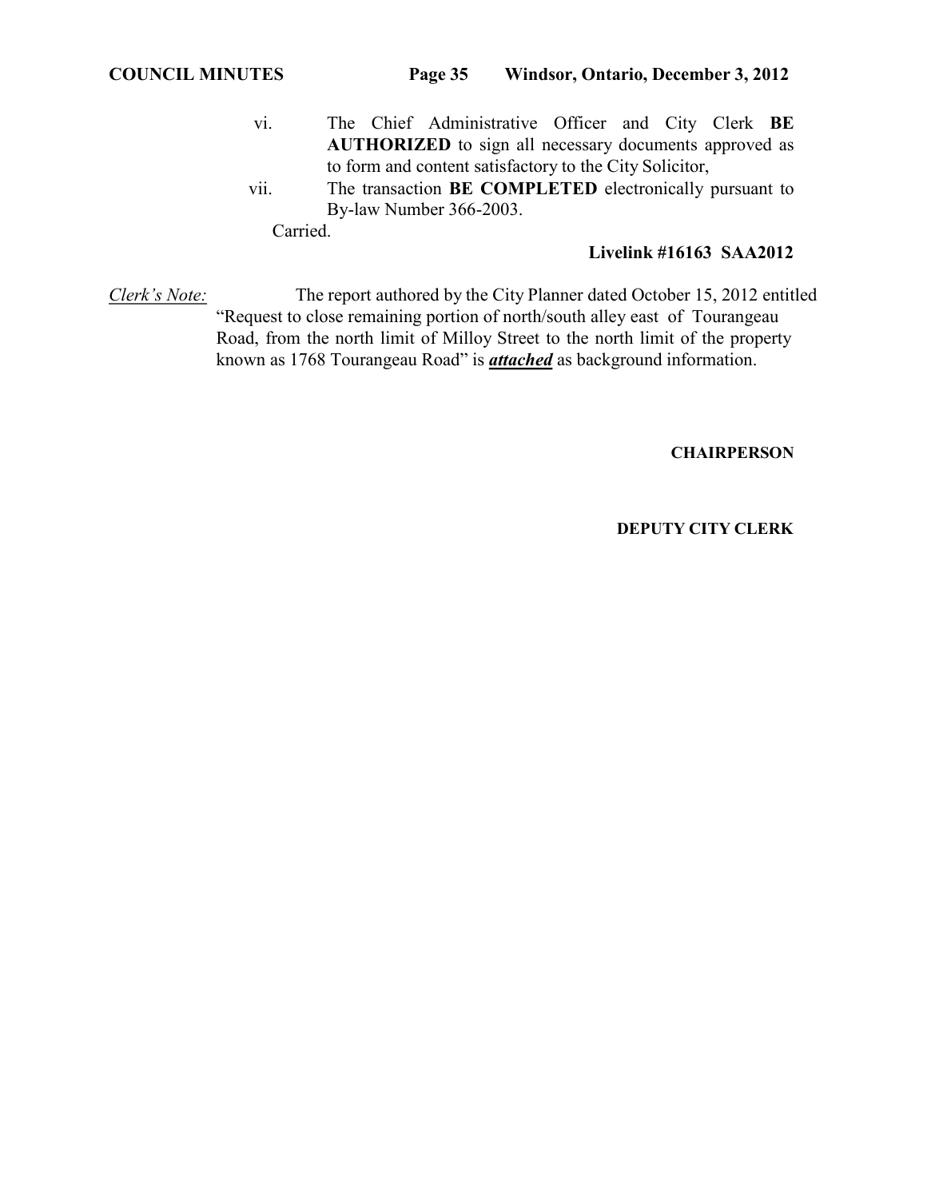vi. The Chief Administrative Officer and City Clerk **BE AUTHORIZED** to sign all necessary documents approved as to form and content satisfactory to the City Solicitor,

vii. The transaction **BE COMPLETED** electronically pursuant to By-law Number 366-2003.

Carried.

**Livelink #16163 SAA2012**

*Clerk's Note:* The report authored by the City Planner dated October 15, 2012 entitled "Request to close remaining portion of north/south alley east of Tourangeau Road, from the north limit of Milloy Street to the north limit of the property known as 1768 Tourangeau Road" is ***attached*** as background information.

**CHAIRPERSON**

**DEPUTY CITY CLERK**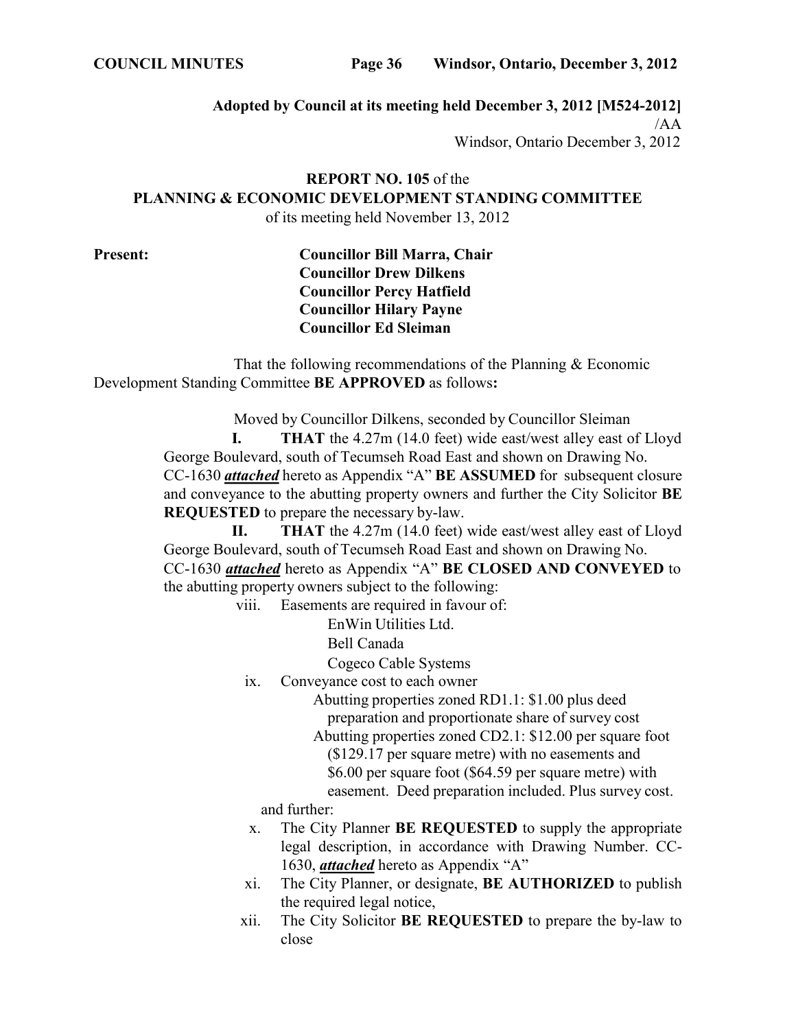**Adopted by Council at its meeting held December 3, 2012 [M524-2012]**
/AA
Windsor, Ontario December 3, 2012

**REPORT NO. 105** of the
**PLANNING & ECONOMIC DEVELOPMENT STANDING COMMITTEE**
of its meeting held November 13, 2012

**Present:**
**Councillor Bill Marra, Chair**
**Councillor Drew Dilkens**
**Councillor Percy Hatfield**
**Councillor Hilary Payne**
**Councillor Ed Sleiman**

That the following recommendations of the Planning & Economic Development Standing Committee **BE APPROVED** as follows**:**

Moved by Councillor Dilkens, seconded by Councillor Sleiman

**I.** **THAT** the 4.27m (14.0 feet) wide east/west alley east of Lloyd George Boulevard, south of Tecumseh Road East and shown on Drawing No. CC-1630 ***attached*** hereto as Appendix "A" **BE ASSUMED** for subsequent closure and conveyance to the abutting property owners and further the City Solicitor **BE REQUESTED** to prepare the necessary by-law.

**II.** **THAT** the 4.27m (14.0 feet) wide east/west alley east of Lloyd George Boulevard, south of Tecumseh Road East and shown on Drawing No. CC-1630 ***attached*** hereto as Appendix "A" **BE CLOSED AND CONVEYED** to the abutting property owners subject to the following:

viii. Easements are required in favour of:
   EnWin Utilities Ltd.
   Bell Canada
   Cogeco Cable Systems

ix. Conveyance cost to each owner
   Abutting properties zoned RD1.1: $1.00 plus deed preparation and proportionate share of survey cost
   Abutting properties zoned CD2.1: $12.00 per square foot ($129.17 per square metre) with no easements and $6.00 per square foot ($64.59 per square metre) with easement. Deed preparation included. Plus survey cost.

and further:

x. The City Planner **BE REQUESTED** to supply the appropriate legal description, in accordance with Drawing Number. CC-1630, ***attached*** hereto as Appendix "A"

xi. The City Planner, or designate, **BE AUTHORIZED** to publish the required legal notice,

xii. The City Solicitor **BE REQUESTED** to prepare the by-law to close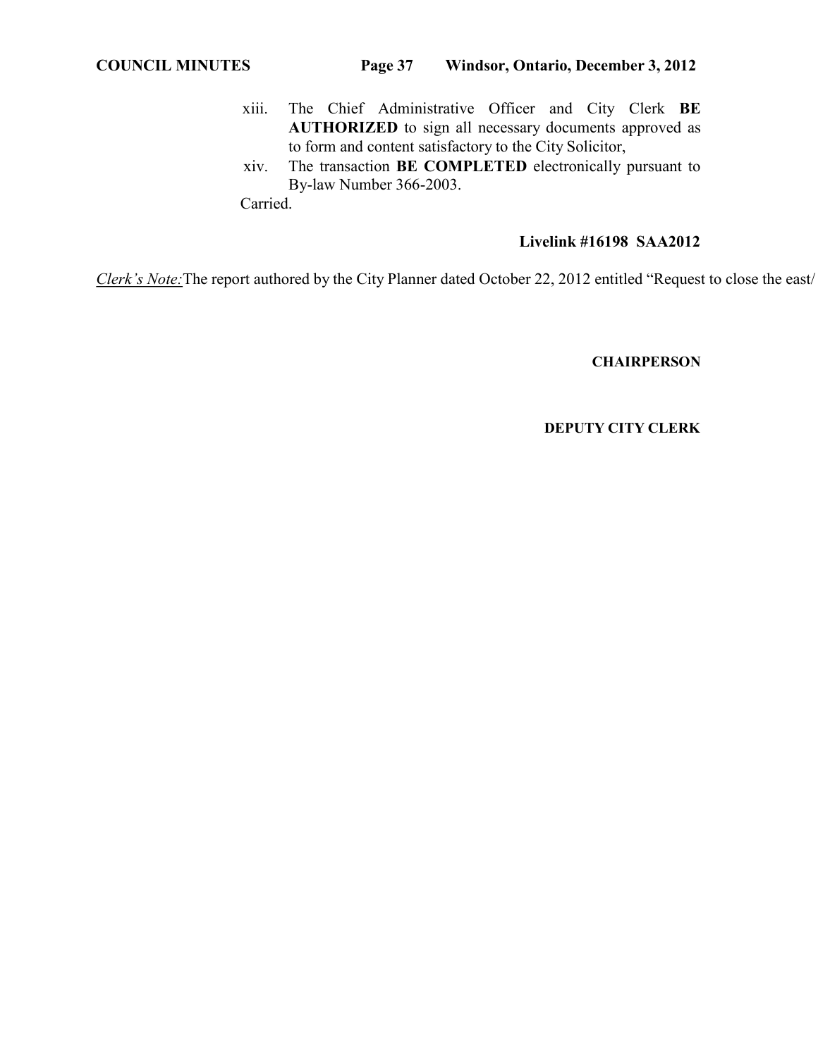xiii. The Chief Administrative Officer and City Clerk **BE AUTHORIZED** to sign all necessary documents approved as to form and content satisfactory to the City Solicitor,

xiv. The transaction **BE COMPLETED** electronically pursuant to By-law Number 366-2003.

Carried.

**Livelink #16198 SAA2012**

*Clerk's Note:* The report authored by the City Planner dated October 22, 2012 entitled "Request to close the east/

**CHAIRPERSON**

**DEPUTY CITY CLERK**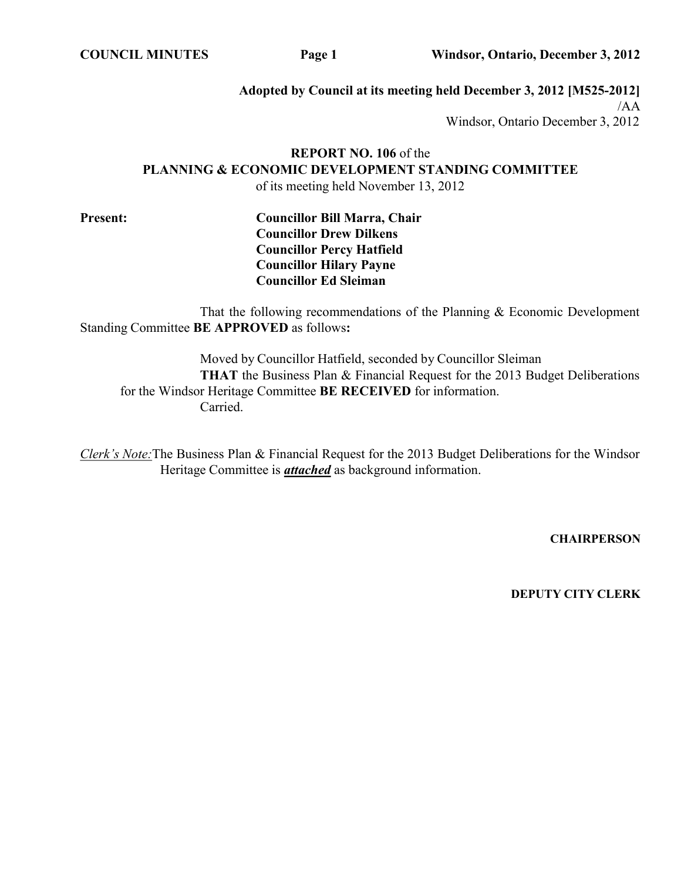**Adopted by Council at its meeting held December 3, 2012 [M525-2012]**
/AA
Windsor, Ontario December 3, 2012

**REPORT NO. 106** of the
**PLANNING & ECONOMIC DEVELOPMENT STANDING COMMITTEE**
of its meeting held November 13, 2012

**Present:**
**Councillor Bill Marra, Chair**
**Councillor Drew Dilkens**
**Councillor Percy Hatfield**
**Councillor Hilary Payne**
**Councillor Ed Sleiman**

That the following recommendations of the Planning & Economic Development Standing Committee **BE APPROVED** as follows**:**

Moved by Councillor Hatfield, seconded by Councillor Sleiman
**THAT** the Business Plan & Financial Request for the 2013 Budget Deliberations for the Windsor Heritage Committee **BE RECEIVED** for information.
Carried.

*Clerk's Note:* The Business Plan & Financial Request for the 2013 Budget Deliberations for the Windsor Heritage Committee is ***attached*** as background information.

**CHAIRPERSON**

**DEPUTY CITY CLERK**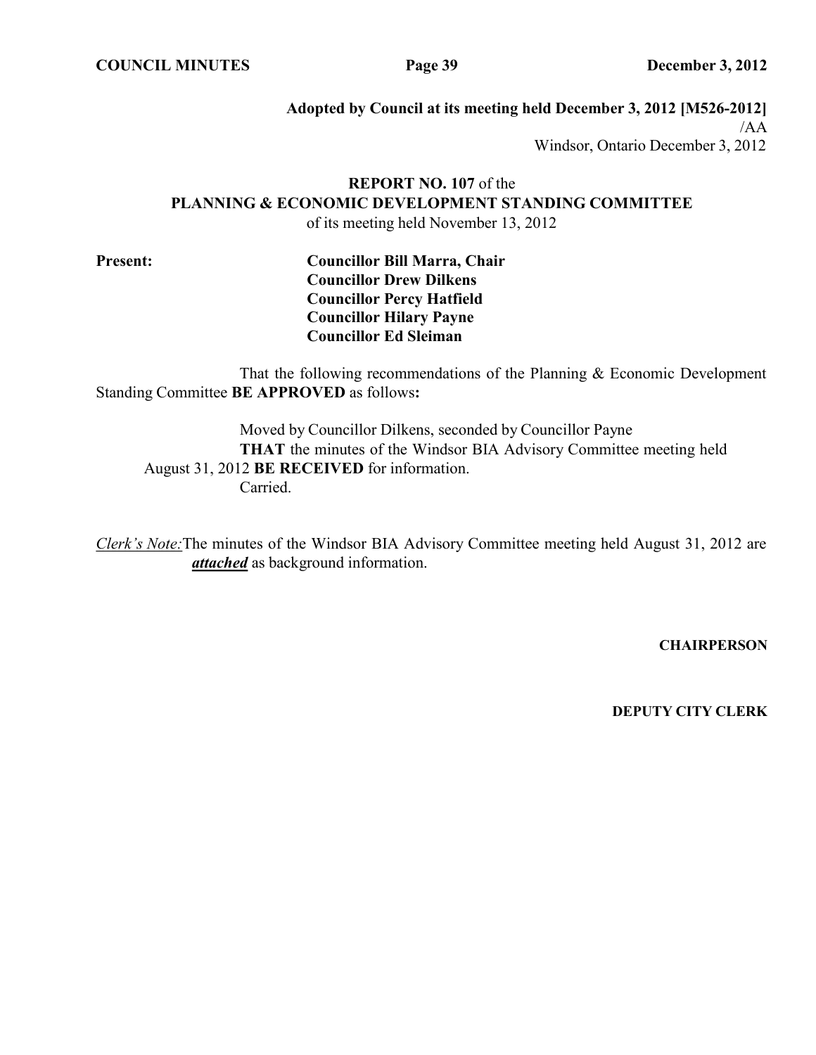**Adopted by Council at its meeting held December 3, 2012 [M526-2012]**

/AA

Windsor, Ontario December 3, 2012

**REPORT NO. 107** of the
**PLANNING & ECONOMIC DEVELOPMENT STANDING COMMITTEE**
of its meeting held November 13, 2012

**Present:**

**Councillor Bill Marra, Chair**
**Councillor Drew Dilkens**
**Councillor Percy Hatfield**
**Councillor Hilary Payne**
**Councillor Ed Sleiman**

That the following recommendations of the Planning & Economic Development Standing Committee **BE APPROVED** as follows**:**

Moved by Councillor Dilkens, seconded by Councillor Payne
**THAT** the minutes of the Windsor BIA Advisory Committee meeting held August 31, 2012 **BE RECEIVED** for information.
Carried.

*Clerk's Note:* The minutes of the Windsor BIA Advisory Committee meeting held August 31, 2012 are ***attached*** as background information.

**CHAIRPERSON**

**DEPUTY CITY CLERK**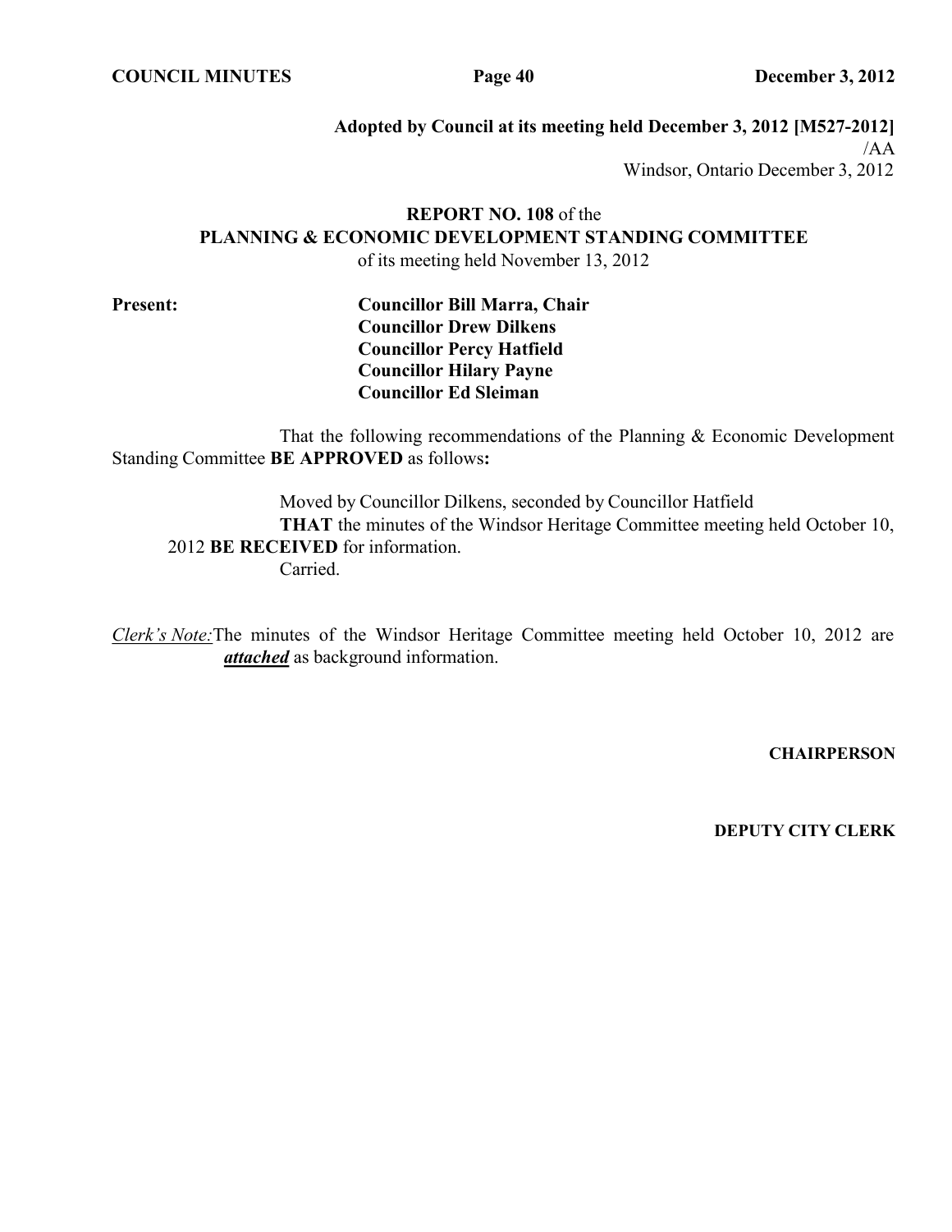**Adopted by Council at its meeting held December 3, 2012 [M527-2012]**
/AA
Windsor, Ontario December 3, 2012

**REPORT NO. 108** of the
**PLANNING & ECONOMIC DEVELOPMENT STANDING COMMITTEE**
of its meeting held November 13, 2012

**Present:**
**Councillor Bill Marra, Chair**
**Councillor Drew Dilkens**
**Councillor Percy Hatfield**
**Councillor Hilary Payne**
**Councillor Ed Sleiman**

That the following recommendations of the Planning & Economic Development Standing Committee **BE APPROVED** as follows**:**

Moved by Councillor Dilkens, seconded by Councillor Hatfield
**THAT** the minutes of the Windsor Heritage Committee meeting held October 10, 2012 **BE RECEIVED** for information.
Carried.

*Clerk's Note:* The minutes of the Windsor Heritage Committee meeting held October 10, 2012 are ***attached*** as background information.

**CHAIRPERSON**

**DEPUTY CITY CLERK**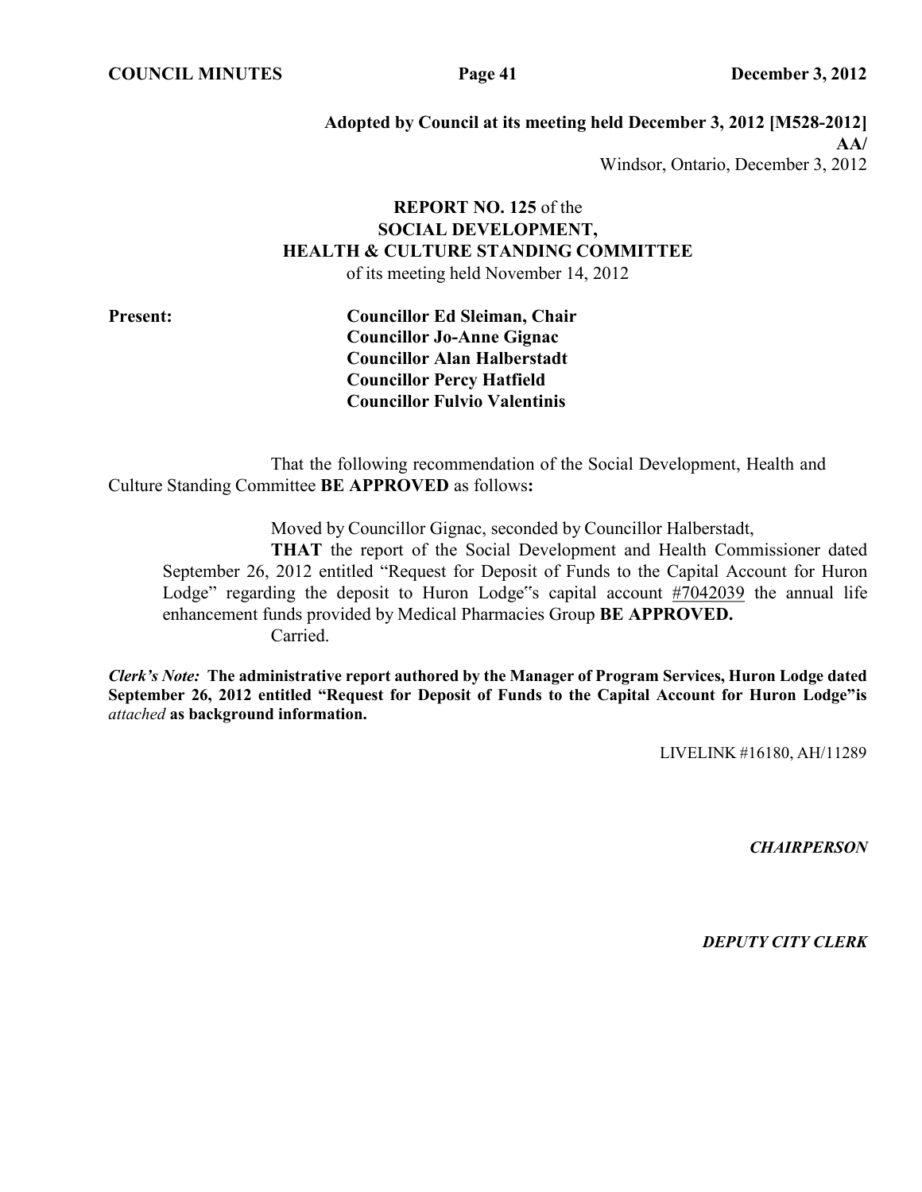**Adopted by Council at its meeting held December 3, 2012 [M528-2012]**
**AA/**
Windsor, Ontario, December 3, 2012

**REPORT NO. 125** of the
**SOCIAL DEVELOPMENT,**
**HEALTH & CULTURE STANDING COMMITTEE**
of its meeting held November 14, 2012

**Present:**

**Councillor Ed Sleiman, Chair**
**Councillor Jo-Anne Gignac**
**Councillor Alan Halberstadt**
**Councillor Percy Hatfield**
**Councillor Fulvio Valentinis**

That the following recommendation of the Social Development, Health and Culture Standing Committee **BE APPROVED** as follows**:**

Moved by Councillor Gignac, seconded by Councillor Halberstadt,

**THAT** the report of the Social Development and Health Commissioner dated September 26, 2012 entitled "Request for Deposit of Funds to the Capital Account for Huron Lodge" regarding the deposit to Huron Lodge"s capital account #7042039 the annual life enhancement funds provided by Medical Pharmacies Group **BE APPROVED.**

Carried.

***Clerk's Note:*** **The administrative report authored by the Manager of Program Services, Huron Lodge dated September 26, 2012 entitled "Request for Deposit of Funds to the Capital Account for Huron Lodge"is** ***attached*** **as background information.**

LIVELINK #16180, AH/11289

***CHAIRPERSON***

***DEPUTY CITY CLERK***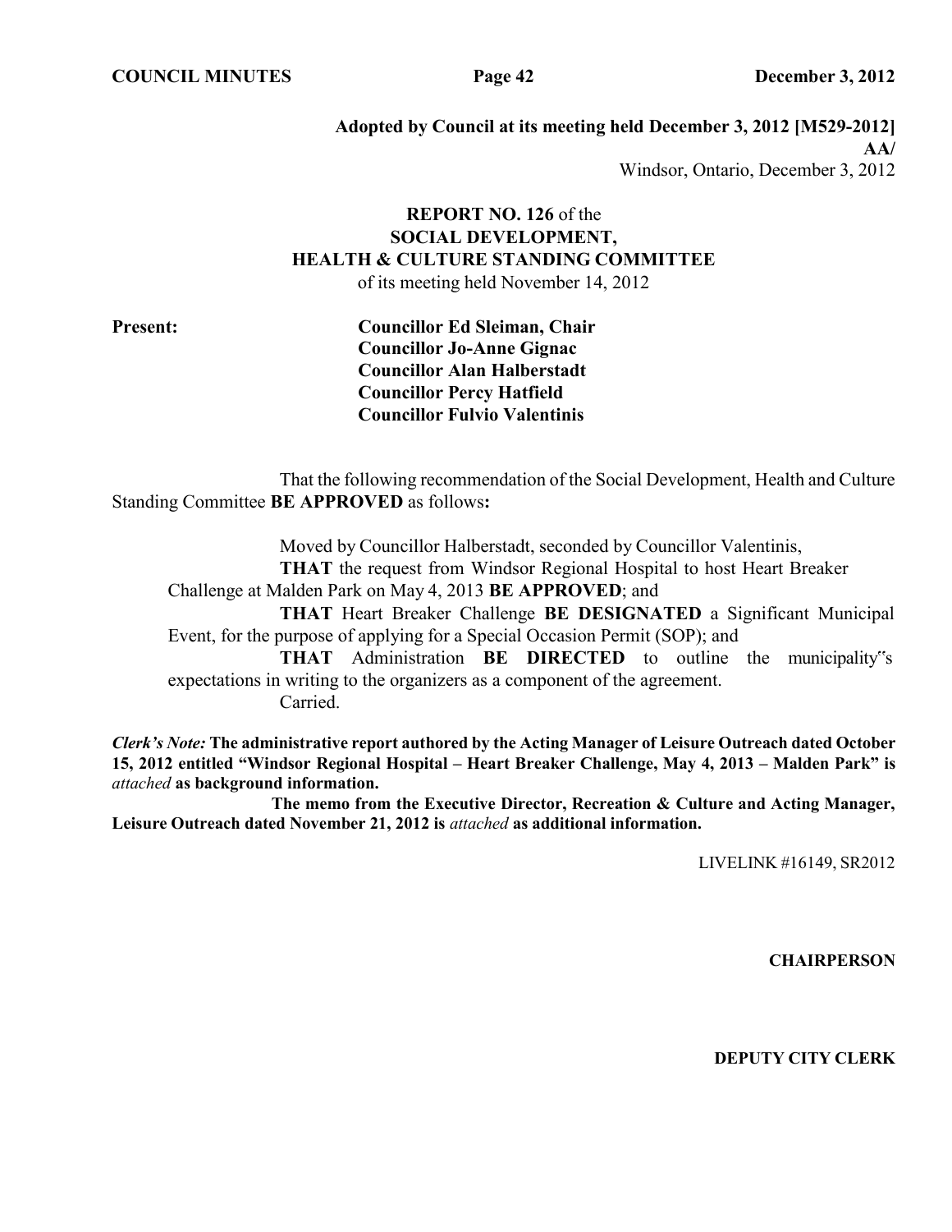**Adopted by Council at its meeting held December 3, 2012 [M529-2012]**
**AA/**
Windsor, Ontario, December 3, 2012

**REPORT NO. 126** of the
**SOCIAL DEVELOPMENT,**
**HEALTH & CULTURE STANDING COMMITTEE**
of its meeting held November 14, 2012

**Present:**

**Councillor Ed Sleiman, Chair**
**Councillor Jo-Anne Gignac**
**Councillor Alan Halberstadt**
**Councillor Percy Hatfield**
**Councillor Fulvio Valentinis**

That the following recommendation of the Social Development, Health and Culture Standing Committee **BE APPROVED** as follows**:**

Moved by Councillor Halberstadt, seconded by Councillor Valentinis,

**THAT** the request from Windsor Regional Hospital to host Heart Breaker Challenge at Malden Park on May 4, 2013 **BE APPROVED**; and

**THAT** Heart Breaker Challenge **BE DESIGNATED** a Significant Municipal Event, for the purpose of applying for a Special Occasion Permit (SOP); and

**THAT** Administration **BE DIRECTED** to outline the municipality"s expectations in writing to the organizers as a component of the agreement.

Carried.

***Clerk's Note:*** **The administrative report authored by the Acting Manager of Leisure Outreach dated October 15, 2012 entitled "Windsor Regional Hospital – Heart Breaker Challenge, May 4, 2013 – Malden Park" is** *attached* **as background information.**

**The memo from the Executive Director, Recreation & Culture and Acting Manager, Leisure Outreach dated November 21, 2012 is** *attached* **as additional information.**

LIVELINK #16149, SR2012

**CHAIRPERSON**

**DEPUTY CITY CLERK**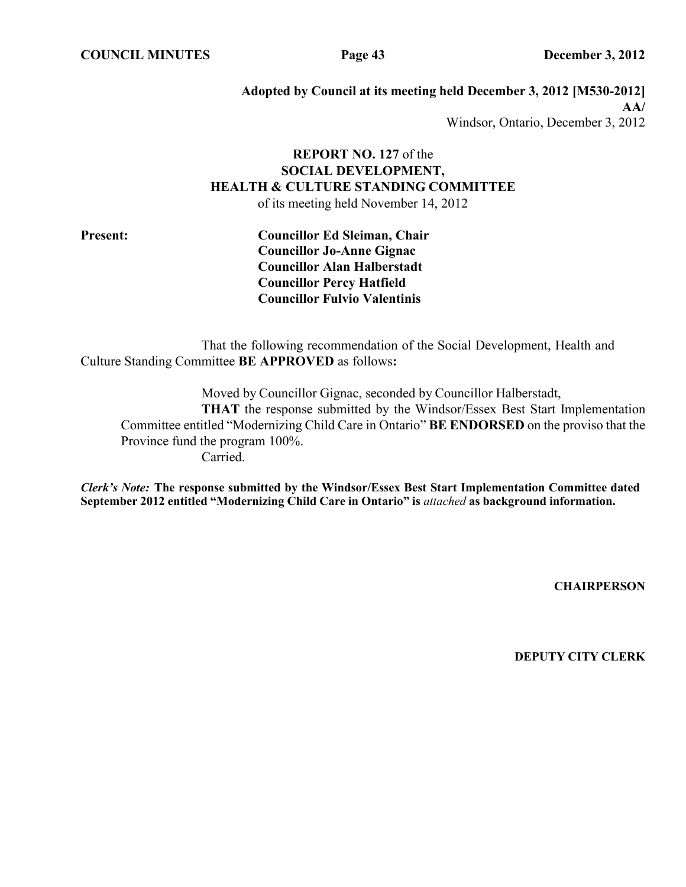**Adopted by Council at its meeting held December 3, 2012 [M530-2012]**
**AA/**
Windsor, Ontario, December 3, 2012

**REPORT NO. 127** of the
**SOCIAL DEVELOPMENT,**
**HEALTH & CULTURE STANDING COMMITTEE**
of its meeting held November 14, 2012

**Present:**
**Councillor Ed Sleiman, Chair**
**Councillor Jo-Anne Gignac**
**Councillor Alan Halberstadt**
**Councillor Percy Hatfield**
**Councillor Fulvio Valentinis**

That the following recommendation of the Social Development, Health and Culture Standing Committee **BE APPROVED** as follows**:**

Moved by Councillor Gignac, seconded by Councillor Halberstadt,

**THAT** the response submitted by the Windsor/Essex Best Start Implementation Committee entitled "Modernizing Child Care in Ontario" **BE ENDORSED** on the proviso that the Province fund the program 100%.

Carried.

***Clerk's Note:*** **The response submitted by the Windsor/Essex Best Start Implementation Committee dated September 2012 entitled "Modernizing Child Care in Ontario" is** *attached* **as background information.**

**CHAIRPERSON**

**DEPUTY CITY CLERK**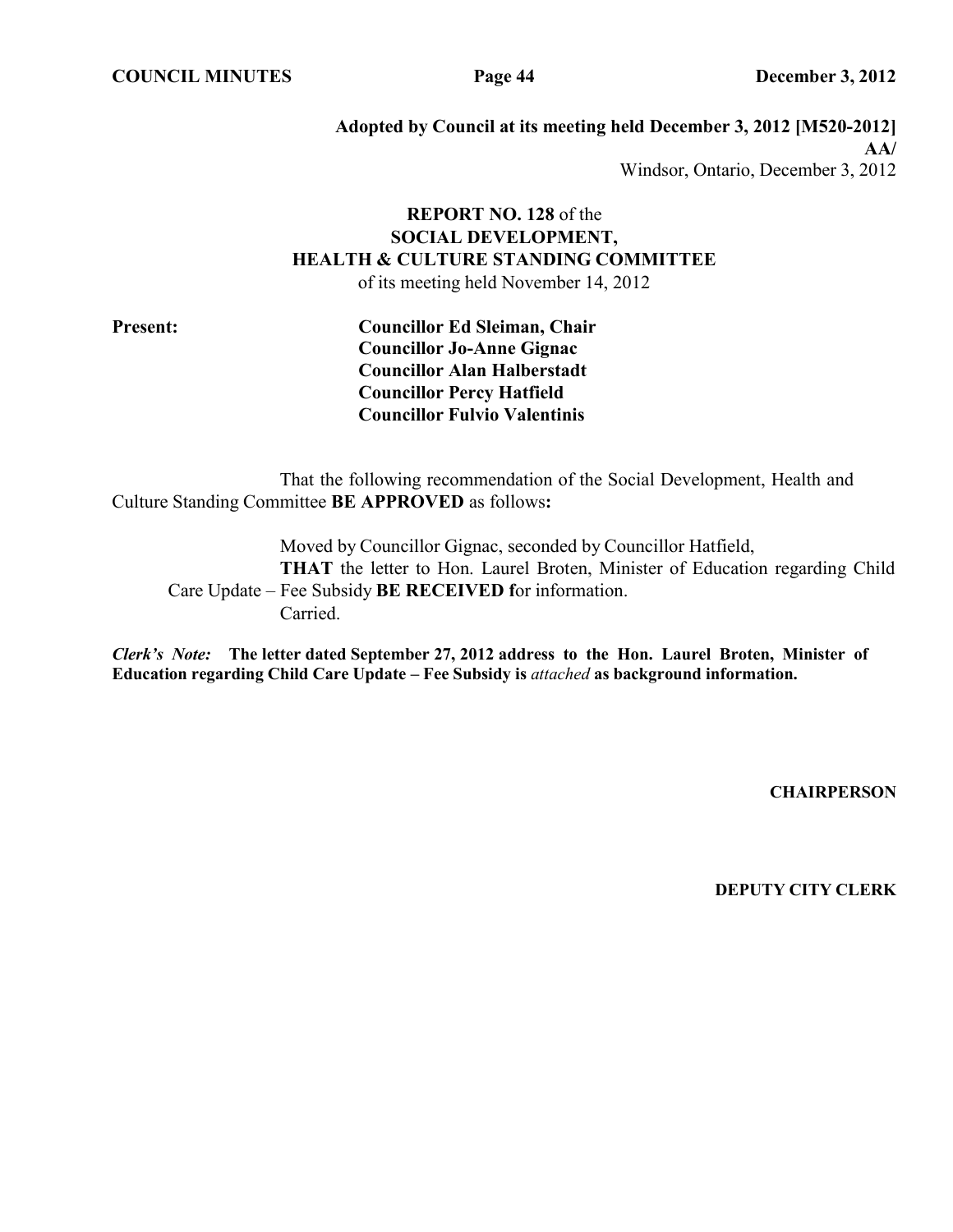**Adopted by Council at its meeting held December 3, 2012 [M520-2012]**
**AA/**
Windsor, Ontario, December 3, 2012

**REPORT NO. 128** of the
**SOCIAL DEVELOPMENT,**
**HEALTH & CULTURE STANDING COMMITTEE**
of its meeting held November 14, 2012

**Present:** **Councillor Ed Sleiman, Chair**
**Councillor Jo-Anne Gignac**
**Councillor Alan Halberstadt**
**Councillor Percy Hatfield**
**Councillor Fulvio Valentinis**

That the following recommendation of the Social Development, Health and Culture Standing Committee **BE APPROVED** as follows**:**

Moved by Councillor Gignac, seconded by Councillor Hatfield,
**THAT** the letter to Hon. Laurel Broten, Minister of Education regarding Child Care Update – Fee Subsidy **BE RECEIVED f**or information.
Carried.

***Clerk's Note:*** **The letter dated September 27, 2012 address to the Hon. Laurel Broten, Minister of Education regarding Child Care Update – Fee Subsidy is** ***attached*** **as background information.**

**CHAIRPERSON**

**DEPUTY CITY CLERK**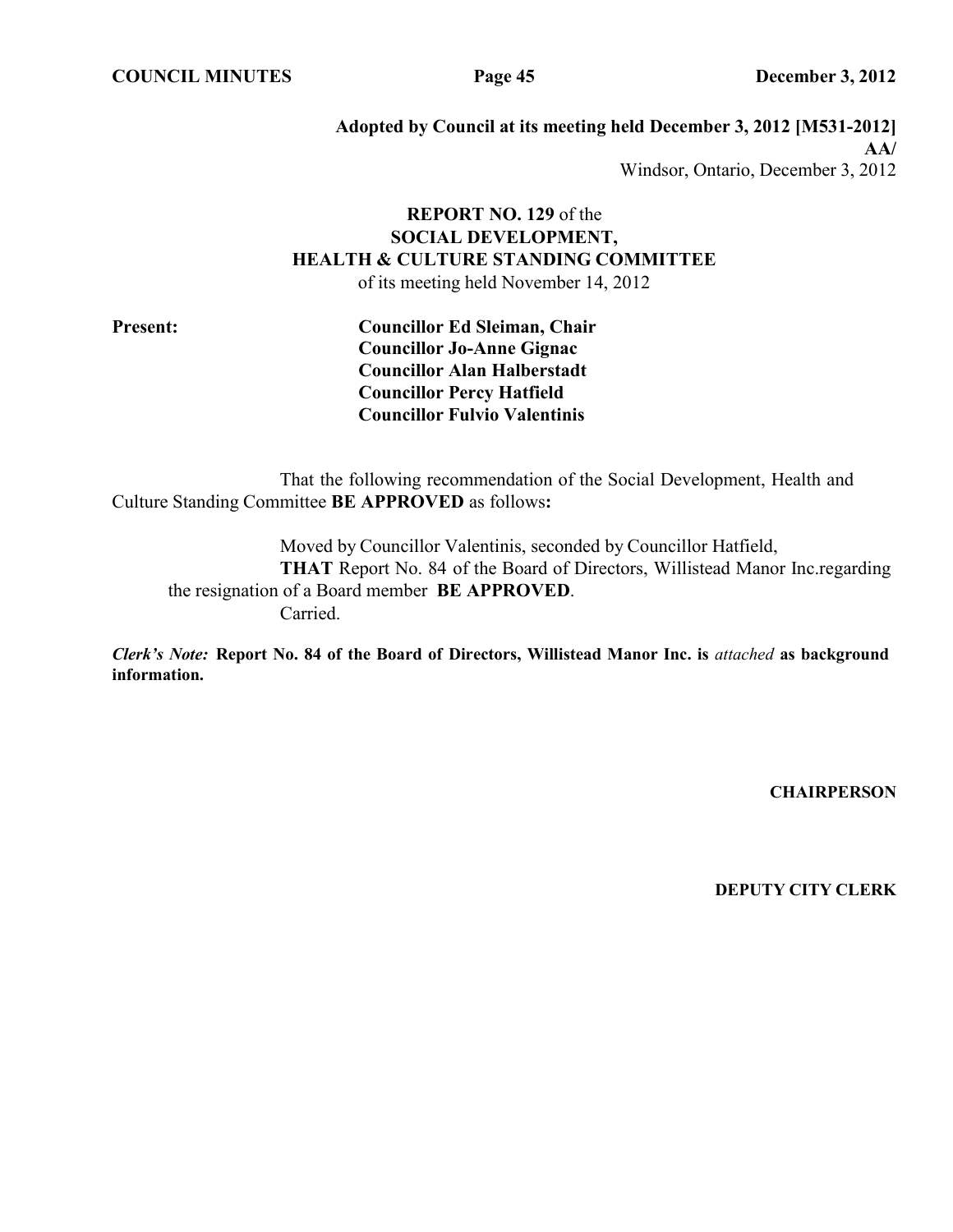**Adopted by Council at its meeting held December 3, 2012 [M531-2012]**
**AA/**
Windsor, Ontario, December 3, 2012

**REPORT NO. 129** of the
**SOCIAL DEVELOPMENT,**
**HEALTH & CULTURE STANDING COMMITTEE**
of its meeting held November 14, 2012

**Present:**

**Councillor Ed Sleiman, Chair**
**Councillor Jo-Anne Gignac**
**Councillor Alan Halberstadt**
**Councillor Percy Hatfield**
**Councillor Fulvio Valentinis**

That the following recommendation of the Social Development, Health and Culture Standing Committee **BE APPROVED** as follows**:**

Moved by Councillor Valentinis, seconded by Councillor Hatfield,
**THAT** Report No. 84 of the Board of Directors, Willistead Manor Inc.regarding the resignation of a Board member **BE APPROVED**.
Carried.

***Clerk's Note:*** **Report No. 84 of the Board of Directors, Willistead Manor Inc. is** ***attached*** **as background information.**

**CHAIRPERSON**

**DEPUTY CITY CLERK**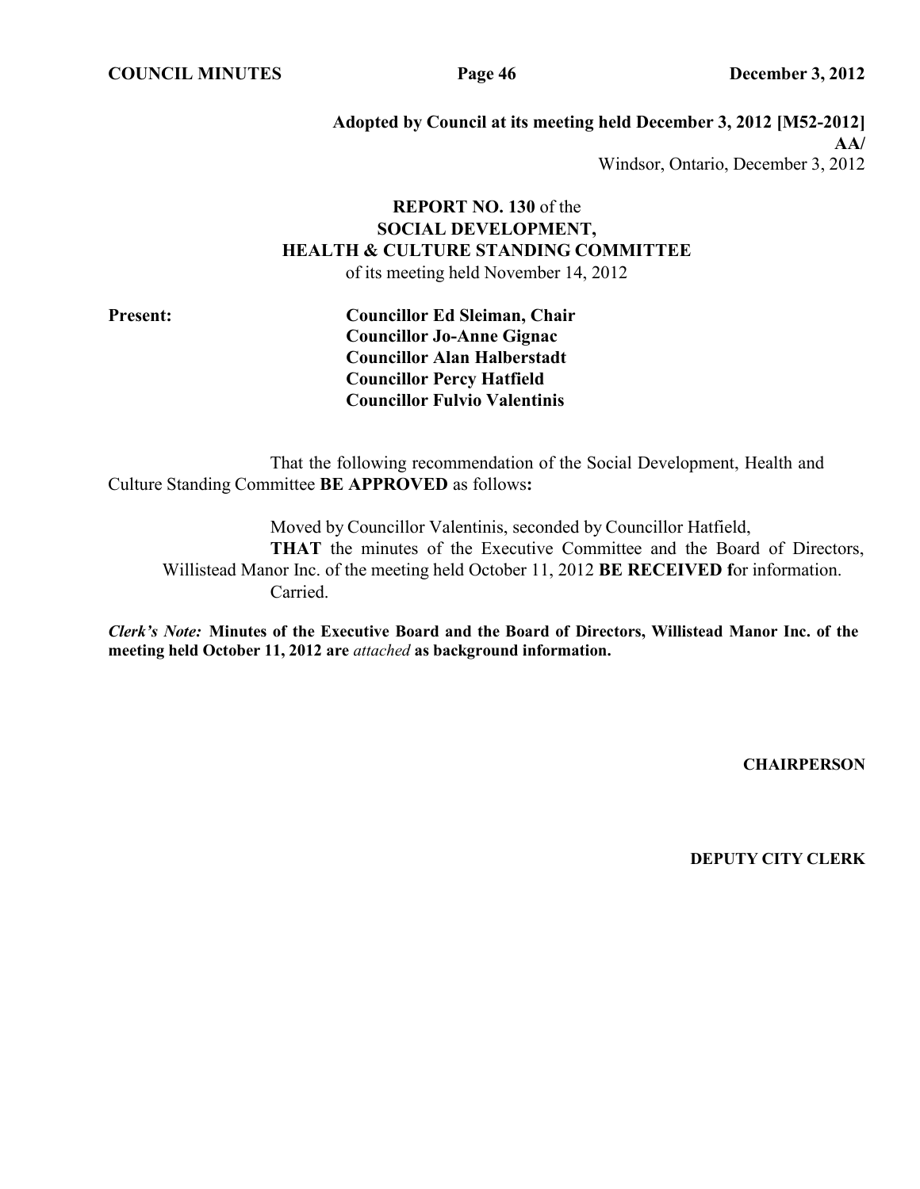**Adopted by Council at its meeting held December 3, 2012 [M52-2012]**
**AA/**
Windsor, Ontario, December 3, 2012

**REPORT NO. 130** of the
**SOCIAL DEVELOPMENT,**
**HEALTH & CULTURE STANDING COMMITTEE**
of its meeting held November 14, 2012

**Present:**
**Councillor Ed Sleiman, Chair**
**Councillor Jo-Anne Gignac**
**Councillor Alan Halberstadt**
**Councillor Percy Hatfield**
**Councillor Fulvio Valentinis**

That the following recommendation of the Social Development, Health and Culture Standing Committee **BE APPROVED** as follows**:**

Moved by Councillor Valentinis, seconded by Councillor Hatfield,
**THAT** the minutes of the Executive Committee and the Board of Directors, Willistead Manor Inc. of the meeting held October 11, 2012 **BE RECEIVED f**or information.
Carried.

***Clerk's Note:*** **Minutes of the Executive Board and the Board of Directors, Willistead Manor Inc. of the meeting held October 11, 2012 are** ***attached*** **as background information.**

**CHAIRPERSON**

**DEPUTY CITY CLERK**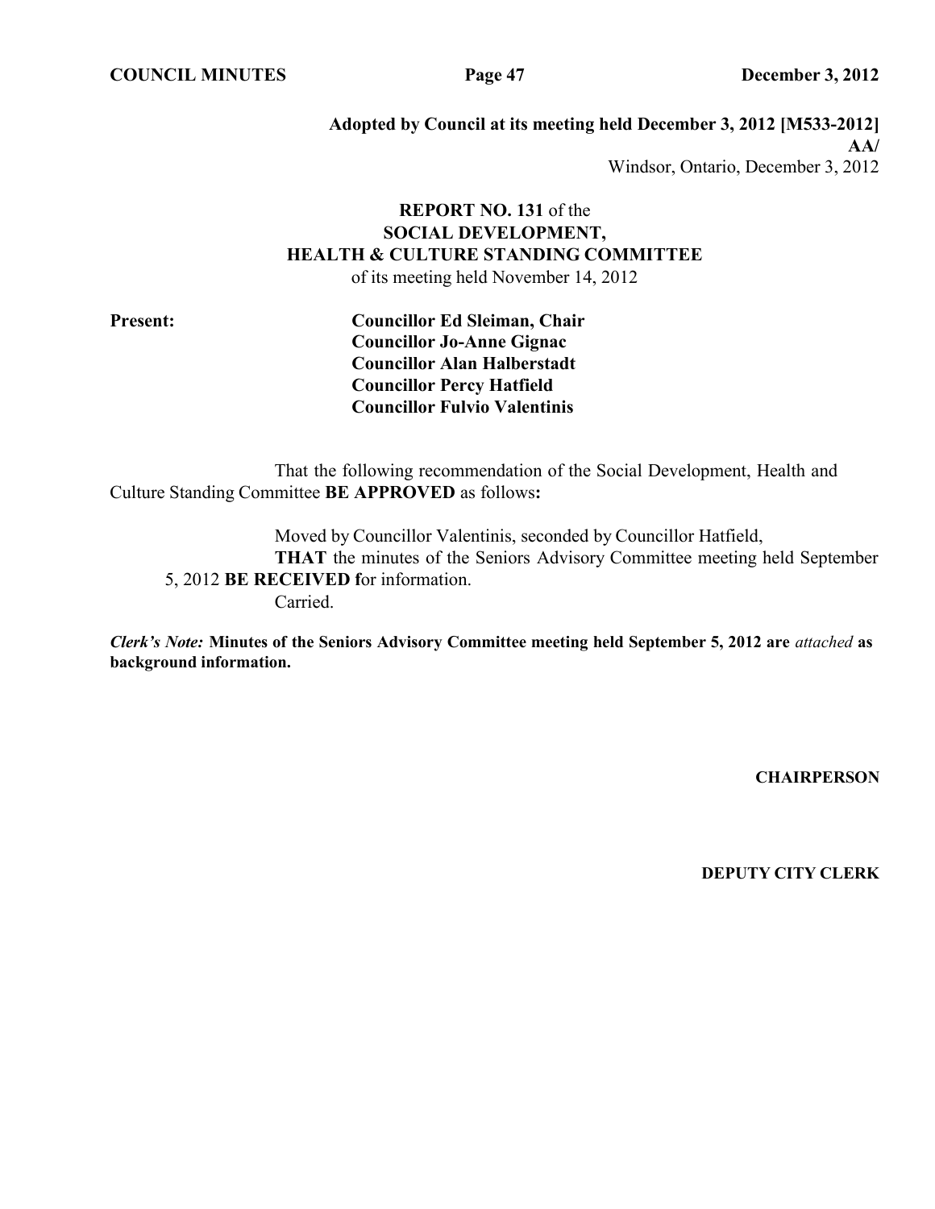**Adopted by Council at its meeting held December 3, 2012 [M533-2012]**
**AA/**
Windsor, Ontario, December 3, 2012

**REPORT NO. 131** of the
**SOCIAL DEVELOPMENT,**
**HEALTH & CULTURE STANDING COMMITTEE**
of its meeting held November 14, 2012

**Present:**
**Councillor Ed Sleiman, Chair**
**Councillor Jo-Anne Gignac**
**Councillor Alan Halberstadt**
**Councillor Percy Hatfield**
**Councillor Fulvio Valentinis**

That the following recommendation of the Social Development, Health and Culture Standing Committee **BE APPROVED** as follows**:**

Moved by Councillor Valentinis, seconded by Councillor Hatfield,
**THAT** the minutes of the Seniors Advisory Committee meeting held September 5, 2012 **BE RECEIVED f**or information.
Carried.

***Clerk's Note:*** **Minutes of the Seniors Advisory Committee meeting held September 5, 2012 are** *attached* **as background information.**

**CHAIRPERSON**

**DEPUTY CITY CLERK**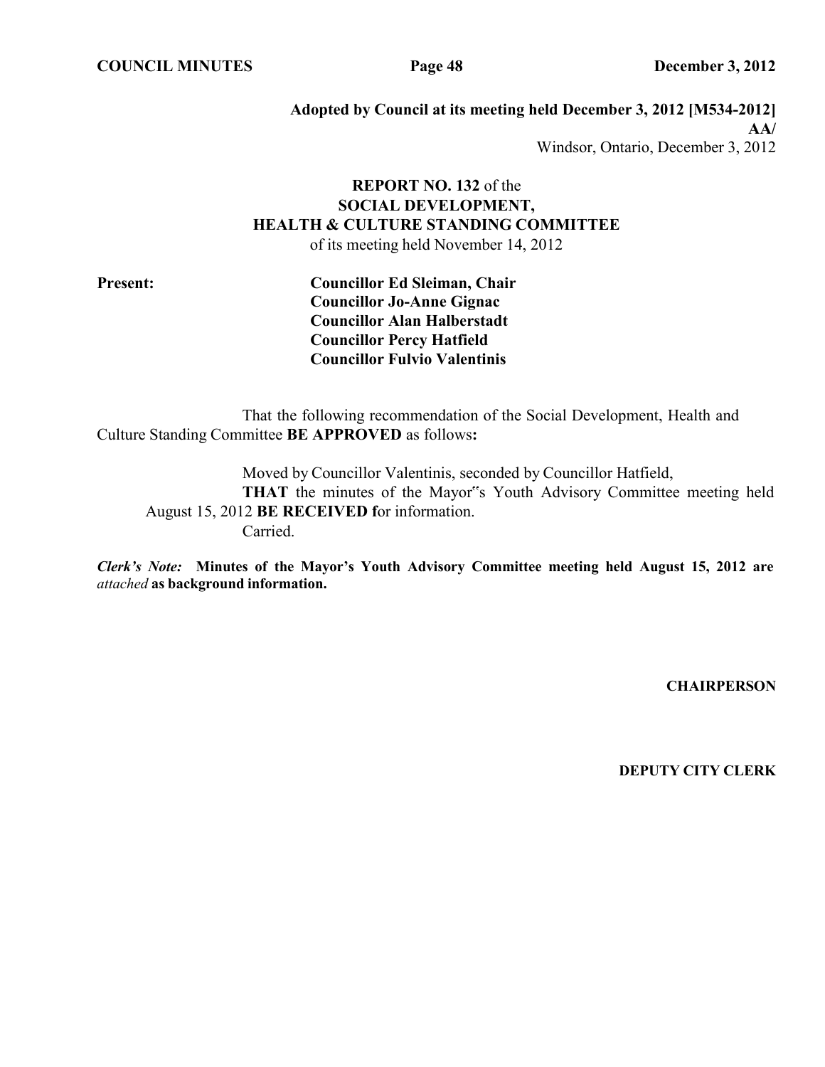**Adopted by Council at its meeting held December 3, 2012 [M534-2012]**
**AA/**
Windsor, Ontario, December 3, 2012

**REPORT NO. 132** of the
**SOCIAL DEVELOPMENT,**
**HEALTH & CULTURE STANDING COMMITTEE**
of its meeting held November 14, 2012

**Present:** **Councillor Ed Sleiman, Chair**
**Councillor Jo-Anne Gignac**
**Councillor Alan Halberstadt**
**Councillor Percy Hatfield**
**Councillor Fulvio Valentinis**

That the following recommendation of the Social Development, Health and Culture Standing Committee **BE APPROVED** as follows**:**

Moved by Councillor Valentinis, seconded by Councillor Hatfield,
**THAT** the minutes of the Mayor"s Youth Advisory Committee meeting held August 15, 2012 **BE RECEIVED f**or information.
Carried.

***Clerk's Note:*** **Minutes of the Mayor's Youth Advisory Committee meeting held August 15, 2012 are** *attached* **as background information.**

**CHAIRPERSON**

**DEPUTY CITY CLERK**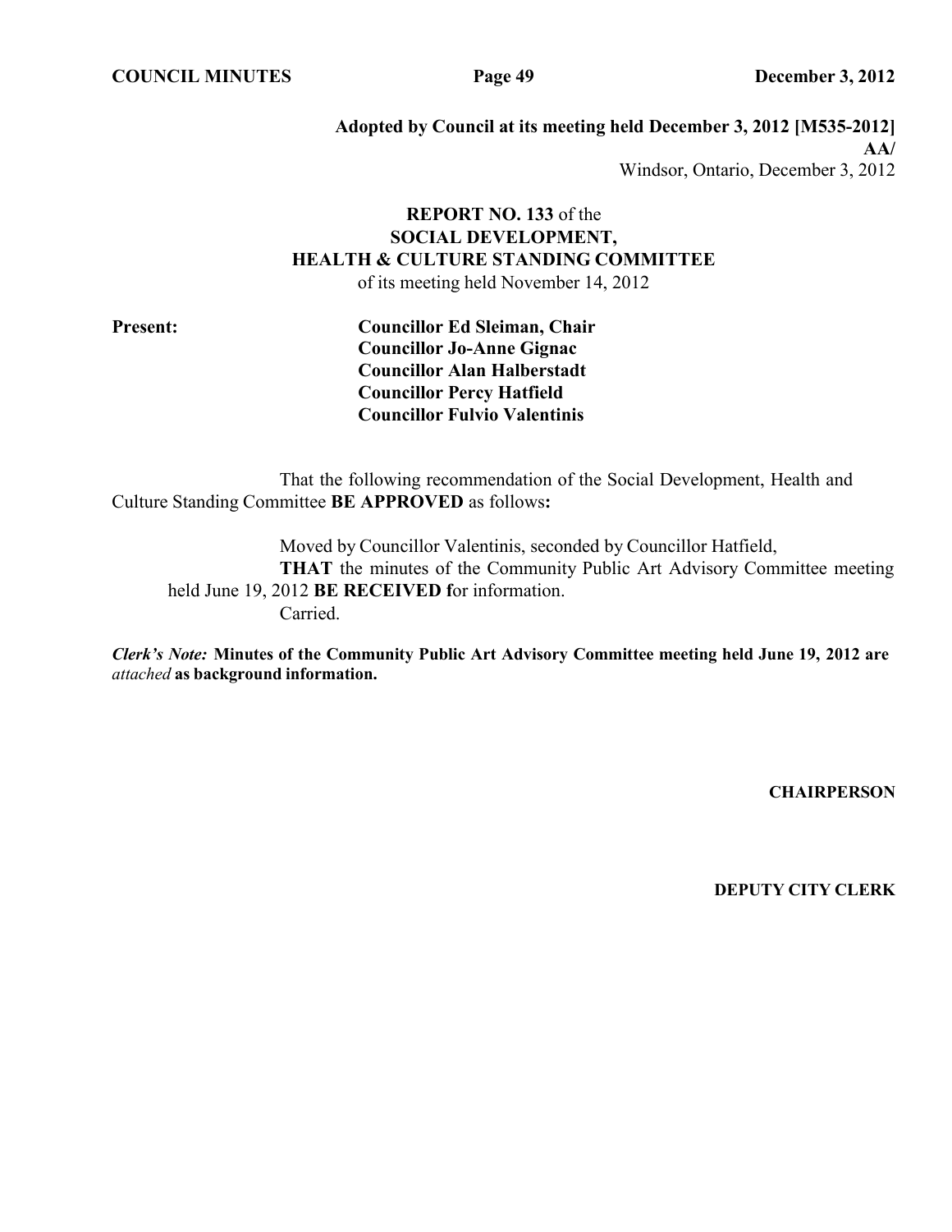**Adopted by Council at its meeting held December 3, 2012 [M535-2012]**
**AA/**
Windsor, Ontario, December 3, 2012

**REPORT NO. 133** of the
**SOCIAL DEVELOPMENT,**
**HEALTH & CULTURE STANDING COMMITTEE**
of its meeting held November 14, 2012

**Present:**

**Councillor Ed Sleiman, Chair**
**Councillor Jo-Anne Gignac**
**Councillor Alan Halberstadt**
**Councillor Percy Hatfield**
**Councillor Fulvio Valentinis**

That the following recommendation of the Social Development, Health and Culture Standing Committee **BE APPROVED** as follows**:**

Moved by Councillor Valentinis, seconded by Councillor Hatfield,
**THAT** the minutes of the Community Public Art Advisory Committee meeting held June 19, 2012 **BE RECEIVED f**or information.
Carried.

***Clerk's Note:*** **Minutes of the Community Public Art Advisory Committee meeting held June 19, 2012 are** *attached* **as background information.**

**CHAIRPERSON**

**DEPUTY CITY CLERK**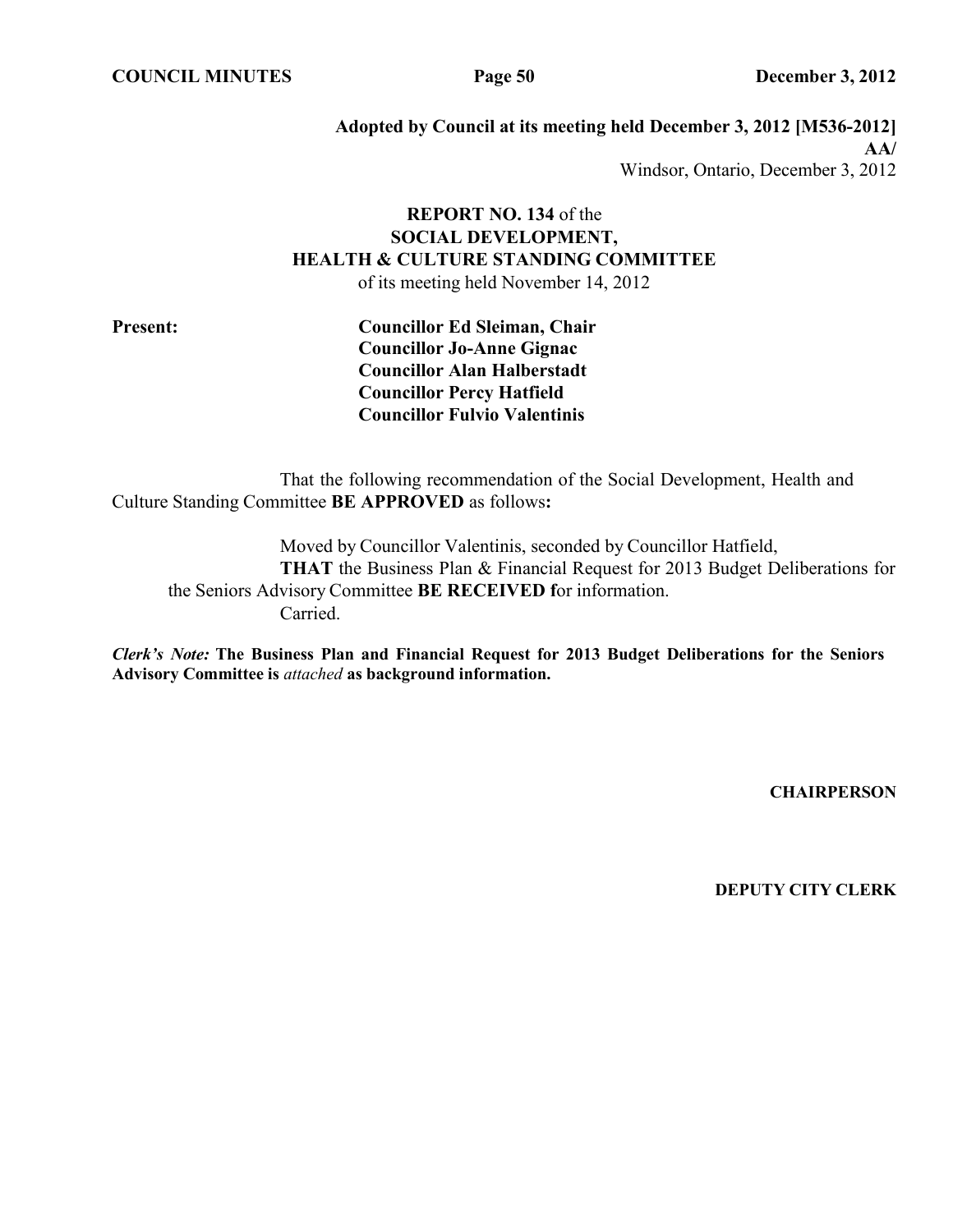**Adopted by Council at its meeting held December 3, 2012 [M536-2012]**
**AA/**
Windsor, Ontario, December 3, 2012

**REPORT NO. 134** of the
**SOCIAL DEVELOPMENT,**
**HEALTH & CULTURE STANDING COMMITTEE**
of its meeting held November 14, 2012

**Present:**
**Councillor Ed Sleiman, Chair**
**Councillor Jo-Anne Gignac**
**Councillor Alan Halberstadt**
**Councillor Percy Hatfield**
**Councillor Fulvio Valentinis**

That the following recommendation of the Social Development, Health and Culture Standing Committee **BE APPROVED** as follows**:**

Moved by Councillor Valentinis, seconded by Councillor Hatfield,
**THAT** the Business Plan & Financial Request for 2013 Budget Deliberations for the Seniors Advisory Committee **BE RECEIVED f**or information.
Carried.

***Clerk's Note:*** **The Business Plan and Financial Request for 2013 Budget Deliberations for the Seniors Advisory Committee is** ***attached*** **as background information.**

**CHAIRPERSON**

**DEPUTY CITY CLERK**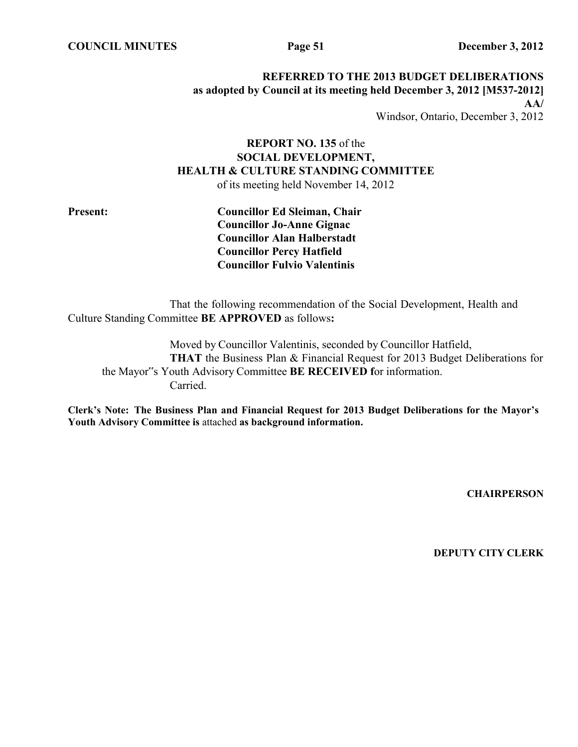**REFERRED TO THE 2013 BUDGET DELIBERATIONS**
**as adopted by Council at its meeting held December 3, 2012 [M537-2012]**
**AA/**
Windsor, Ontario, December 3, 2012

**REPORT NO. 135** of the
**SOCIAL DEVELOPMENT,**
**HEALTH & CULTURE STANDING COMMITTEE**
of its meeting held November 14, 2012

**Present:**
**Councillor Ed Sleiman, Chair**
**Councillor Jo-Anne Gignac**
**Councillor Alan Halberstadt**
**Councillor Percy Hatfield**
**Councillor Fulvio Valentinis**

That the following recommendation of the Social Development, Health and Culture Standing Committee **BE APPROVED** as follows**:**

Moved by Councillor Valentinis, seconded by Councillor Hatfield,
**THAT** the Business Plan & Financial Request for 2013 Budget Deliberations for the Mayor"s Youth Advisory Committee **BE RECEIVED f**or information.
Carried.

**Clerk's Note: The Business Plan and Financial Request for 2013 Budget Deliberations for the Mayor's Youth Advisory Committee is** attached **as background information.**

**CHAIRPERSON**

**DEPUTY CITY CLERK**